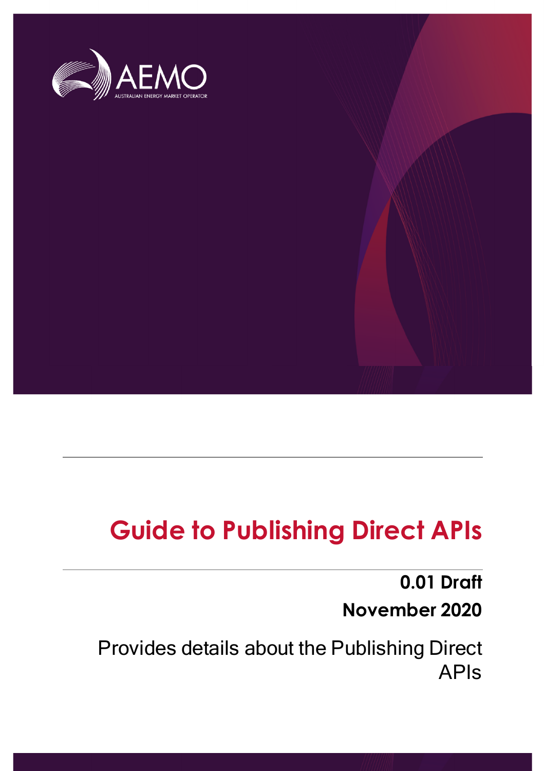AEMO

AUSTRALIAN ENERGY MARKET OPERATOR

# Guide to Publishing Direct APIs

**0.01 Draft**

**November 2020**

Provides details about the Publishing Direct APIs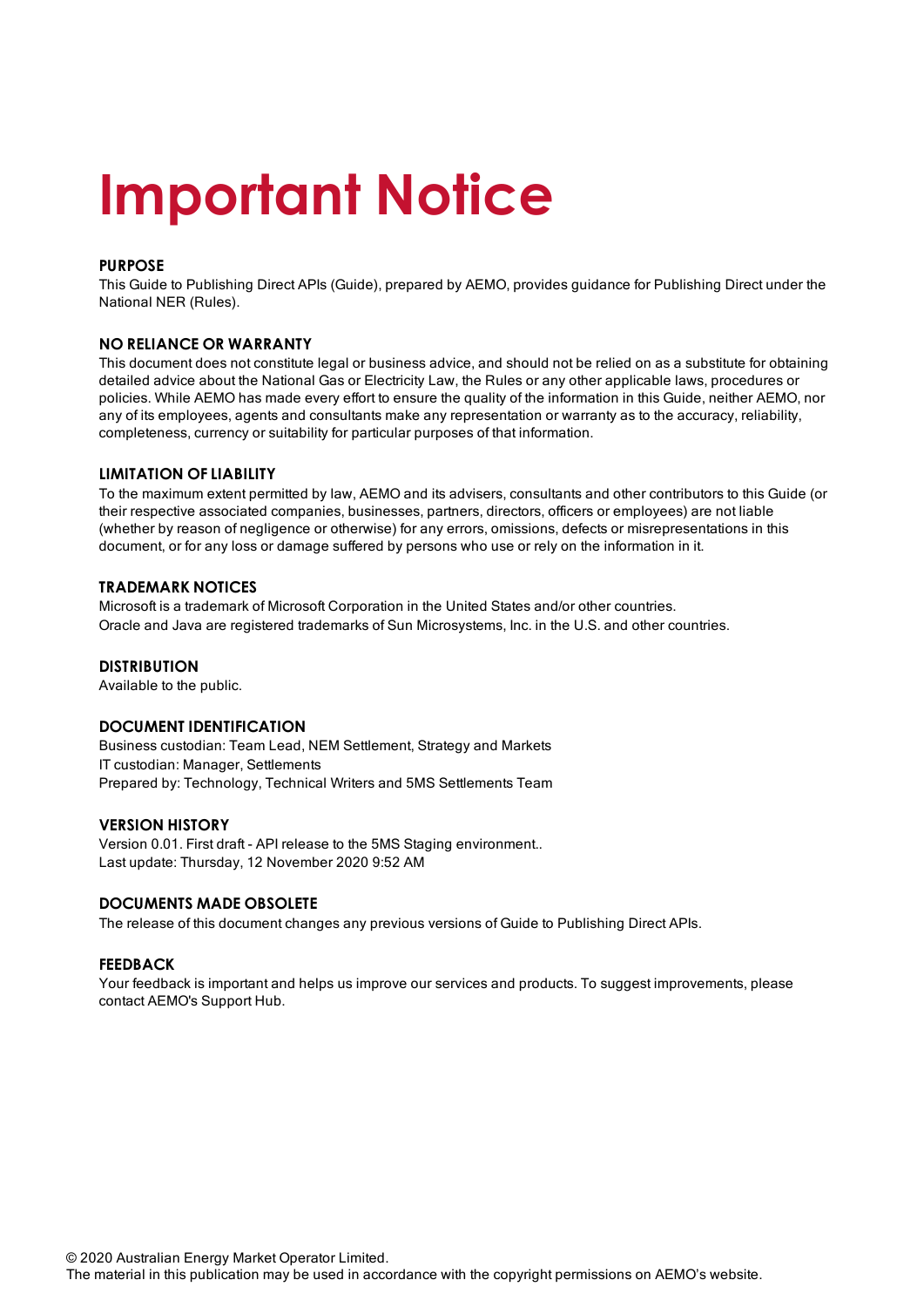# Important Notice

### PURPOSE

This Guide to Publishing Direct APIs (Guide), prepared by AEMO, provides guidance for Publishing Direct under the National NER (Rules).

### NO RELIANCE OR WARRANTY

This document does not constitute legal or business advice, and should not be relied on as a substitute for obtaining detailed advice about the National Gas or Electricity Law, the Rules or any other applicable laws, procedures or policies. While AEMO has made every effort to ensure the quality of the information in this Guide, neither AEMO, nor any of its employees, agents and consultants make any representation or warranty as to the accuracy, reliability, completeness, currency or suitability for particular purposes of that information.

### LIMITATION OF LIABILITY

To the maximum extent permitted by law, AEMO and its advisers, consultants and other contributors to this Guide (or their respective associated companies, businesses, partners, directors, officers or employees) are not liable (whether by reason of negligence or otherwise) for any errors, omissions, defects or misrepresentations in this document, or for any loss or damage suffered by persons who use or rely on the information in it.

### TRADEMARK NOTICES

Microsoft is a trademark of Microsoft Corporation in the United States and/or other countries.
Oracle and Java are registered trademarks of Sun Microsystems, Inc. in the U.S. and other countries.

### DISTRIBUTION

Available to the public.

### DOCUMENT IDENTIFICATION

Business custodian: Team Lead, NEM Settlement, Strategy and Markets
IT custodian: Manager, Settlements
Prepared by: Technology, Technical Writers and 5MS Settlements Team

### VERSION HISTORY

Version 0.01. First draft - API release to the 5MS Staging environment..
Last update: Thursday, 12 November 2020 9:52 AM

### DOCUMENTS MADE OBSOLETE

The release of this document changes any previous versions of Guide to Publishing Direct APIs.

### FEEDBACK

Your feedback is important and helps us improve our services and products. To suggest improvements, please contact AEMO's Support Hub.

© 2020 Australian Energy Market Operator Limited.
The material in this publication may be used in accordance with the copyright permissions on AEMO's website.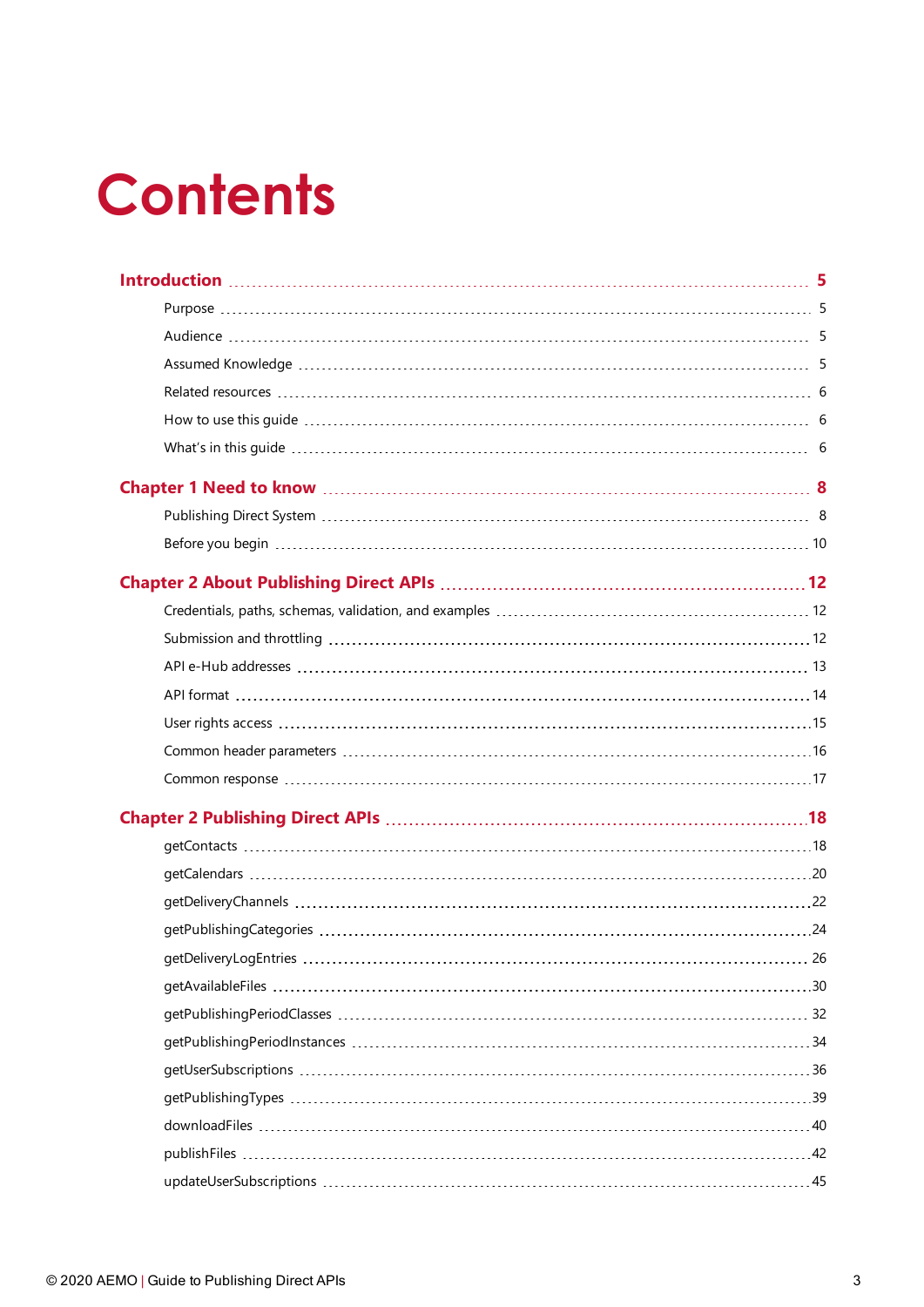# Contents

**Introduction** ........ **5**

- Purpose ........ 5
- Audience ........ 5
- Assumed Knowledge ........ 5
- Related resources ........ 6
- How to use this guide ........ 6
- What's in this guide ........ 6

**Chapter 1 Need to know** ........ **8**

- Publishing Direct System ........ 8
- Before you begin ........ 10

**Chapter 2 About Publishing Direct APIs** ........ **12**

- Credentials, paths, schemas, validation, and examples ........ 12
- Submission and throttling ........ 12
- API e-Hub addresses ........ 13
- API format ........ 14
- User rights access ........ 15
- Common header parameters ........ 16
- Common response ........ 17

**Chapter 2 Publishing Direct APIs** ........ **18**

- getContacts ........ 18
- getCalendars ........ 20
- getDeliveryChannels ........ 22
- getPublishingCategories ........ 24
- getDeliveryLogEntries ........ 26
- getAvailableFiles ........ 30
- getPublishingPeriodClasses ........ 32
- getPublishingPeriodInstances ........ 34
- getUserSubscriptions ........ 36
- getPublishingTypes ........ 39
- downloadFiles ........ 40
- publishFiles ........ 42
- updateUserSubscriptions ........ 45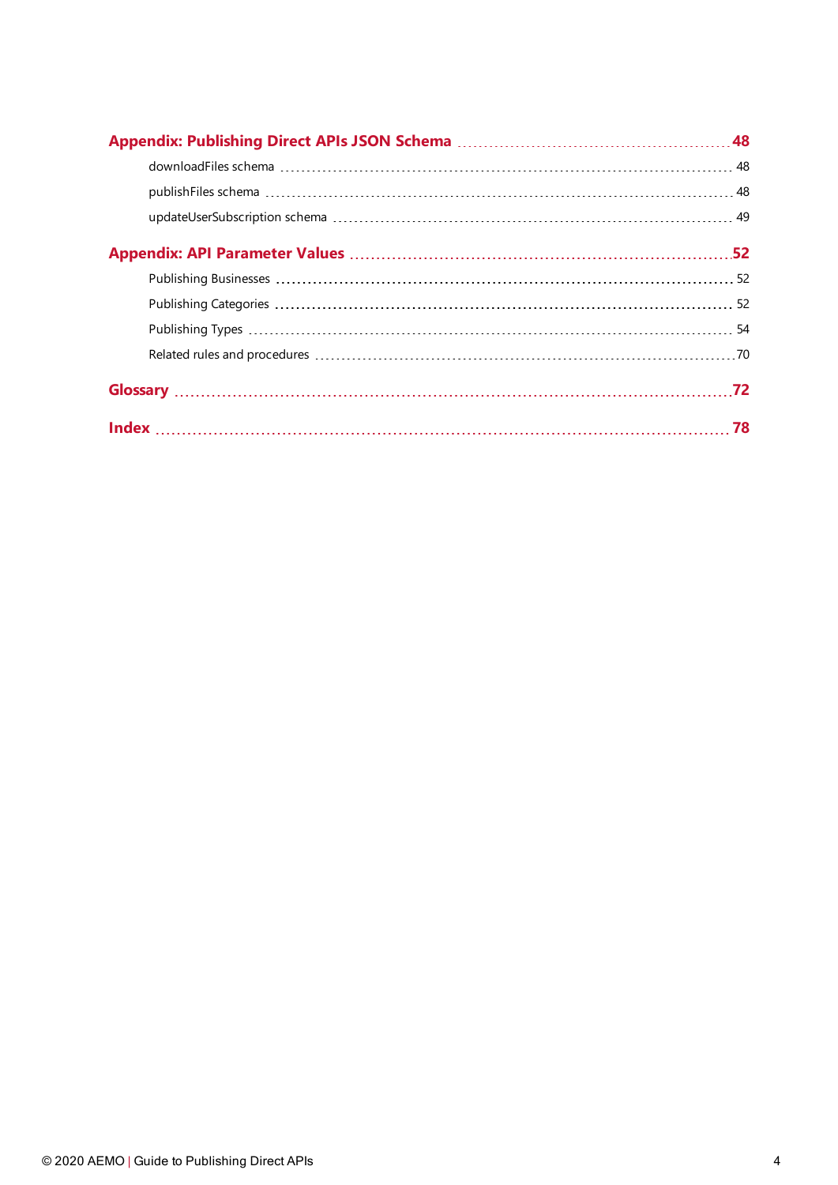**Appendix: Publishing Direct APIs JSON Schema** 48

- downloadFiles schema 48
- publishFiles schema 48
- updateUserSubscription schema 49

**Appendix: API Parameter Values** 52

- Publishing Businesses 52
- Publishing Categories 52
- Publishing Types 54
- Related rules and procedures 70

**Glossary** 72

**Index** 78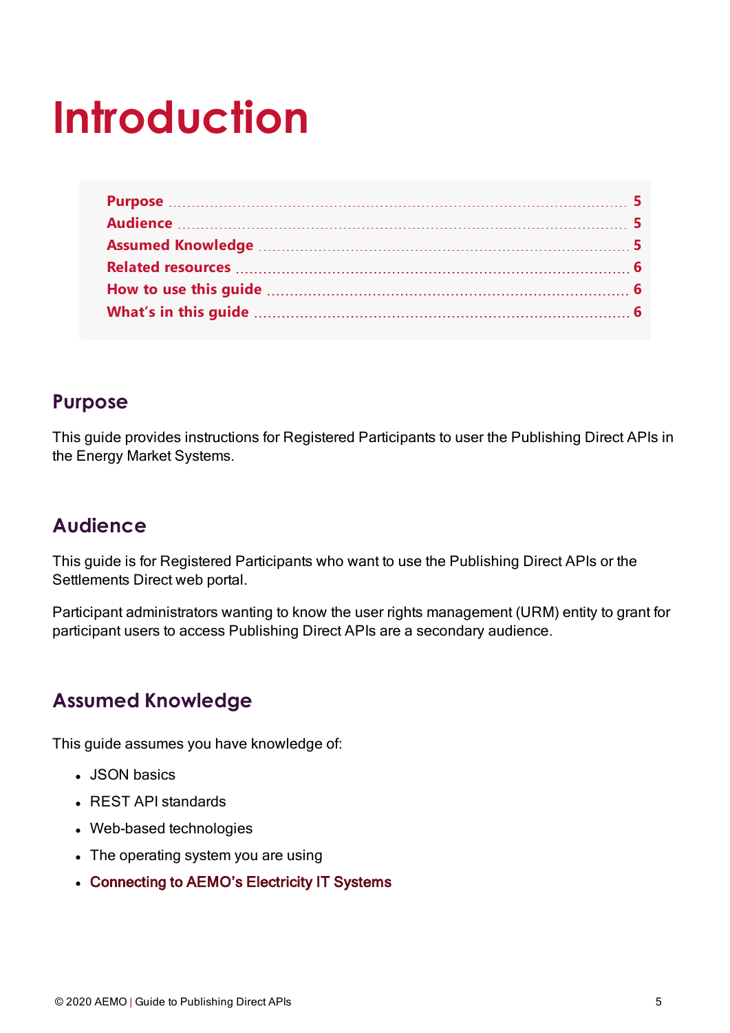# Introduction

| | |
|---|---|
| Purpose | 5 |
| Audience | 5 |
| Assumed Knowledge | 5 |
| Related resources | 6 |
| How to use this guide | 6 |
| What's in this guide | 6 |

## Purpose

This guide provides instructions for Registered Participants to user the Publishing Direct APIs in the Energy Market Systems.

## Audience

This guide is for Registered Participants who want to use the Publishing Direct APIs or the Settlements Direct web portal.

Participant administrators wanting to know the user rights management (URM) entity to grant for participant users to access Publishing Direct APIs are a secondary audience.

## Assumed Knowledge

This guide assumes you have knowledge of:

- JSON basics
- REST API standards
- Web-based technologies
- The operating system you are using
- Connecting to AEMO's Electricity IT Systems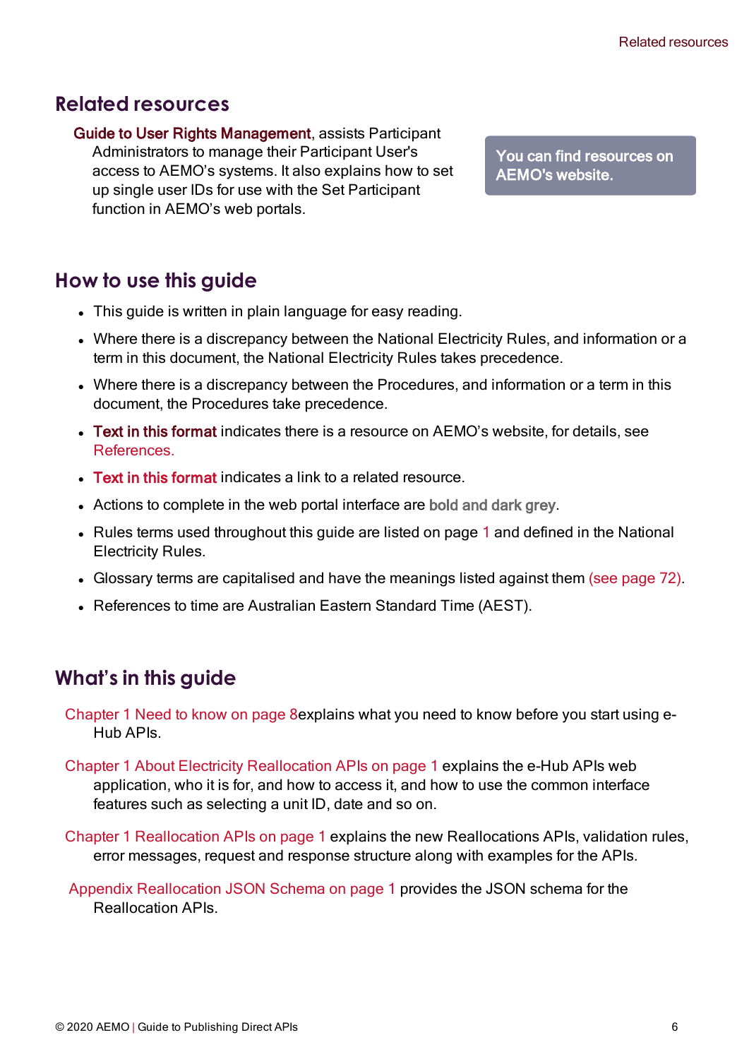## Related resources

**Guide to User Rights Management**, assists Participant Administrators to manage their Participant User's access to AEMO's systems. It also explains how to set up single user IDs for use with the Set Participant function in AEMO's web portals.

You can find resources on AEMO's website.

## How to use this guide

- This guide is written in plain language for easy reading.
- Where there is a discrepancy between the National Electricity Rules, and information or a term in this document, the National Electricity Rules takes precedence.
- Where there is a discrepancy between the Procedures, and information or a term in this document, the Procedures take precedence.
- **Text in this format** indicates there is a resource on AEMO's website, for details, see References.
- **Text in this format** indicates a link to a related resource.
- Actions to complete in the web portal interface are **bold and dark grey**.
- Rules terms used throughout this guide are listed on page 1 and defined in the National Electricity Rules.
- Glossary terms are capitalised and have the meanings listed against them (see page 72).
- References to time are Australian Eastern Standard Time (AEST).

## What's in this guide

Chapter 1 Need to know on page 8explains what you need to know before you start using e-Hub APIs.

Chapter 1 About Electricity Reallocation APIs on page 1 explains the e-Hub APIs web application, who it is for, and how to access it, and how to use the common interface features such as selecting a unit ID, date and so on.

Chapter 1 Reallocation APIs on page 1 explains the new Reallocations APIs, validation rules, error messages, request and response structure along with examples for the APIs.

Appendix Reallocation JSON Schema on page 1 provides the JSON schema for the Reallocation APIs.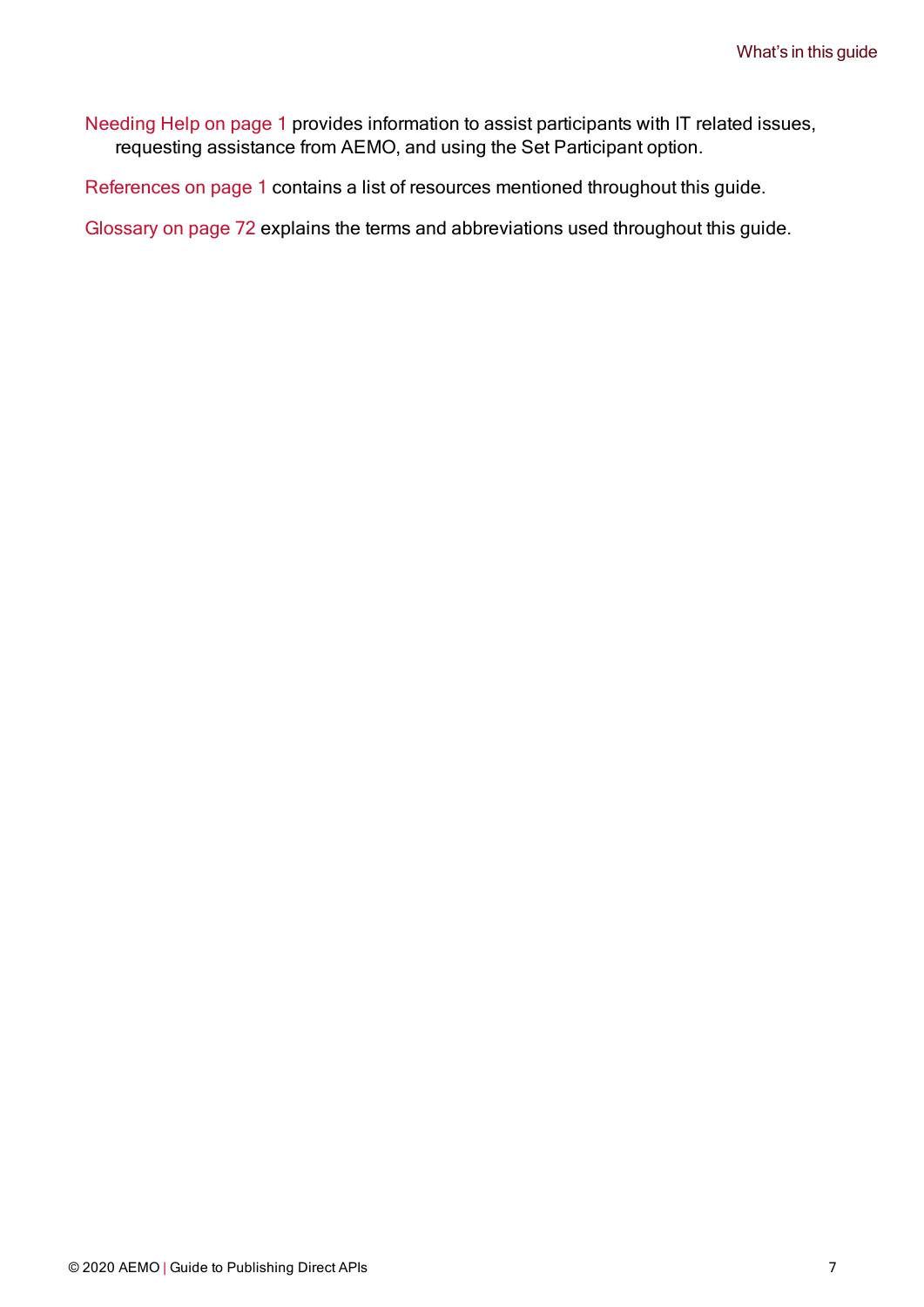Needing Help on page 1 provides information to assist participants with IT related issues, requesting assistance from AEMO, and using the Set Participant option.

References on page 1 contains a list of resources mentioned throughout this guide.

Glossary on page 72 explains the terms and abbreviations used throughout this guide.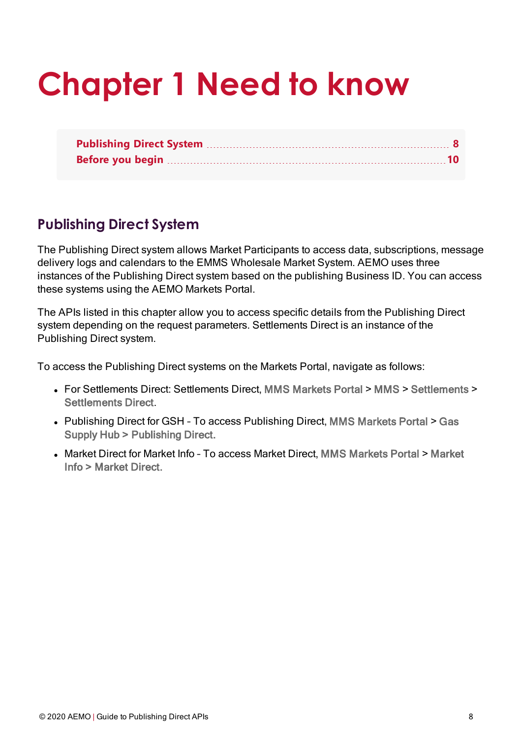# Chapter 1 Need to know

| | |
|---|---|
| Publishing Direct System | 8 |
| Before you begin | 10 |

## Publishing Direct System

The Publishing Direct system allows Market Participants to access data, subscriptions, message delivery logs and calendars to the EMMS Wholesale Market System. AEMO uses three instances of the Publishing Direct system based on the publishing Business ID. You can access these systems using the AEMO Markets Portal.

The APIs listed in this chapter allow you to access specific details from the Publishing Direct system depending on the request parameters. Settlements Direct is an instance of the Publishing Direct system.

To access the Publishing Direct systems on the Markets Portal, navigate as follows:

- For Settlements Direct: Settlements Direct, MMS Markets Portal > MMS > Settlements > Settlements Direct.
- Publishing Direct for GSH - To access Publishing Direct, MMS Markets Portal > Gas Supply Hub > Publishing Direct.
- Market Direct for Market Info - To access Market Direct, MMS Markets Portal > Market Info > Market Direct.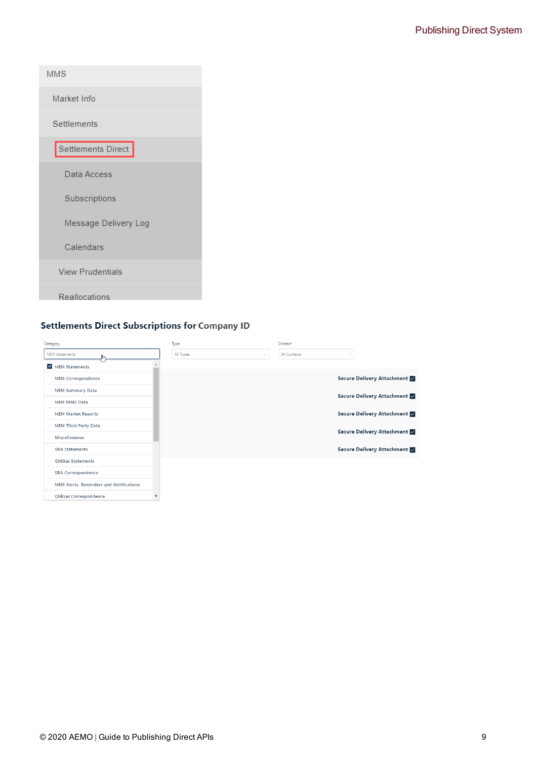MMS

Market Info

Settlements

Settlements Direct

Data Access

Subscriptions

Message Delivery Log

Calendars

View Prudentials

Reallocations

**Settlements Direct Subscriptions for Company ID**

Category: NEM Statements

- NEM Statements
- NEM Correspondence
- NEM Summary Data
- NEM MMS Data
- NEM Market Reports
- NEM Third Party Data
- Miscellaneous
- SRA Statements
- QldGas Statements
- SRA Correspondence
- NEM Alerts, Reminders and Notifications
- QldGas Correspondence

Type: All Types

Contact: All Contacts

Secure Delivery Attachment

Secure Delivery Attachment

Secure Delivery Attachment

Secure Delivery Attachment

Secure Delivery Attachment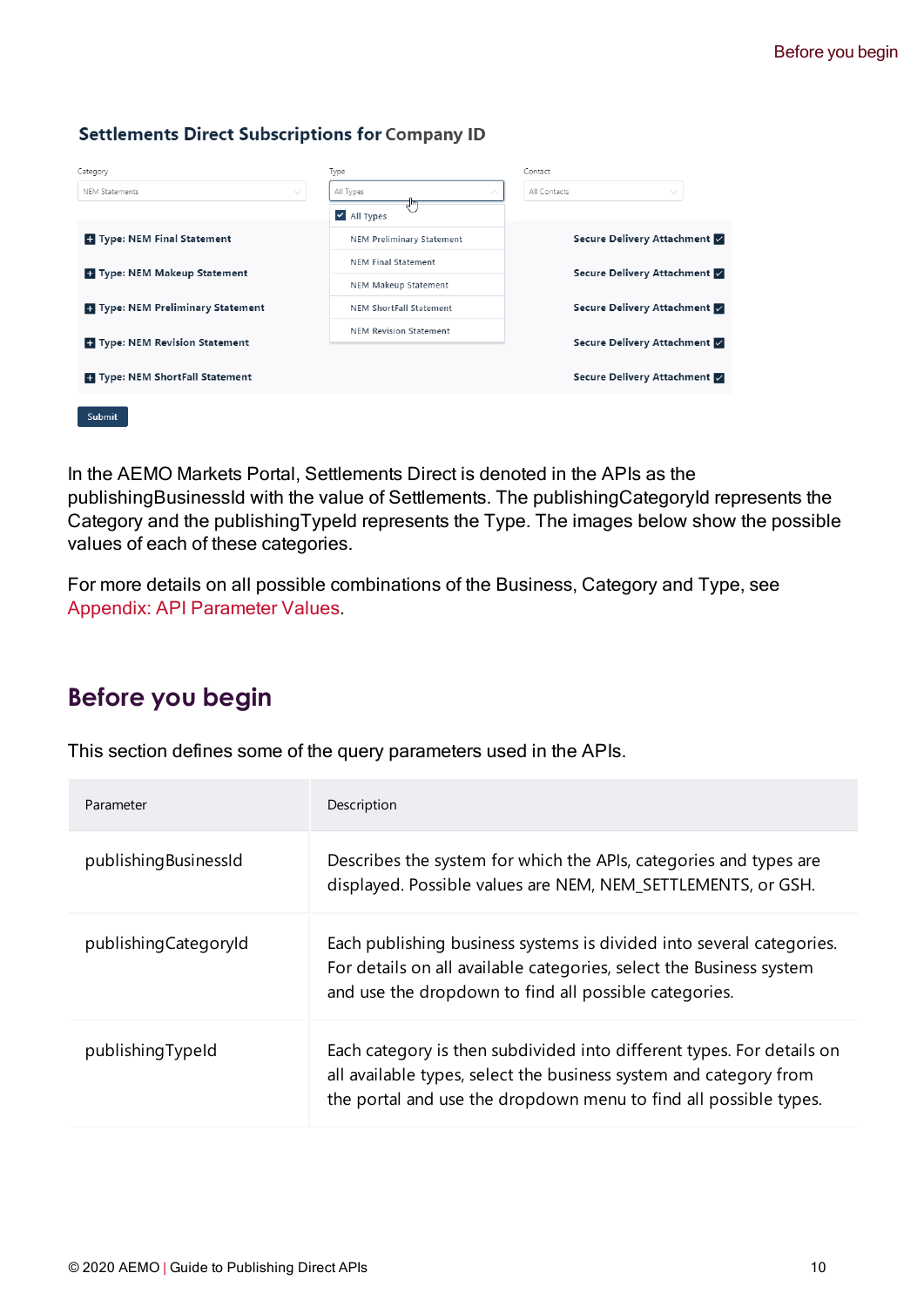In the AEMO Markets Portal, Settlements Direct is denoted in the APIs as the publishingBusinessId with the value of Settlements. The publishingCategoryId represents the Category and the publishingTypeId represents the Type. The images below show the possible values of each of these categories.

For more details on all possible combinations of the Business, Category and Type, see Appendix: API Parameter Values.

## Before you begin

This section defines some of the query parameters used in the APIs.

| Parameter | Description |
| --- | --- |
| publishingBusinessId | Describes the system for which the APIs, categories and types are displayed. Possible values are NEM, NEM_SETTLEMENTS, or GSH. |
| publishingCategoryId | Each publishing business systems is divided into several categories. For details on all available categories, select the Business system and use the dropdown to find all possible categories. |
| publishingTypeId | Each category is then subdivided into different types. For details on all available types, select the business system and category from the portal and use the dropdown menu to find all possible types. |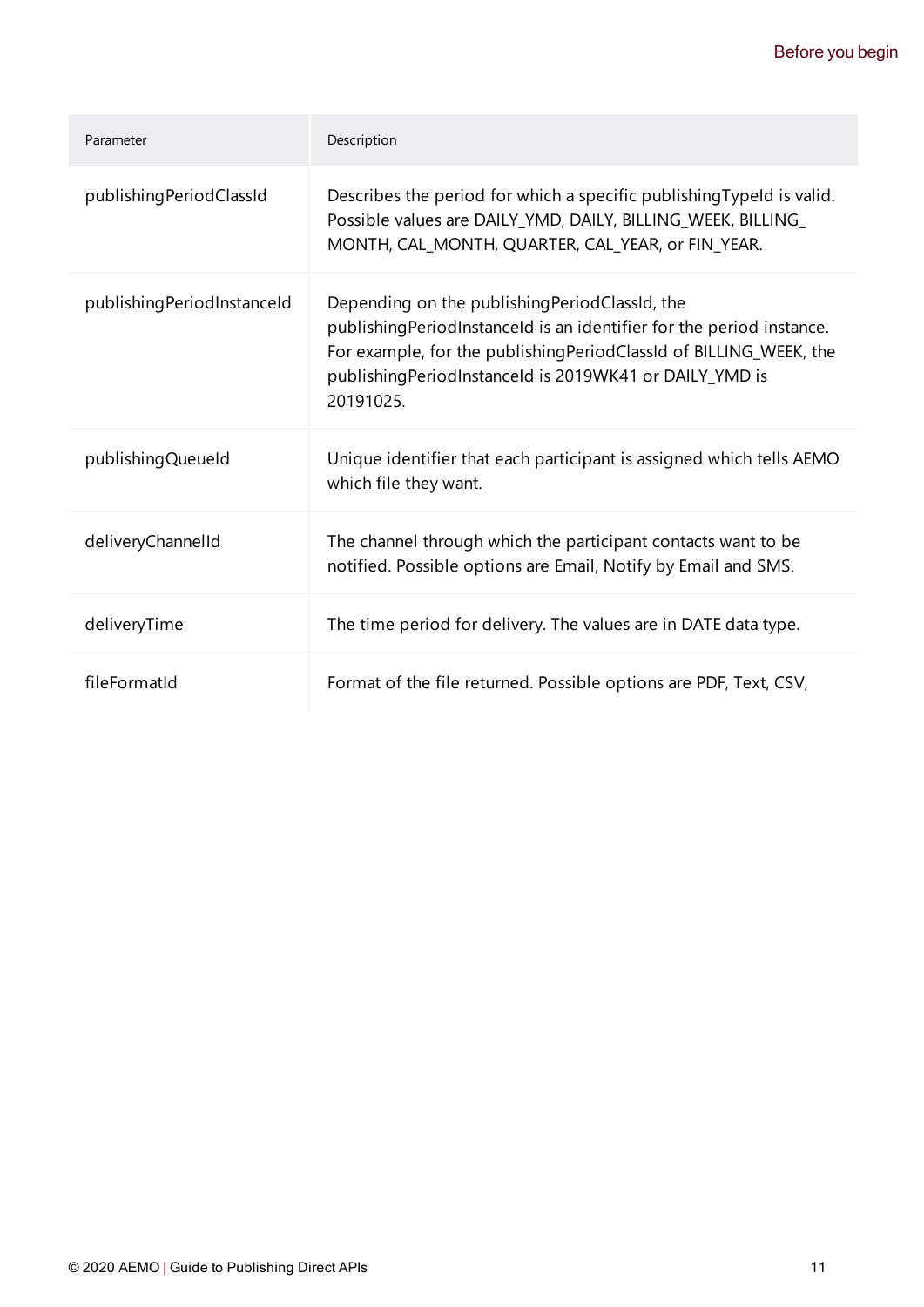| Parameter | Description |
|---|---|
| publishingPeriodClassId | Describes the period for which a specific publishingTypeId is valid. Possible values are DAILY_YMD, DAILY, BILLING_WEEK, BILLING_MONTH, CAL_MONTH, QUARTER, CAL_YEAR, or FIN_YEAR. |
| publishingPeriodInstanceId | Depending on the publishingPeriodClassId, the publishingPeriodInstanceId is an identifier for the period instance. For example, for the publishingPeriodClassId of BILLING_WEEK, the publishingPeriodInstanceId is 2019WK41 or DAILY_YMD is 20191025. |
| publishingQueueId | Unique identifier that each participant is assigned which tells AEMO which file they want. |
| deliveryChannelId | The channel through which the participant contacts want to be notified. Possible options are Email, Notify by Email and SMS. |
| deliveryTime | The time period for delivery. The values are in DATE data type. |
| fileFormatId | Format of the file returned. Possible options are PDF, Text, CSV, |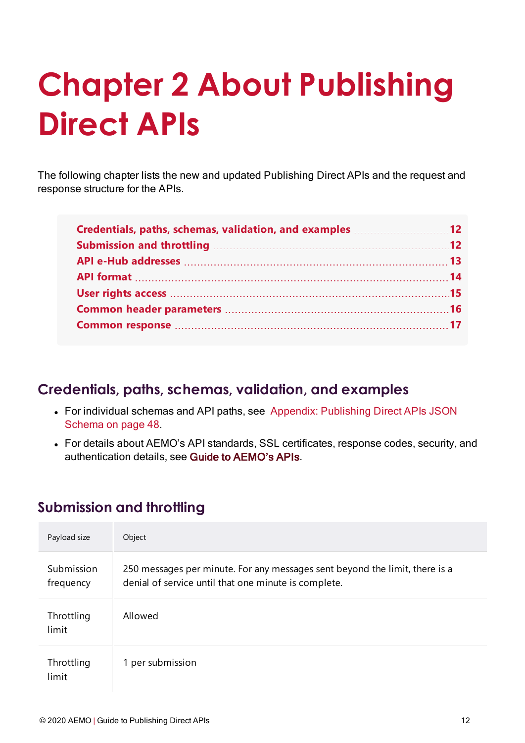# Chapter 2 About Publishing Direct APIs

The following chapter lists the new and updated Publishing Direct APIs and the request and response structure for the APIs.

- Credentials, paths, schemas, validation, and examples ..... 12
- Submission and throttling ..... 12
- API e-Hub addresses ..... 13
- API format ..... 14
- User rights access ..... 15
- Common header parameters ..... 16
- Common response ..... 17

## Credentials, paths, schemas, validation, and examples

- For individual schemas and API paths, see Appendix: Publishing Direct APIs JSON Schema on page 48.
- For details about AEMO's API standards, SSL certificates, response codes, security, and authentication details, see Guide to AEMO's APIs.

## Submission and throttling

| Payload size | Object |
| --- | --- |
| Submission frequency | 250 messages per minute. For any messages sent beyond the limit, there is a denial of service until that one minute is complete. |
| Throttling limit | Allowed |
| Throttling limit | 1 per submission |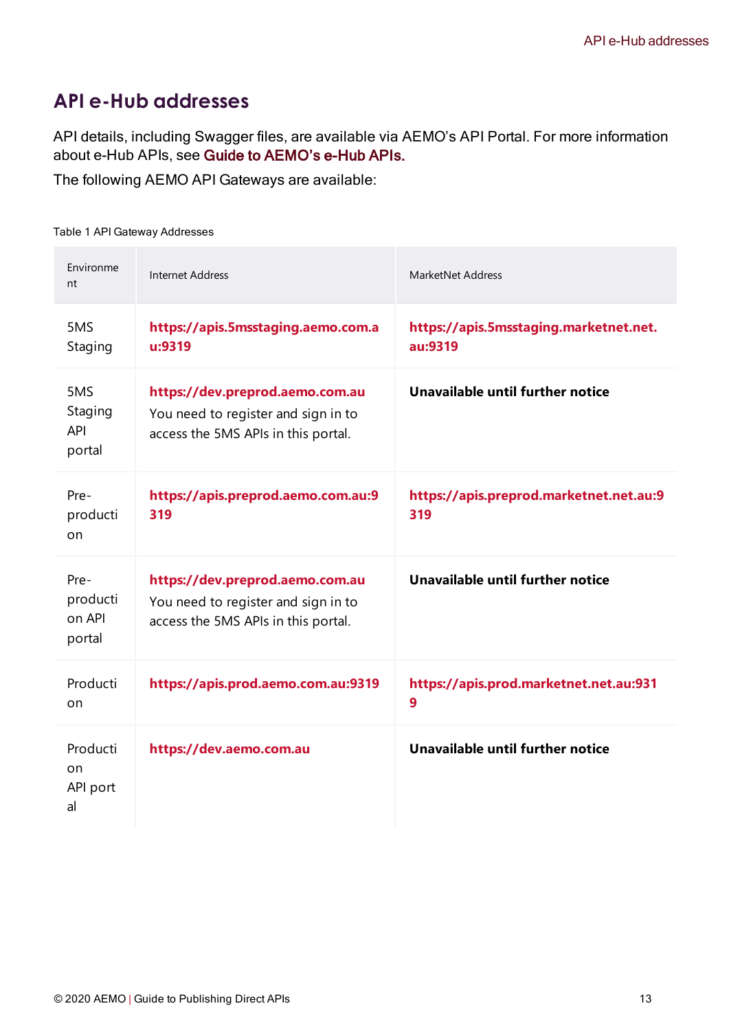# API e-Hub addresses

API details, including Swagger files, are available via AEMO's API Portal. For more information about e-Hub APIs, see **Guide to AEMO's e-Hub APIs.**

The following AEMO API Gateways are available:

Table 1 API Gateway Addresses

| Environment | Internet Address | MarketNet Address |
|---|---|---|
| 5MS Staging | **https://apis.5msstaging.aemo.com.au:9319** | **https://apis.5msstaging.marketnet.net.au:9319** |
| 5MS Staging API portal | **https://dev.preprod.aemo.com.au** You need to register and sign in to access the 5MS APIs in this portal. | **Unavailable until further notice** |
| Pre-production | **https://apis.preprod.aemo.com.au:9319** | **https://apis.preprod.marketnet.net.au:9319** |
| Pre-production API portal | **https://dev.preprod.aemo.com.au** You need to register and sign in to access the 5MS APIs in this portal. | **Unavailable until further notice** |
| Production | **https://apis.prod.aemo.com.au:9319** | **https://apis.prod.marketnet.net.au:9319** |
| Production API portal | **https://dev.aemo.com.au** | **Unavailable until further notice** |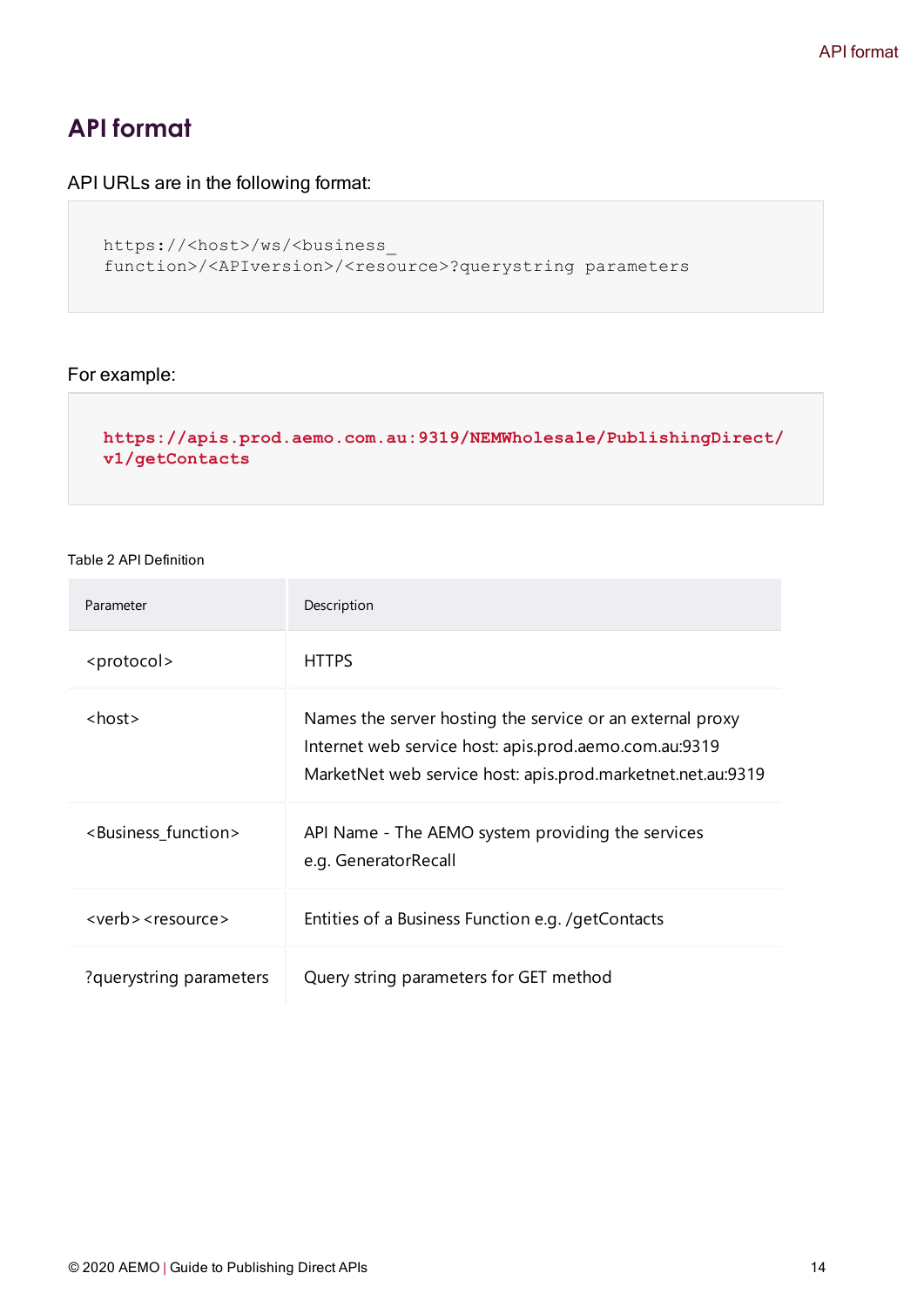# API format

API URLs are in the following format:

```
https://<host>/ws/<business_
function>/<APIversion>/<resource>?querystring parameters
```

For example:

```
https://apis.prod.aemo.com.au:9319/NEMWholesale/PublishingDirect/
v1/getContacts
```

Table 2 API Definition

| Parameter | Description |
| --- | --- |
| <protocol> | HTTPS |
| <host> | Names the server hosting the service or an external proxy<br>Internet web service host: apis.prod.aemo.com.au:9319<br>MarketNet web service host: apis.prod.marketnet.net.au:9319 |
| <Business_function> | API Name - The AEMO system providing the services<br>e.g. GeneratorRecall |
| <verb><resource> | Entities of a Business Function e.g. /getContacts |
| ?querystring parameters | Query string parameters for GET method |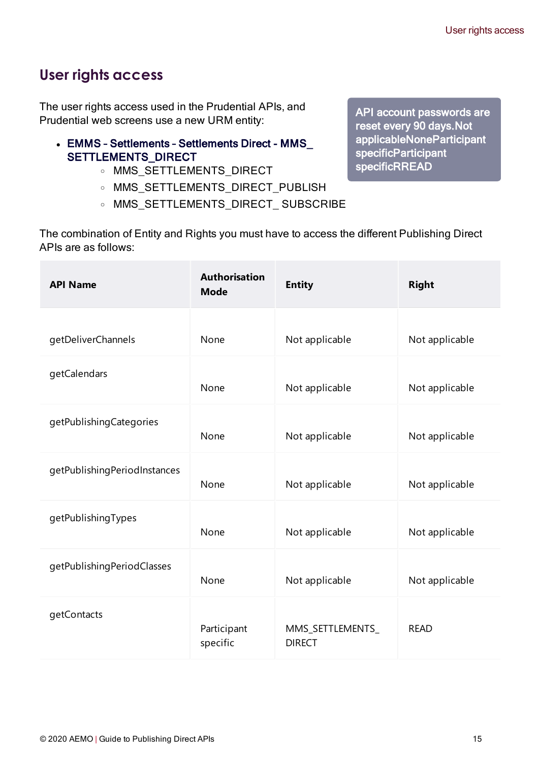## User rights access

The user rights access used in the Prudential APIs, and Prudential web screens use a new URM entity:

- **EMMS - Settlements - Settlements Direct - MMS_ SETTLEMENTS_DIRECT**
    - MMS_SETTLEMENTS_DIRECT
    - MMS_SETTLEMENTS_DIRECT_PUBLISH
    - MMS_SETTLEMENTS_DIRECT_ SUBSCRIBE

**API account passwords are reset every 90 days.Not applicableNoneParticipant specificParticipant specificRREAD**

The combination of Entity and Rights you must have to access the different Publishing Direct APIs are as follows:

| API Name | Authorisation Mode | Entity | Right |
| --- | --- | --- | --- |
| getDeliverChannels | None | Not applicable | Not applicable |
| getCalendars | None | Not applicable | Not applicable |
| getPublishingCategories | None | Not applicable | Not applicable |
| getPublishingPeriodInstances | None | Not applicable | Not applicable |
| getPublishingTypes | None | Not applicable | Not applicable |
| getPublishingPeriodClasses | None | Not applicable | Not applicable |
| getContacts | Participant specific | MMS_SETTLEMENTS_ DIRECT | READ |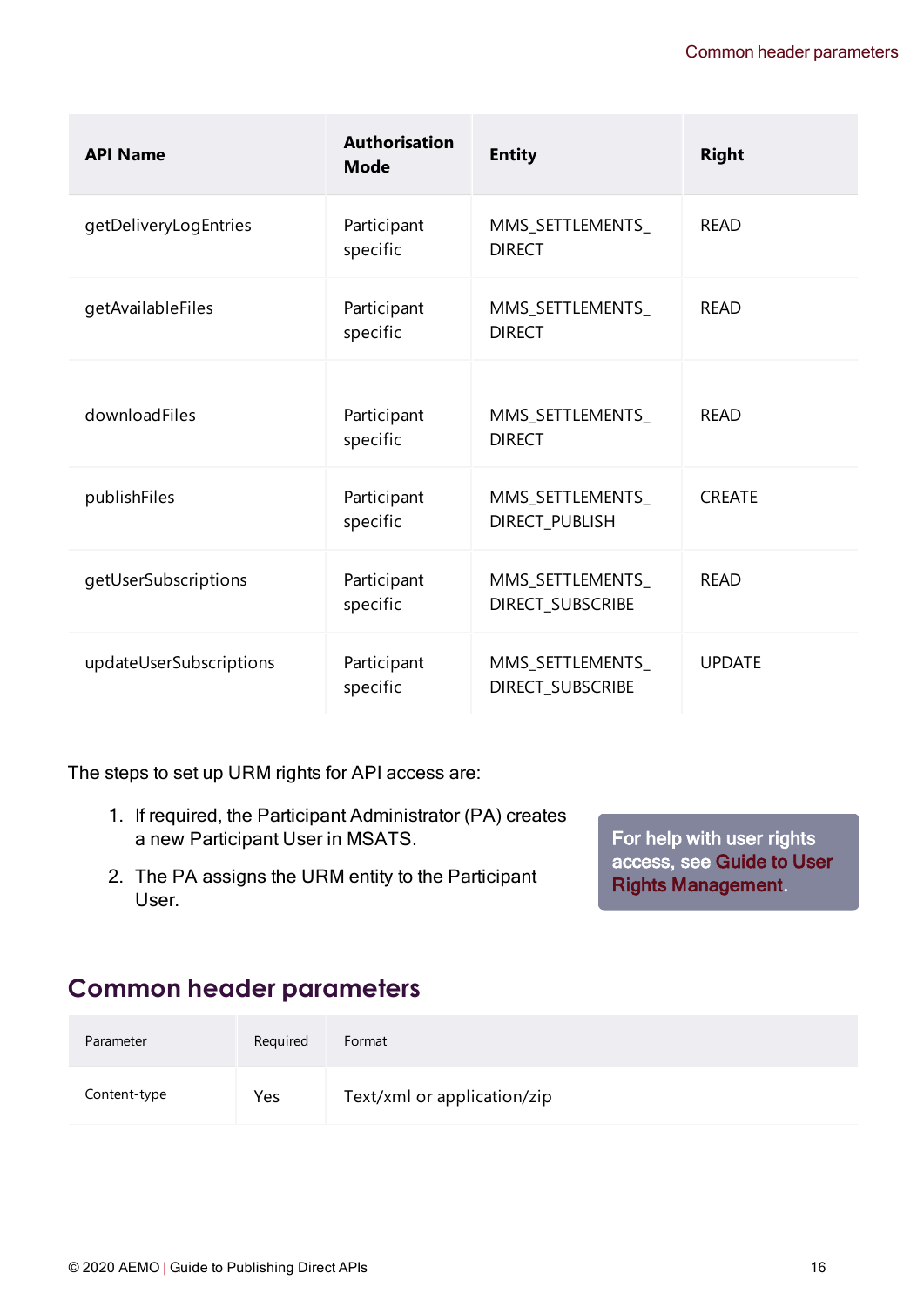| API Name | Authorisation Mode | Entity | Right |
|---|---|---|---|
| getDeliveryLogEntries | Participant specific | MMS_SETTLEMENTS_DIRECT | READ |
| getAvailableFiles | Participant specific | MMS_SETTLEMENTS_DIRECT | READ |
| downloadFiles | Participant specific | MMS_SETTLEMENTS_DIRECT | READ |
| publishFiles | Participant specific | MMS_SETTLEMENTS_DIRECT_PUBLISH | CREATE |
| getUserSubscriptions | Participant specific | MMS_SETTLEMENTS_DIRECT_SUBSCRIBE | READ |
| updateUserSubscriptions | Participant specific | MMS_SETTLEMENTS_DIRECT_SUBSCRIBE | UPDATE |

The steps to set up URM rights for API access are:

1. If required, the Participant Administrator (PA) creates a new Participant User in MSATS.
2. The PA assigns the URM entity to the Participant User.

For help with user rights access, see Guide to User Rights Management.

## Common header parameters

| Parameter | Required | Format |
|---|---|---|
| Content-type | Yes | Text/xml or application/zip |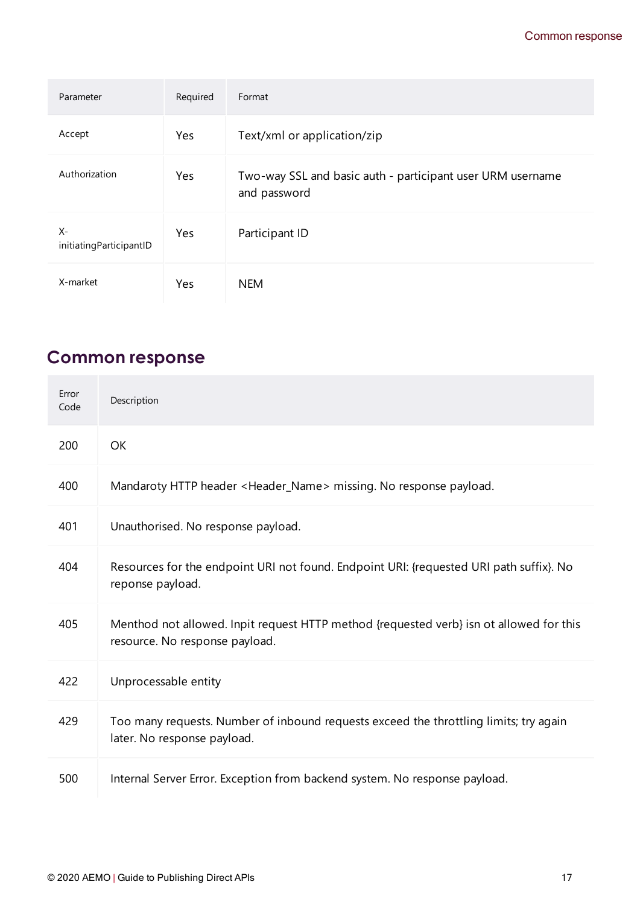| Parameter | Required | Format |
| --- | --- | --- |
| Accept | Yes | Text/xml or application/zip |
| Authorization | Yes | Two-way SSL and basic auth - participant user URM username and password |
| X-initiatingParticipantID | Yes | Participant ID |
| X-market | Yes | NEM |

## Common response

| Error Code | Description |
| --- | --- |
| 200 | OK |
| 400 | Mandaroty HTTP header <Header_Name> missing. No response payload. |
| 401 | Unauthorised. No response payload. |
| 404 | Resources for the endpoint URI not found. Endpoint URI: {requested URI path suffix}. No reponse payload. |
| 405 | Menthod not allowed. Inpit request HTTP method {requested verb} isn ot allowed for this resource. No response payload. |
| 422 | Unprocessable entity |
| 429 | Too many requests. Number of inbound requests exceed the throttling limits; try again later. No response payload. |
| 500 | Internal Server Error. Exception from backend system. No response payload. |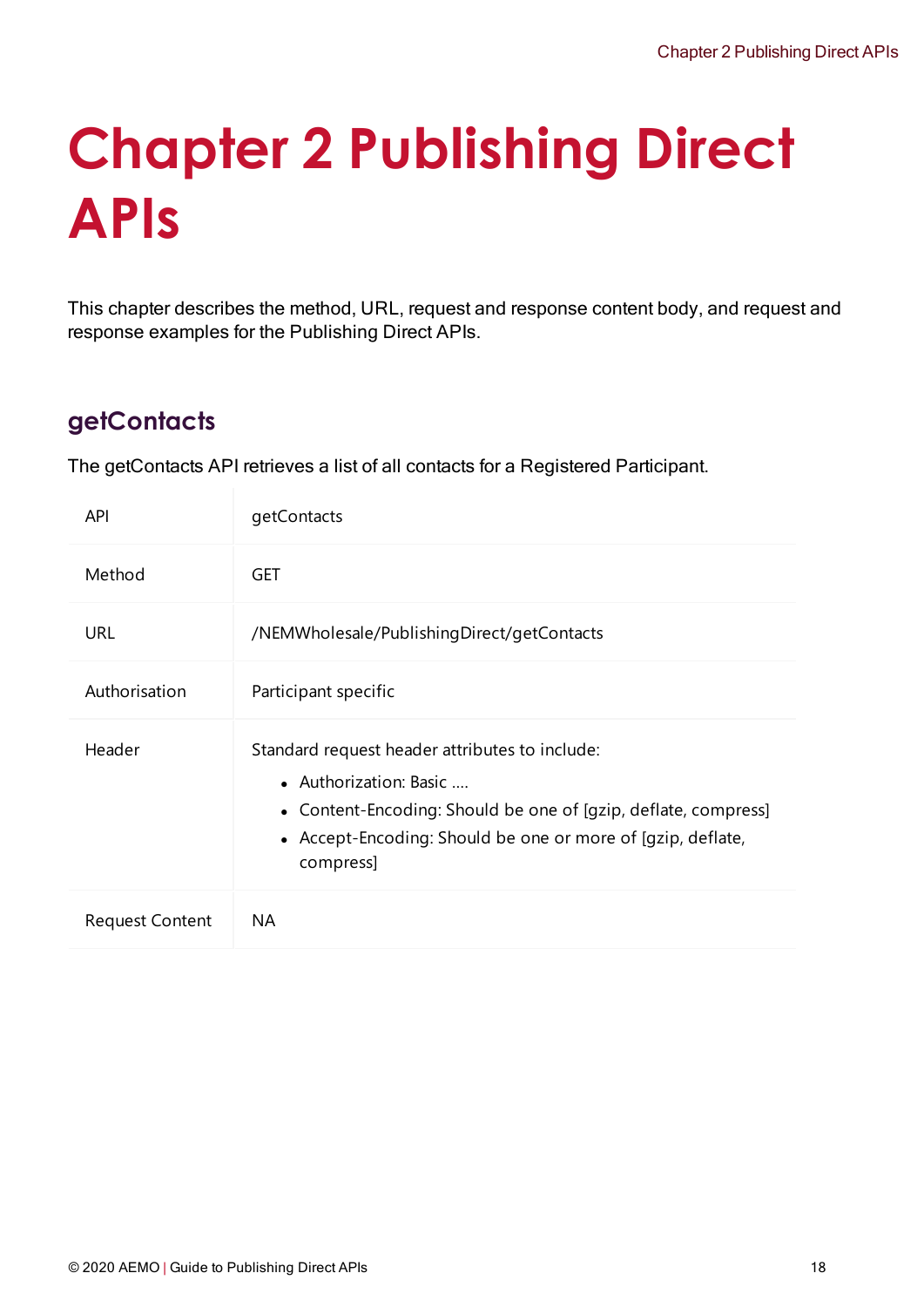# Chapter 2 Publishing Direct APIs

This chapter describes the method, URL, request and response content body, and request and response examples for the Publishing Direct APIs.

## getContacts

The getContacts API retrieves a list of all contacts for a Registered Participant.

| | |
|---|---|
| API | getContacts |
| Method | GET |
| URL | /NEMWholesale/PublishingDirect/getContacts |
| Authorisation | Participant specific |
| Header | Standard request header attributes to include:<br>• Authorization: Basic ....<br>• Content-Encoding: Should be one of [gzip, deflate, compress]<br>• Accept-Encoding: Should be one or more of [gzip, deflate, compress] |
| Request Content | NA |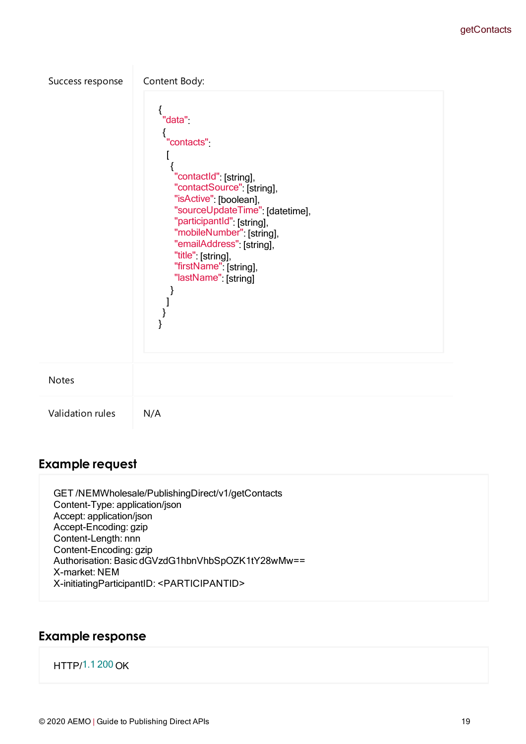| | |
|---|---|
| Success response | Content Body:<br>```<br>{<br> "data":<br> {<br>  "contacts":<br>  [<br>   {<br>    "contactId": [string],<br>    "contactSource": [string],<br>    "isActive": [boolean],<br>    "sourceUpdateTime": [datetime],<br>    "participantId": [string],<br>    "mobileNumber": [string],<br>    "emailAddress": [string],<br>    "title": [string],<br>    "firstName": [string],<br>    "lastName": [string]<br>   }<br>  ]<br> }<br>}<br>``` |
| Notes | |
| Validation rules | N/A |

## Example request

```
GET /NEMWholesale/PublishingDirect/v1/getContacts
Content-Type: application/json
Accept: application/json
Accept-Encoding: gzip
Content-Length: nnn
Content-Encoding: gzip
Authorisation: Basic dGVzdG1hbnVhbSpOZK1tY28wMw==
X-market: NEM
X-initiatingParticipantID: <PARTICIPANTID>
```

## Example response

```
HTTP/1.1 200 OK
```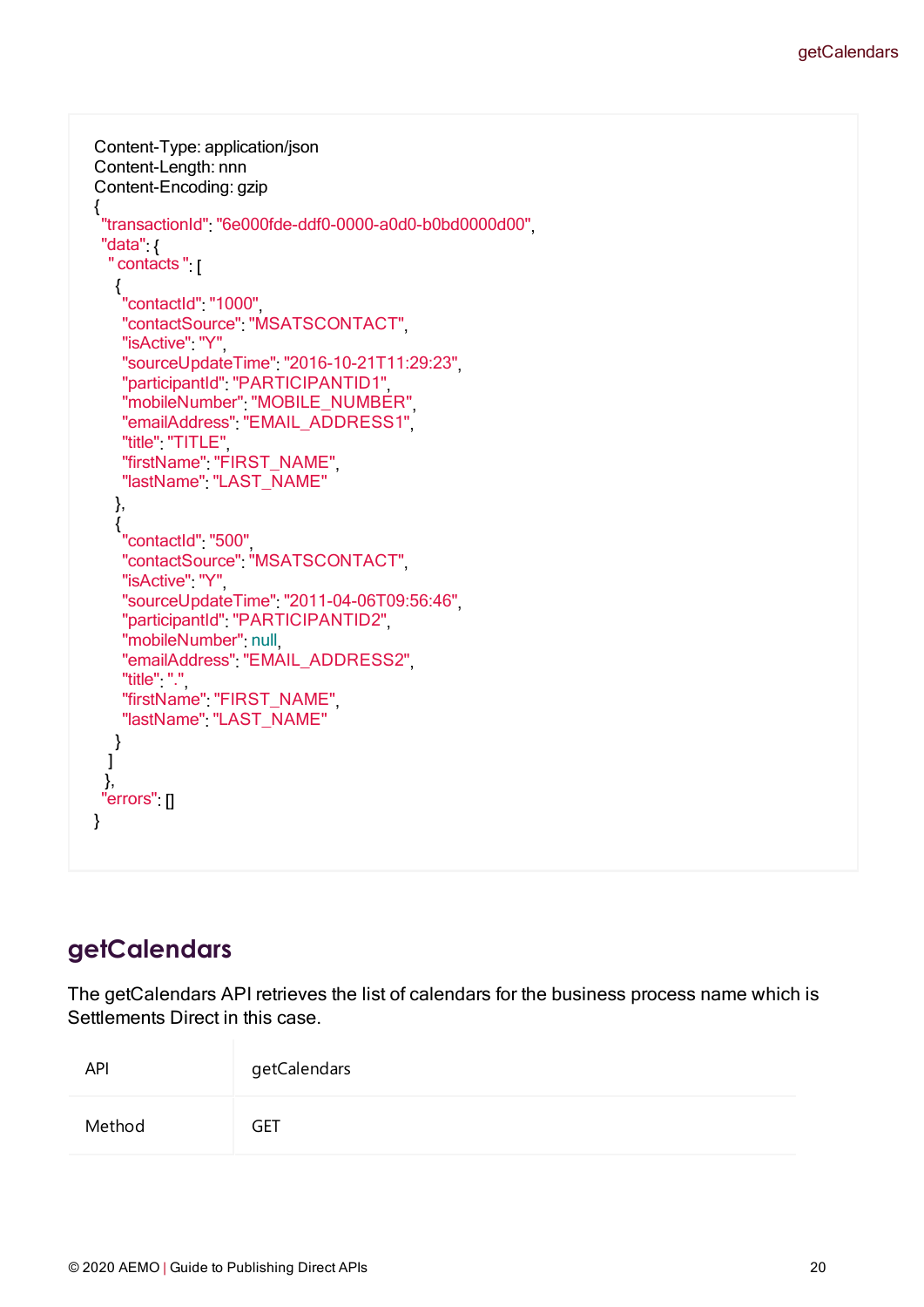```
Content-Type: application/json
Content-Length: nnn
Content-Encoding: gzip
{
  "transactionId": "6e000fde-ddf0-0000-a0d0-b0bd0000d00",
  "data": {
   " contacts ": [
    {
     "contactId": "1000",
     "contactSource": "MSATSCONTACT",
     "isActive": "Y",
     "sourceUpdateTime": "2016-10-21T11:29:23",
     "participantId": "PARTICIPANTID1",
     "mobileNumber": "MOBILE_NUMBER",
     "emailAddress": "EMAIL_ADDRESS1",
     "title": "TITLE",
     "firstName": "FIRST_NAME",
     "lastName": "LAST_NAME"
    },
    {
     "contactId": "500",
     "contactSource": "MSATSCONTACT",
     "isActive": "Y",
     "sourceUpdateTime": "2011-04-06T09:56:46",
     "participantId": "PARTICIPANTID2",
     "mobileNumber": null,
     "emailAddress": "EMAIL_ADDRESS2",
     "title": ".",
     "firstName": "FIRST_NAME",
     "lastName": "LAST_NAME"
    }
   ]
  },
  "errors": []
}
```

## getCalendars

The getCalendars API retrieves the list of calendars for the business process name which is Settlements Direct in this case.

| | |
|---|---|
| API | getCalendars |
| Method | GET |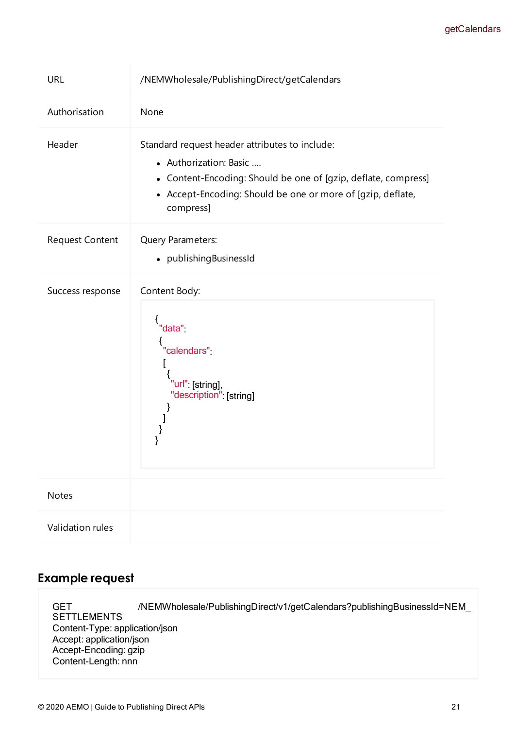| | |
|---|---|
| URL | /NEMWholesale/PublishingDirect/getCalendars |
| Authorisation | None |
| Header | Standard request header attributes to include:<br>• Authorization: Basic ....<br>• Content-Encoding: Should be one of [gzip, deflate, compress]<br>• Accept-Encoding: Should be one or more of [gzip, deflate, compress] |
| Request Content | Query Parameters:<br>• publishingBusinessId |
| Success response | Content Body:<br>`{ "data": { "calendars": [ { "url": [string], "description": [string] } ] } }` |
| Notes | |
| Validation rules | |

## Example request

```
GET /NEMWholesale/PublishingDirect/v1/getCalendars?publishingBusinessId=NEM_SETTLEMENTS
Content-Type: application/json
Accept: application/json
Accept-Encoding: gzip
Content-Length: nnn
```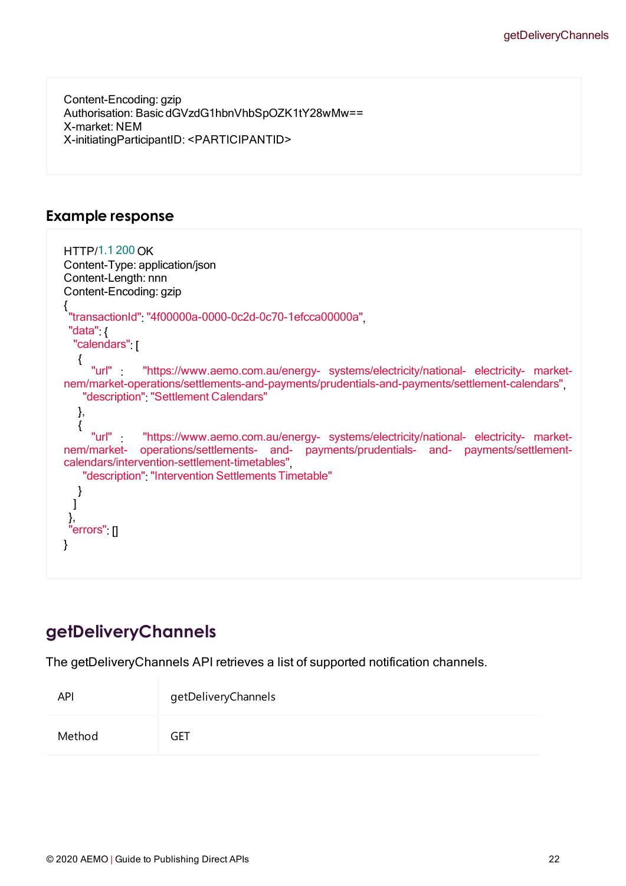```
Content-Encoding: gzip
Authorisation: Basic dGVzdG1hbnVhbSpOZK1tY28wMw==
X-market: NEM
X-initiatingParticipantID: <PARTICIPANTID>
```

### Example response

```
HTTP/1.1 200 OK
Content-Type: application/json
Content-Length: nnn
Content-Encoding: gzip
{
 "transactionId": "4f00000a-0000-0c2d-0c70-1efcca00000a",
 "data": {
  "calendars": [
   {
      "url" : "https://www.aemo.com.au/energy- systems/electricity/national- electricity- market-nem/market-operations/settlements-and-payments/prudentials-and-payments/settlement-calendars",
      "description": "Settlement Calendars"
   },
   {
      "url" : "https://www.aemo.com.au/energy- systems/electricity/national- electricity- market-nem/market- operations/settlements- and- payments/prudentials- and- payments/settlement-calendars/intervention-settlement-timetables",
      "description": "Intervention Settlements Timetable"
   }
  ]
 },
 "errors": []
}
```

## getDeliveryChannels

The getDeliveryChannels API retrieves a list of supported notification channels.

| | |
|---|---|
| API | getDeliveryChannels |
| Method | GET |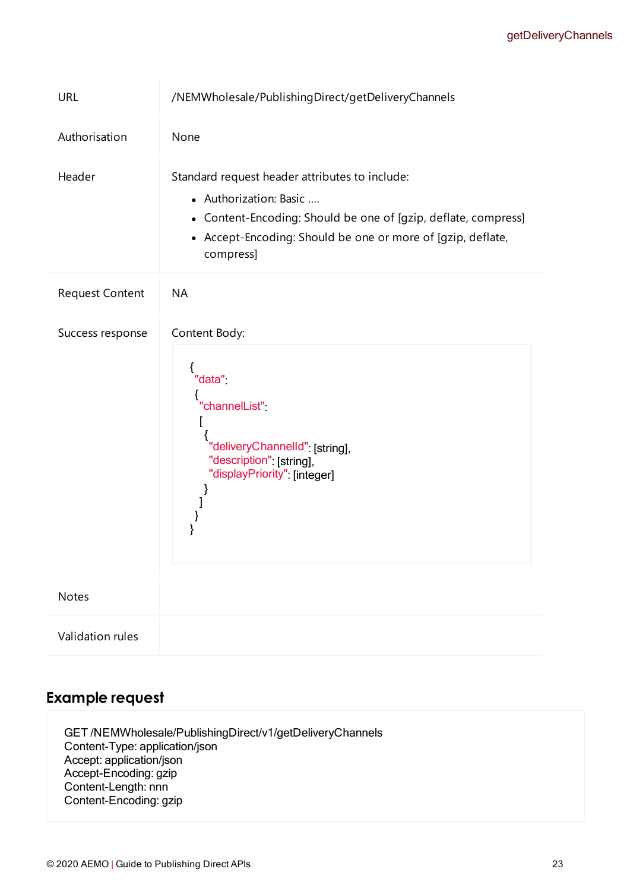| | |
|---|---|
| URL | /NEMWholesale/PublishingDirect/getDeliveryChannels |
| Authorisation | None |
| Header | Standard request header attributes to include:<br>• Authorization: Basic ….<br>• Content-Encoding: Should be one of [gzip, deflate, compress]<br>• Accept-Encoding: Should be one or more of [gzip, deflate, compress] |
| Request Content | NA |
| Success response | Content Body:<br>`{ "data": { "channelList": [ { "deliveryChannelId": [string], "description": [string], "displayPriority": [integer] } ] } }` |
| Notes | |
| Validation rules | |

Success response content body:

```
{
 "data":
 {
  "channelList":
  [
   {
    "deliveryChannelId": [string],
    "description": [string],
    "displayPriority": [integer]
   }
  ]
 }
}
```

## Example request

```
GET /NEMWholesale/PublishingDirect/v1/getDeliveryChannels
Content-Type: application/json
Accept: application/json
Accept-Encoding: gzip
Content-Length: nnn
Content-Encoding: gzip
```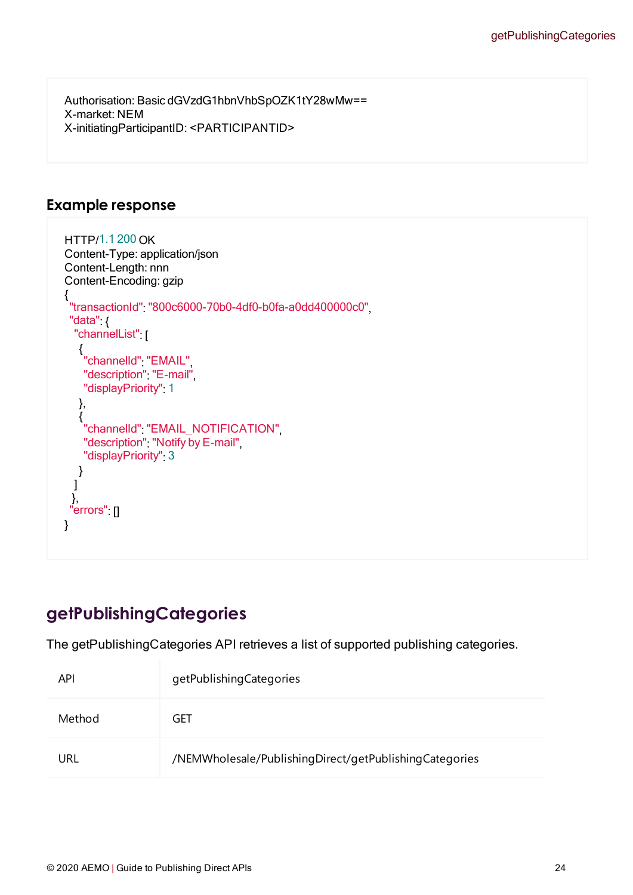```
Authorisation: Basic dGVzdG1hbnVhbSpOZK1tY28wMw==
X-market: NEM
X-initiatingParticipantID: <PARTICIPANTID>
```

### Example response

```
HTTP/1.1 200 OK
Content-Type: application/json
Content-Length: nnn
Content-Encoding: gzip
{
 "transactionId": "800c6000-70b0-4df0-b0fa-a0dd400000c0",
 "data": {
  "channelList": [
   {
    "channelId": "EMAIL",
    "description": "E-mail",
    "displayPriority": 1
   },
   {
    "channelId": "EMAIL_NOTIFICATION",
    "description": "Notify by E-mail",
    "displayPriority": 3
   }
  ]
 },
 "errors": []
}
```

## getPublishingCategories

The getPublishingCategories API retrieves a list of supported publishing categories.

| | |
|---|---|
| API | getPublishingCategories |
| Method | GET |
| URL | /NEMWholesale/PublishingDirect/getPublishingCategories |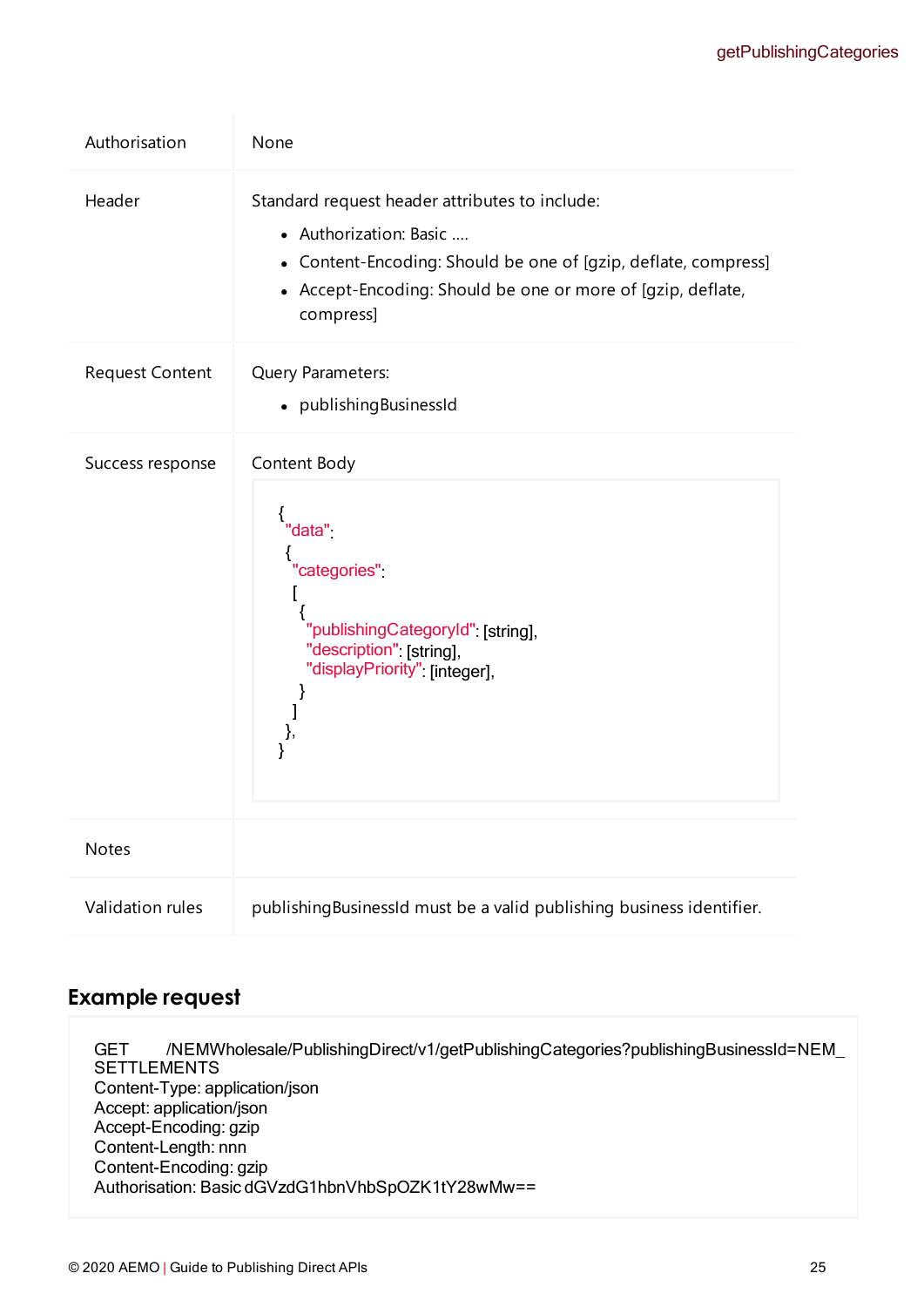| | |
|---|---|
| Authorisation | None |
| Header | Standard request header attributes to include:<br>• Authorization: Basic ....<br>• Content-Encoding: Should be one of [gzip, deflate, compress]<br>• Accept-Encoding: Should be one or more of [gzip, deflate, compress] |
| Request Content | Query Parameters:<br>• publishingBusinessId |
| Success response | Content Body<br>```{ "data": { "categories": [ { "publishingCategoryId": [string], "description": [string], "displayPriority": [integer], } ] }, }``` |
| Notes | |
| Validation rules | publishingBusinessId must be a valid publishing business identifier. |

## Example request

```
GET	/NEMWholesale/PublishingDirect/v1/getPublishingCategories?publishingBusinessId=NEM_SETTLEMENTS
Content-Type: application/json
Accept: application/json
Accept-Encoding: gzip
Content-Length: nnn
Content-Encoding: gzip
Authorisation: Basic dGVzdG1hbnVhbSpOZK1tY28wMw==
```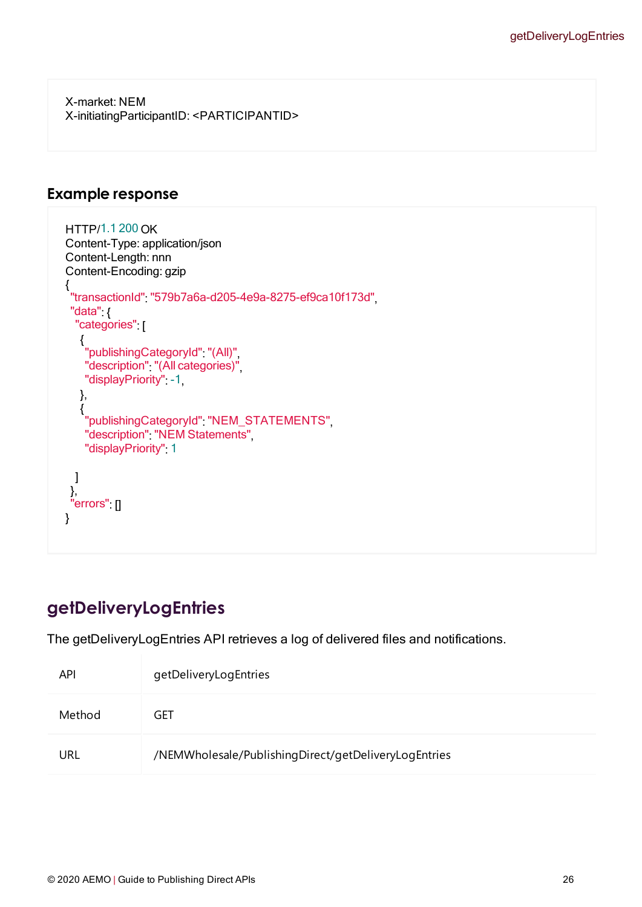```
X-market: NEM
X-initiatingParticipantID: <PARTICIPANTID>
```

## Example response

```
HTTP/1.1 200 OK
Content-Type: application/json
Content-Length: nnn
Content-Encoding: gzip
{
 "transactionId": "579b7a6a-d205-4e9a-8275-ef9ca10f173d",
 "data": {
  "categories": [
   {
    "publishingCategoryId": "(All)",
    "description": "(All categories)",
    "displayPriority": -1,
   },
   {
    "publishingCategoryId": "NEM_STATEMENTS",
    "description": "NEM Statements",
    "displayPriority": 1

  ]
 },
 "errors": []
}
```

# getDeliveryLogEntries

The getDeliveryLogEntries API retrieves a log of delivered files and notifications.

| | |
|---|---|
| API | getDeliveryLogEntries |
| Method | GET |
| URL | /NEMWholesale/PublishingDirect/getDeliveryLogEntries |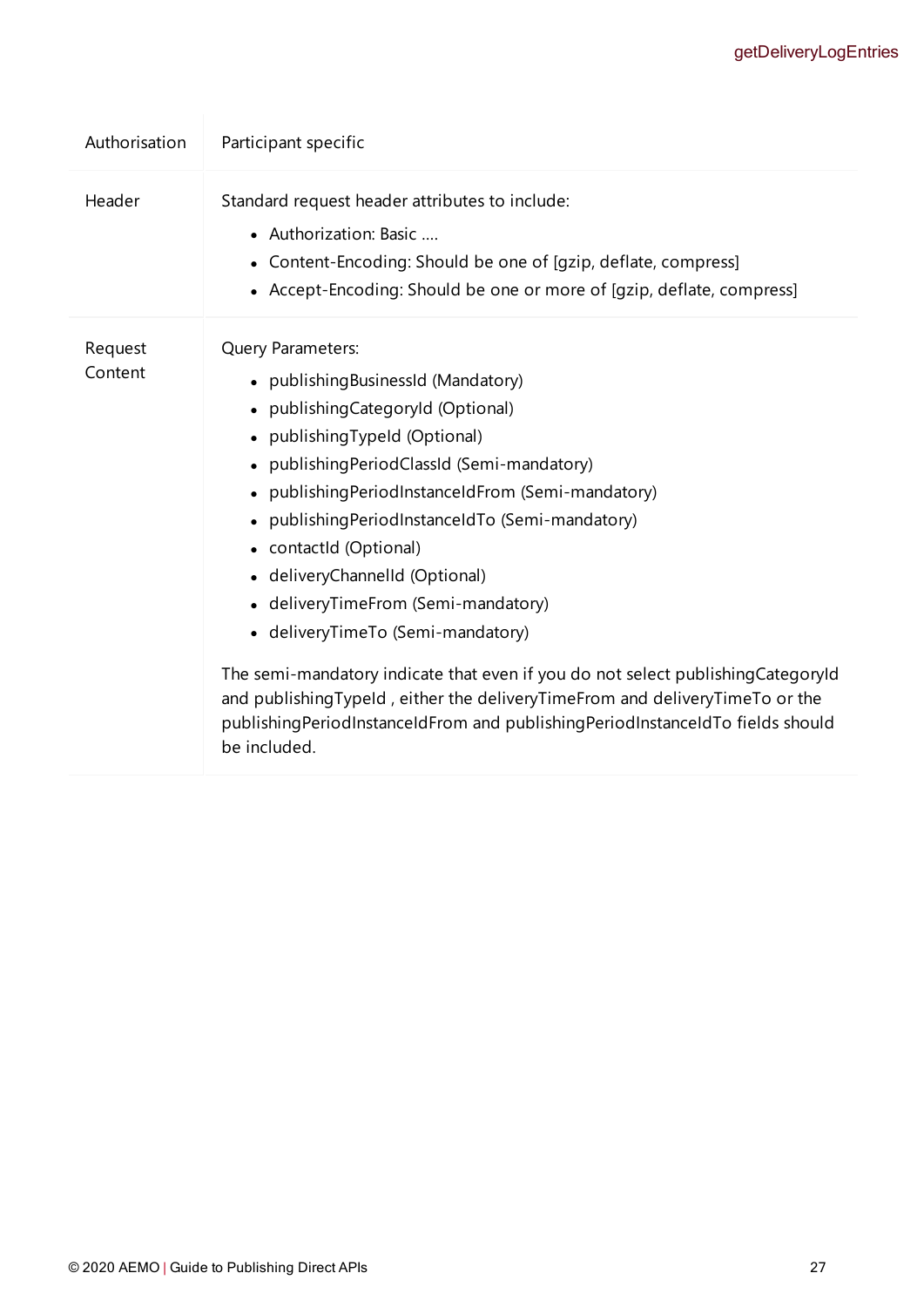| | |
|---|---|
| Authorisation | Participant specific |
| Header | Standard request header attributes to include:<br>• Authorization: Basic ....<br>• Content-Encoding: Should be one of [gzip, deflate, compress]<br>• Accept-Encoding: Should be one or more of [gzip, deflate, compress] |
| Request Content | Query Parameters:<br>• publishingBusinessId (Mandatory)<br>• publishingCategoryId (Optional)<br>• publishingTypeId (Optional)<br>• publishingPeriodClassId (Semi-mandatory)<br>• publishingPeriodInstanceIdFrom (Semi-mandatory)<br>• publishingPeriodInstanceIdTo (Semi-mandatory)<br>• contactId (Optional)<br>• deliveryChannelId (Optional)<br>• deliveryTimeFrom (Semi-mandatory)<br>• deliveryTimeTo (Semi-mandatory)<br><br>The semi-mandatory indicate that even if you do not select publishingCategoryId and publishingTypeId , either the deliveryTimeFrom and deliveryTimeTo or the publishingPeriodInstanceIdFrom and publishingPeriodInstanceIdTo fields should be included. |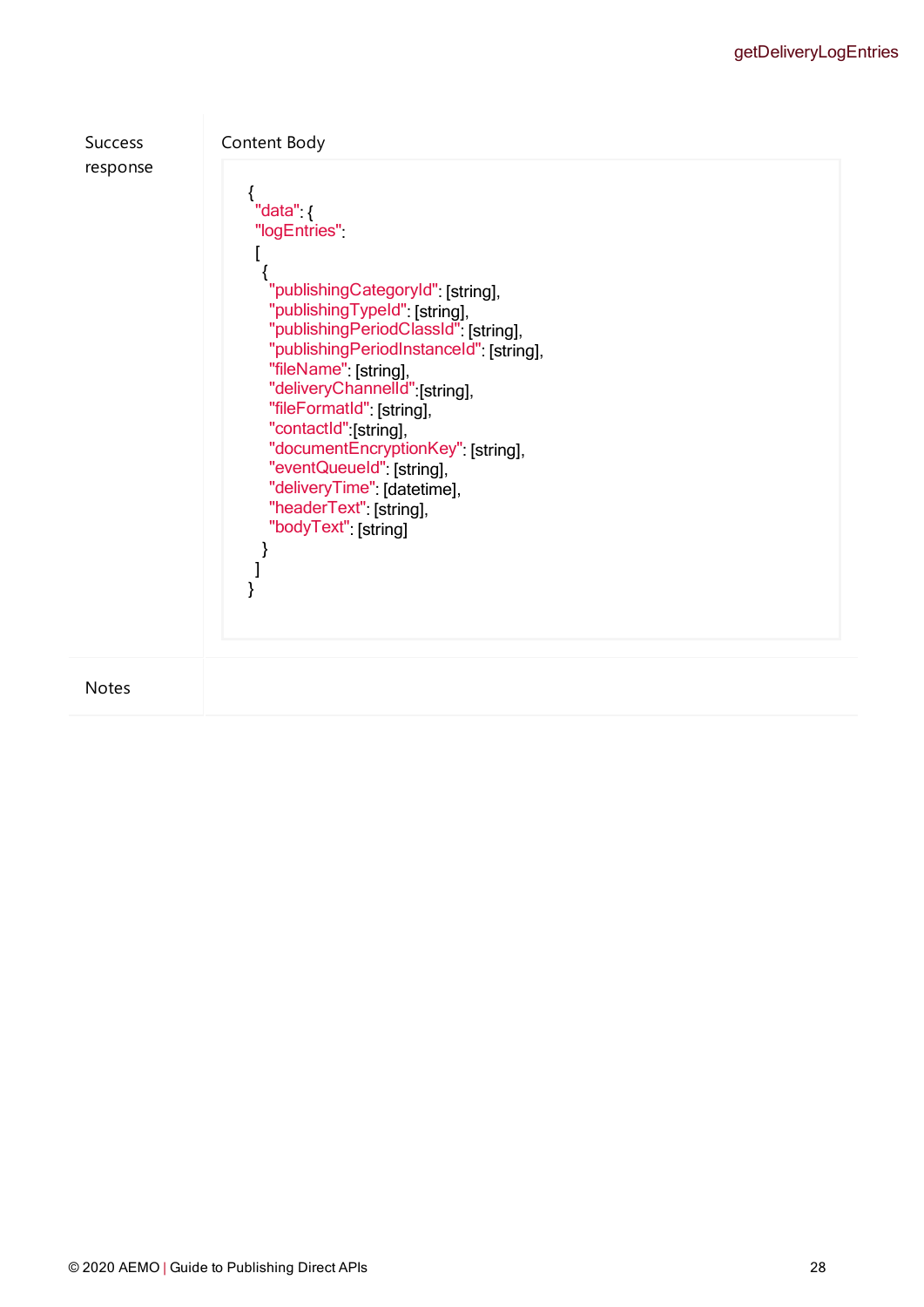| | |
|---|---|
| Success response | Content Body<br>```<br>{<br> "data": {<br> "logEntries":<br> [<br>  {<br>   "publishingCategoryId": [string],<br>   "publishingTypeId": [string],<br>   "publishingPeriodClassId": [string],<br>   "publishingPeriodInstanceId": [string],<br>   "fileName": [string],<br>   "deliveryChannelId":[string],<br>   "fileFormatId": [string],<br>   "contactId":[string],<br>   "documentEncryptionKey": [string],<br>   "eventQueueId": [string],<br>   "deliveryTime": [datetime],<br>   "headerText": [string],<br>   "bodyText": [string]<br>  }<br> ]<br>}<br>``` |
| Notes | |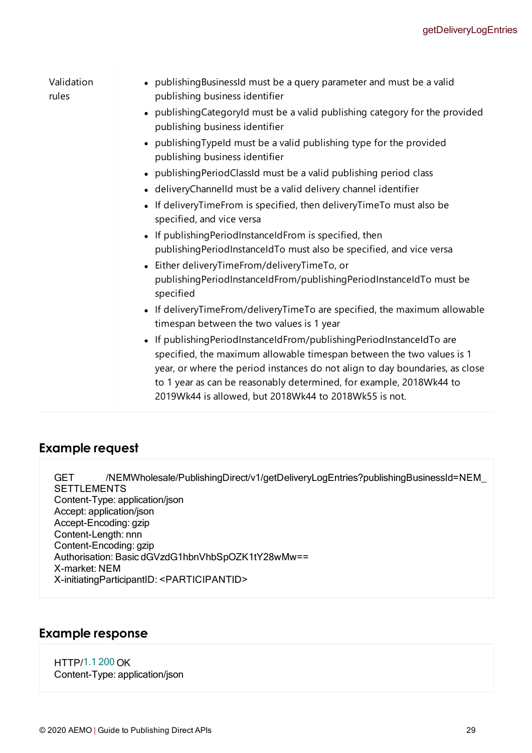| | |
|---|---|
| Validation rules | • publishingBusinessId must be a query parameter and must be a valid publishing business identifier<br>• publishingCategoryId must be a valid publishing category for the provided publishing business identifier<br>• publishingTypeId must be a valid publishing type for the provided publishing business identifier<br>• publishingPeriodClassId must be a valid publishing period class<br>• deliveryChannelId must be a valid delivery channel identifier<br>• If deliveryTimeFrom is specified, then deliveryTimeTo must also be specified, and vice versa<br>• If publishingPeriodInstanceIdFrom is specified, then publishingPeriodInstanceIdTo must also be specified, and vice versa<br>• Either deliveryTimeFrom/deliveryTimeTo, or publishingPeriodInstanceIdFrom/publishingPeriodInstanceIdTo must be specified<br>• If deliveryTimeFrom/deliveryTimeTo are specified, the maximum allowable timespan between the two values is 1 year<br>• If publishingPeriodInstanceIdFrom/publishingPeriodInstanceIdTo are specified, the maximum allowable timespan between the two values is 1 year, or where the period instances do not align to day boundaries, as close to 1 year as can be reasonably determined, for example, 2018Wk44 to 2019Wk44 is allowed, but 2018Wk44 to 2018Wk55 is not. |

## Example request

```
GET /NEMWholesale/PublishingDirect/v1/getDeliveryLogEntries?publishingBusinessId=NEM_SETTLEMENTS
Content-Type: application/json
Accept: application/json
Accept-Encoding: gzip
Content-Length: nnn
Content-Encoding: gzip
Authorisation: Basic dGVzdG1hbnVhbSpOZK1tY28wMw==
X-market: NEM
X-initiatingParticipantID: <PARTICIPANTID>
```

## Example response

```
HTTP/1.1 200 OK
Content-Type: application/json
```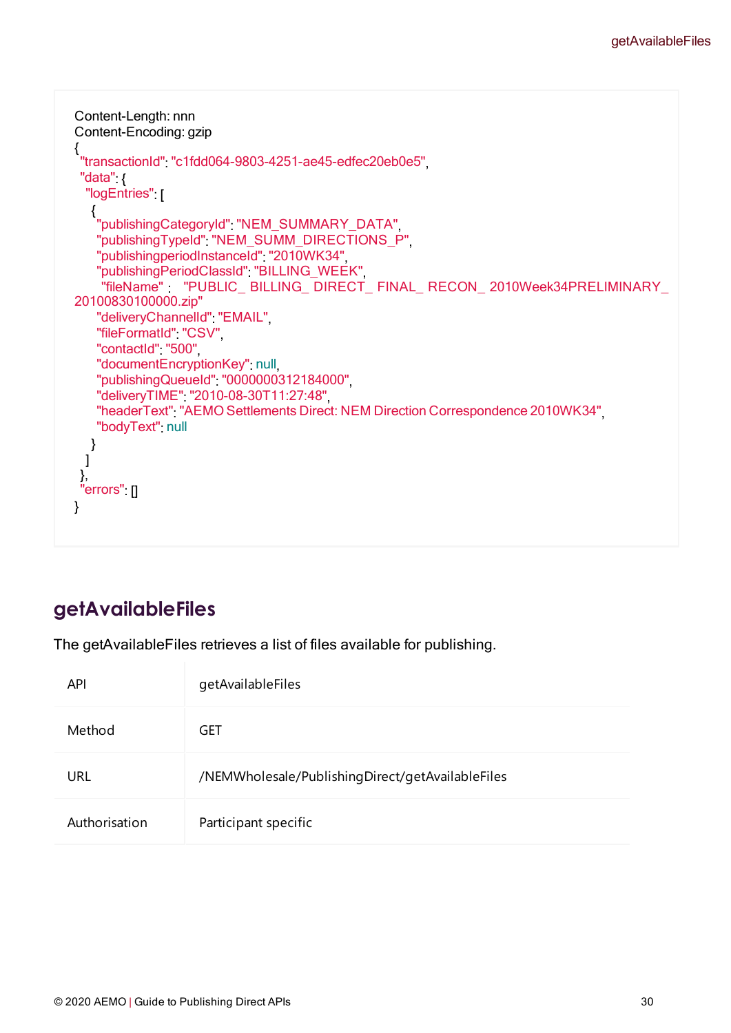```
Content-Length: nnn
Content-Encoding: gzip
{
 "transactionId": "c1fdd064-9803-4251-ae45-edfec20eb0e5",
 "data": {
  "logEntries": [
   {
    "publishingCategoryId": "NEM_SUMMARY_DATA",
    "publishingTypeId": "NEM_SUMM_DIRECTIONS_P",
    "publishingperiodInstanceId": "2010WK34",
    "publishingPeriodClassId": "BILLING_WEEK",
     "fileName" :  "PUBLIC_ BILLING_ DIRECT_ FINAL_ RECON_ 2010Week34PRELIMINARY_
20100830100000.zip"
    "deliveryChannelId": "EMAIL",
    "fileFormatId": "CSV",
    "contactId": "500",
    "documentEncryptionKey": null,
    "publishingQueueId": "0000000312184000",
    "deliveryTIME": "2010-08-30T11:27:48",
    "headerText": "AEMO Settlements Direct: NEM Direction Correspondence 2010WK34",
    "bodyText": null
   }
  ]
 },
 "errors": []
}
```

## getAvailableFiles

The getAvailableFiles retrieves a list of files available for publishing.

| | |
|---|---|
| API | getAvailableFiles |
| Method | GET |
| URL | /NEMWholesale/PublishingDirect/getAvailableFiles |
| Authorisation | Participant specific |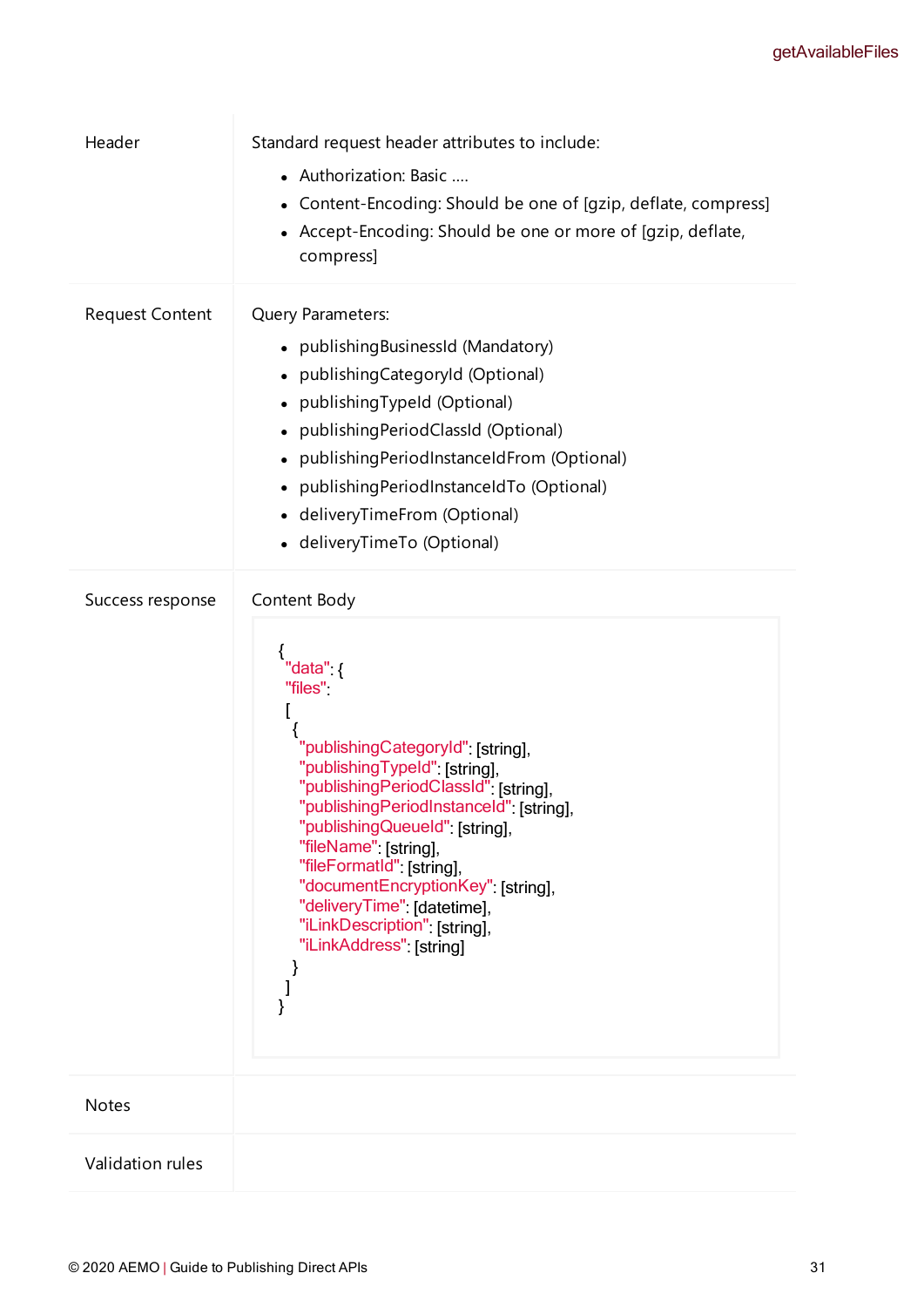| | |
|---|---|
| Header | Standard request header attributes to include:<br>• Authorization: Basic ....<br>• Content-Encoding: Should be one of [gzip, deflate, compress]<br>• Accept-Encoding: Should be one or more of [gzip, deflate, compress] |
| Request Content | Query Parameters:<br>• publishingBusinessId (Mandatory)<br>• publishingCategoryId (Optional)<br>• publishingTypeId (Optional)<br>• publishingPeriodClassId (Optional)<br>• publishingPeriodInstanceIdFrom (Optional)<br>• publishingPeriodInstanceIdTo (Optional)<br>• deliveryTimeFrom (Optional)<br>• deliveryTimeTo (Optional) |
| Success response | Content Body<br>`{`<br>`"data": {`<br>`"files":`<br>`[`<br>`{`<br>`"publishingCategoryId": [string],`<br>`"publishingTypeId": [string],`<br>`"publishingPeriodClassId": [string],`<br>`"publishingPeriodInstanceId": [string],`<br>`"publishingQueueId": [string],`<br>`"fileName": [string],`<br>`"fileFormatId": [string],`<br>`"documentEncryptionKey": [string],`<br>`"deliveryTime": [datetime],`<br>`"iLinkDescription": [string],`<br>`"iLinkAddress": [string]`<br>`}`<br>`]`<br>`}` |
| Notes | |
| Validation rules | |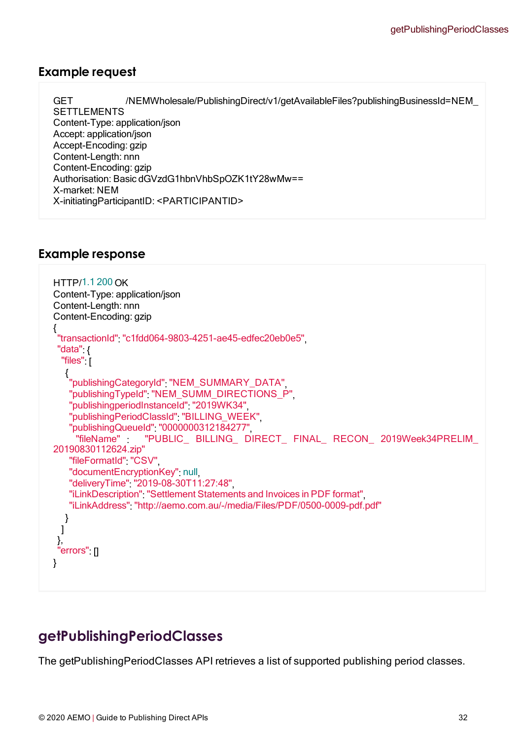### Example request

```
GET /NEMWholesale/PublishingDirect/v1/getAvailableFiles?publishingBusinessId=NEM_SETTLEMENTS
Content-Type: application/json
Accept: application/json
Accept-Encoding: gzip
Content-Length: nnn
Content-Encoding: gzip
Authorisation: Basic dGVzdG1hbnVhbSpOZK1tY28wMw==
X-market: NEM
X-initiatingParticipantID: <PARTICIPANTID>
```

### Example response

```
HTTP/1.1 200 OK
Content-Type: application/json
Content-Length: nnn
Content-Encoding: gzip
{
  "transactionId": "c1fdd064-9803-4251-ae45-edfec20eb0e5",
  "data": {
   "files": [
    {
     "publishingCategoryId": "NEM_SUMMARY_DATA",
     "publishingTypeId": "NEM_SUMM_DIRECTIONS_P",
     "publishingperiodInstanceId": "2019WK34",
     "publishingPeriodClassId": "BILLING_WEEK",
     "publishingQueueId": "0000000312184277",
      "fileName" : "PUBLIC_ BILLING_ DIRECT_ FINAL_ RECON_ 2019Week34PRELIM_20190830112624.zip"
     "fileFormatId": "CSV",
     "documentEncryptionKey": null,
     "deliveryTime": "2019-08-30T11:27:48",
     "iLinkDescription": "Settlement Statements and Invoices in PDF format",
     "iLinkAddress": "http://aemo.com.au/-/media/Files/PDF/0500-0009-pdf.pdf"
    }
   ]
  },
  "errors": []
}
```

## getPublishingPeriodClasses

The getPublishingPeriodClasses API retrieves a list of supported publishing period classes.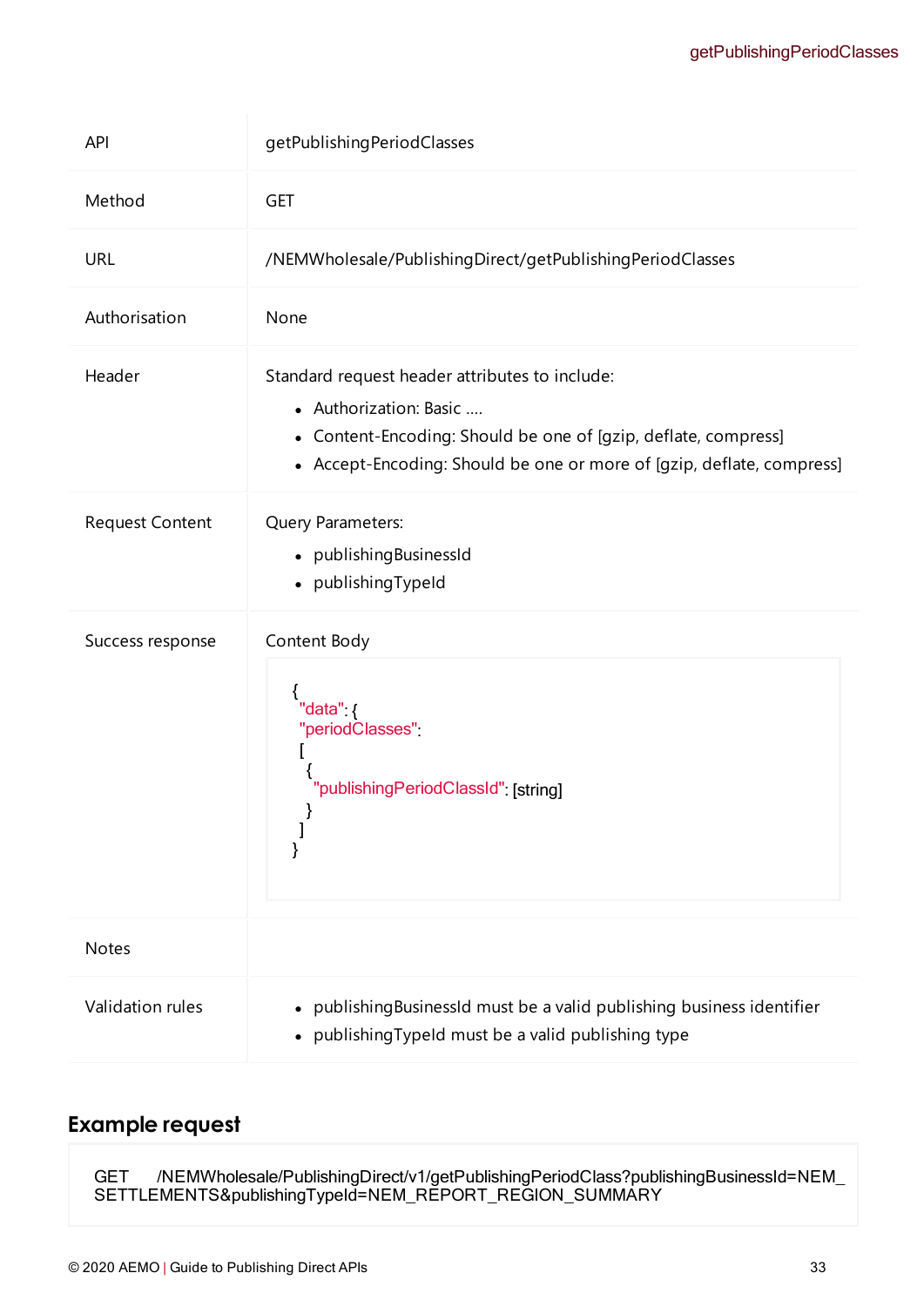| API | getPublishingPeriodClasses |
|---|---|
| Method | GET |
| URL | /NEMWholesale/PublishingDirect/getPublishingPeriodClasses |
| Authorisation | None |
| Header | Standard request header attributes to include:<br>• Authorization: Basic ....<br>• Content-Encoding: Should be one of [gzip, deflate, compress]<br>• Accept-Encoding: Should be one or more of [gzip, deflate, compress] |
| Request Content | Query Parameters:<br>• publishingBusinessId<br>• publishingTypeId |
| Success response | Content Body<br>`{ "data": { "periodClasses": [ { "publishingPeriodClassId": [string] } ] }` |
| Notes | |
| Validation rules | • publishingBusinessId must be a valid publishing business identifier<br>• publishingTypeId must be a valid publishing type |

Success response content body:

```
{
 "data": {
 "periodClasses":
 [
  {
   "publishingPeriodClassId": [string]
  }
 ]
}
```

## Example request

```
GET    /NEMWholesale/PublishingDirect/v1/getPublishingPeriodClass?publishingBusinessId=NEM_
SETTLEMENTS&publishingTypeId=NEM_REPORT_REGION_SUMMARY
```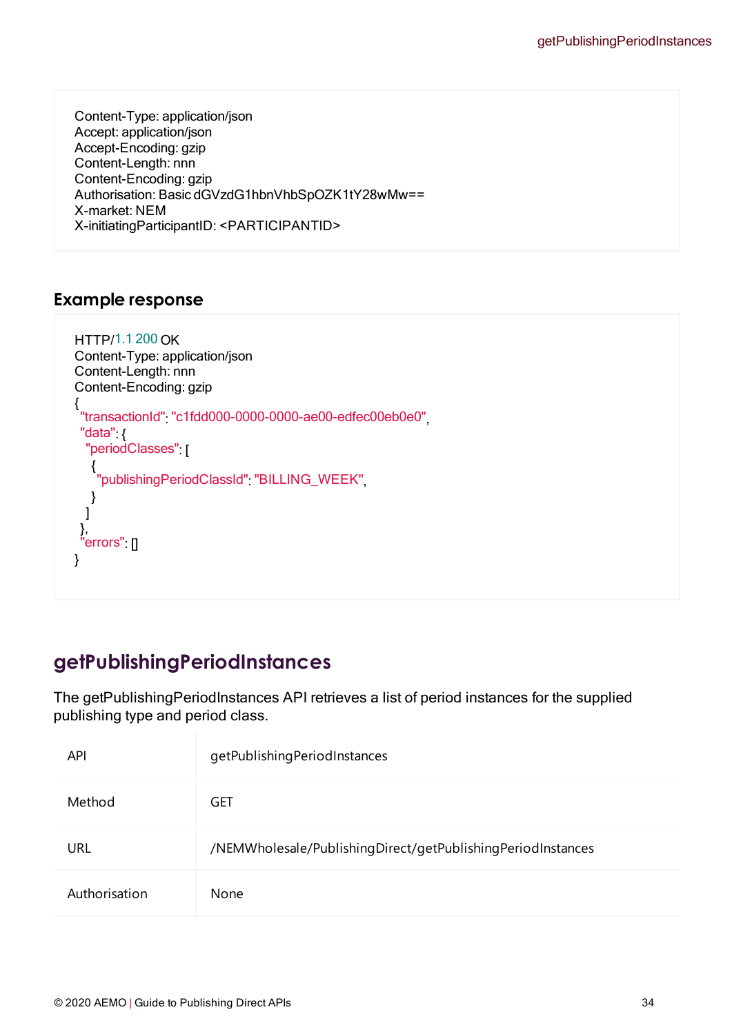```
Content-Type: application/json
Accept: application/json
Accept-Encoding: gzip
Content-Length: nnn
Content-Encoding: gzip
Authorisation: Basic dGVzdG1hbnVhbSpOZK1tY28wMw==
X-market: NEM
X-initiatingParticipantID: <PARTICIPANTID>
```

### Example response

```
HTTP/1.1 200 OK
Content-Type: application/json
Content-Length: nnn
Content-Encoding: gzip
{
 "transactionId": "c1fdd000-0000-0000-ae00-edfec00eb0e0",
 "data": {
  "periodClasses": [
   {
    "publishingPeriodClassId": "BILLING_WEEK",
   }
  ]
 },
 "errors": []
}
```

## getPublishingPeriodInstances

The getPublishingPeriodInstances API retrieves a list of period instances for the supplied publishing type and period class.

| | |
|---|---|
| API | getPublishingPeriodInstances |
| Method | GET |
| URL | /NEMWholesale/PublishingDirect/getPublishingPeriodInstances |
| Authorisation | None |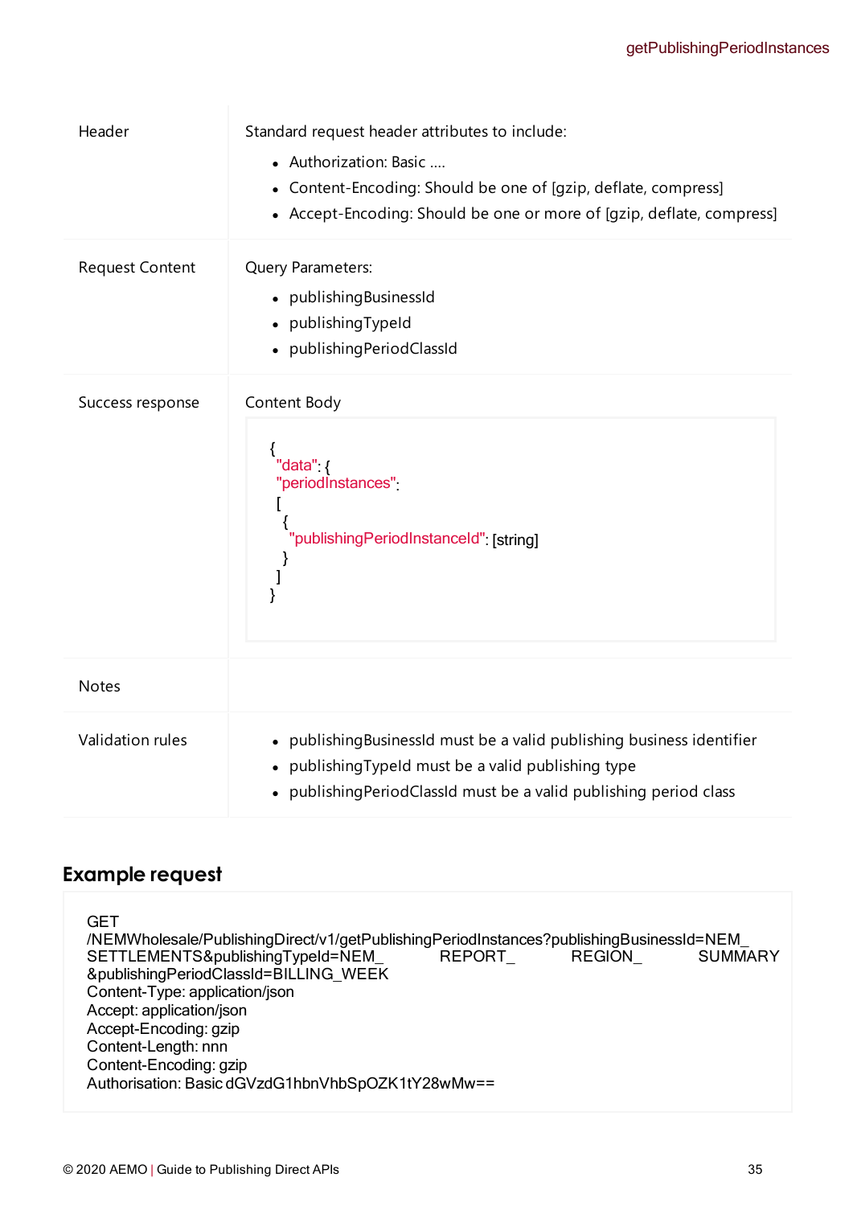| | |
|---|---|
| Header | Standard request header attributes to include:<br>• Authorization: Basic ....<br>• Content-Encoding: Should be one of [gzip, deflate, compress]<br>• Accept-Encoding: Should be one or more of [gzip, deflate, compress] |
| Request Content | Query Parameters:<br>• publishingBusinessId<br>• publishingTypeId<br>• publishingPeriodClassId |
| Success response | Content Body<br>`{ "data": { "periodInstances": [ { "publishingPeriodInstanceId": [string] } ] }` |
| Notes | |
| Validation rules | • publishingBusinessId must be a valid publishing business identifier<br>• publishingTypeId must be a valid publishing type<br>• publishingPeriodClassId must be a valid publishing period class |

Success response content body:

```
{
 "data": {
 "periodInstances":
  [
   {
    "publishingPeriodInstanceId": [string]
   }
  ]
}
```

## Example request

```
GET
/NEMWholesale/PublishingDirect/v1/getPublishingPeriodInstances?publishingBusinessId=NEM_
SETTLEMENTS&publishingTypeId=NEM_ REPORT_ REGION_ SUMMARY
&publishingPeriodClassId=BILLING_WEEK
Content-Type: application/json
Accept: application/json
Accept-Encoding: gzip
Content-Length: nnn
Content-Encoding: gzip
Authorisation: Basic dGVzdG1hbnVhbSpOZK1tY28wMw==
```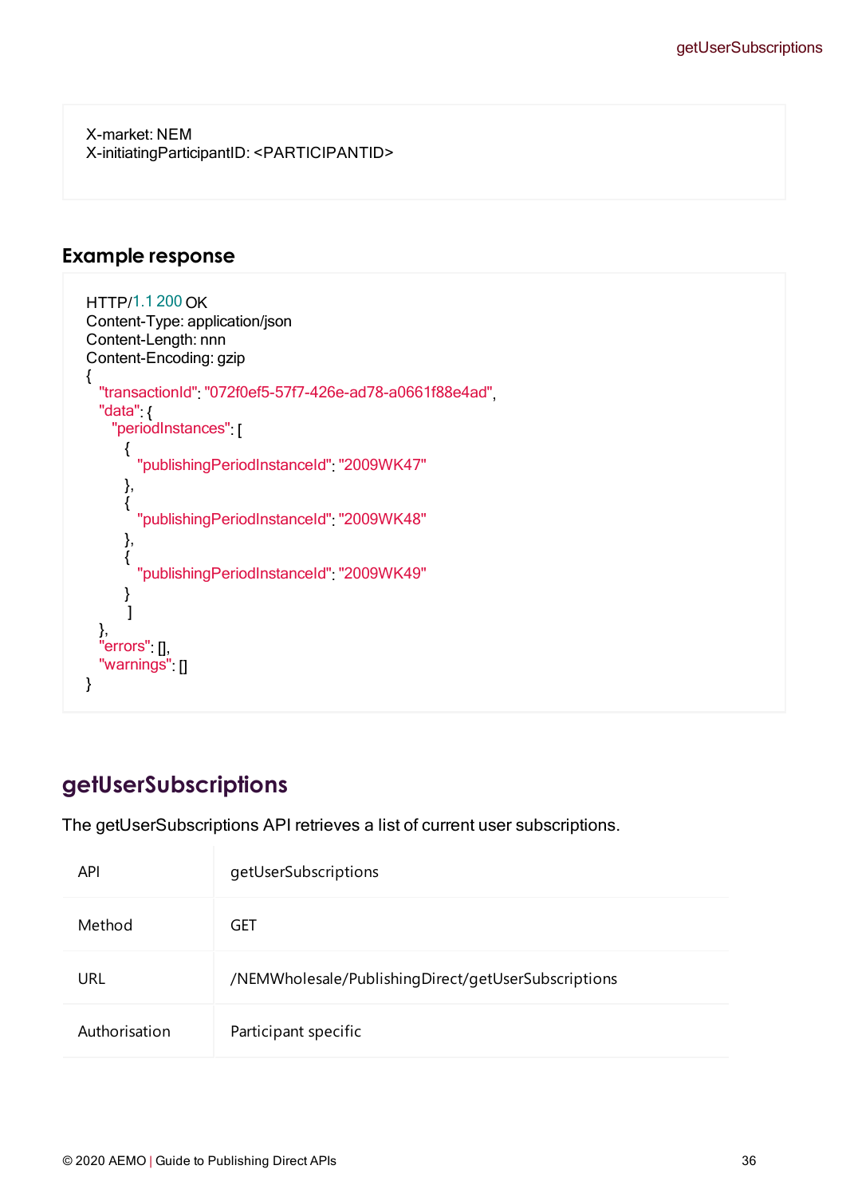```
X-market: NEM
X-initiatingParticipantID: <PARTICIPANTID>
```

### Example response

```
HTTP/1.1 200 OK
Content-Type: application/json
Content-Length: nnn
Content-Encoding: gzip
{
  "transactionId": "072f0ef5-57f7-426e-ad78-a0661f88e4ad",
  "data": {
    "periodInstances": [
      {
        "publishingPeriodInstanceId": "2009WK47"
      },
      {
        "publishingPeriodInstanceId": "2009WK48"
      },
      {
        "publishingPeriodInstanceId": "2009WK49"
      }
    ]
  },
  "errors": [],
  "warnings": []
}
```

## getUserSubscriptions

The getUserSubscriptions API retrieves a list of current user subscriptions.

| | |
|---|---|
| API | getUserSubscriptions |
| Method | GET |
| URL | /NEMWholesale/PublishingDirect/getUserSubscriptions |
| Authorisation | Participant specific |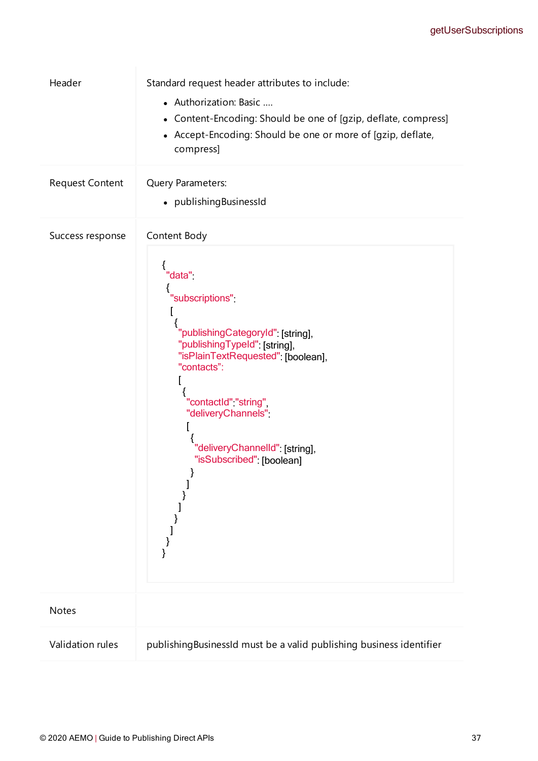| | |
|---|---|
| Header | Standard request header attributes to include:<br>• Authorization: Basic ....<br>• Content-Encoding: Should be one of [gzip, deflate, compress]<br>• Accept-Encoding: Should be one or more of [gzip, deflate, compress] |
| Request Content | Query Parameters:<br>• publishingBusinessId |
| Success response | Content Body<br>(see below) |
| Notes | |
| Validation rules | publishingBusinessId must be a valid publishing business identifier |

```
{
 "data":
 {
  "subscriptions":
  [
   {
    "publishingCategoryId": [string],
    "publishingTypeId": [string],
    "isPlainTextRequested": [boolean],
    "contacts":
    [
     {
      "contactId":"string",
      "deliveryChannels":
      [
       {
        "deliveryChannelId": [string],
        "isSubscribed": [boolean]
       }
      ]
     }
    ]
   }
  ]
 }
}
```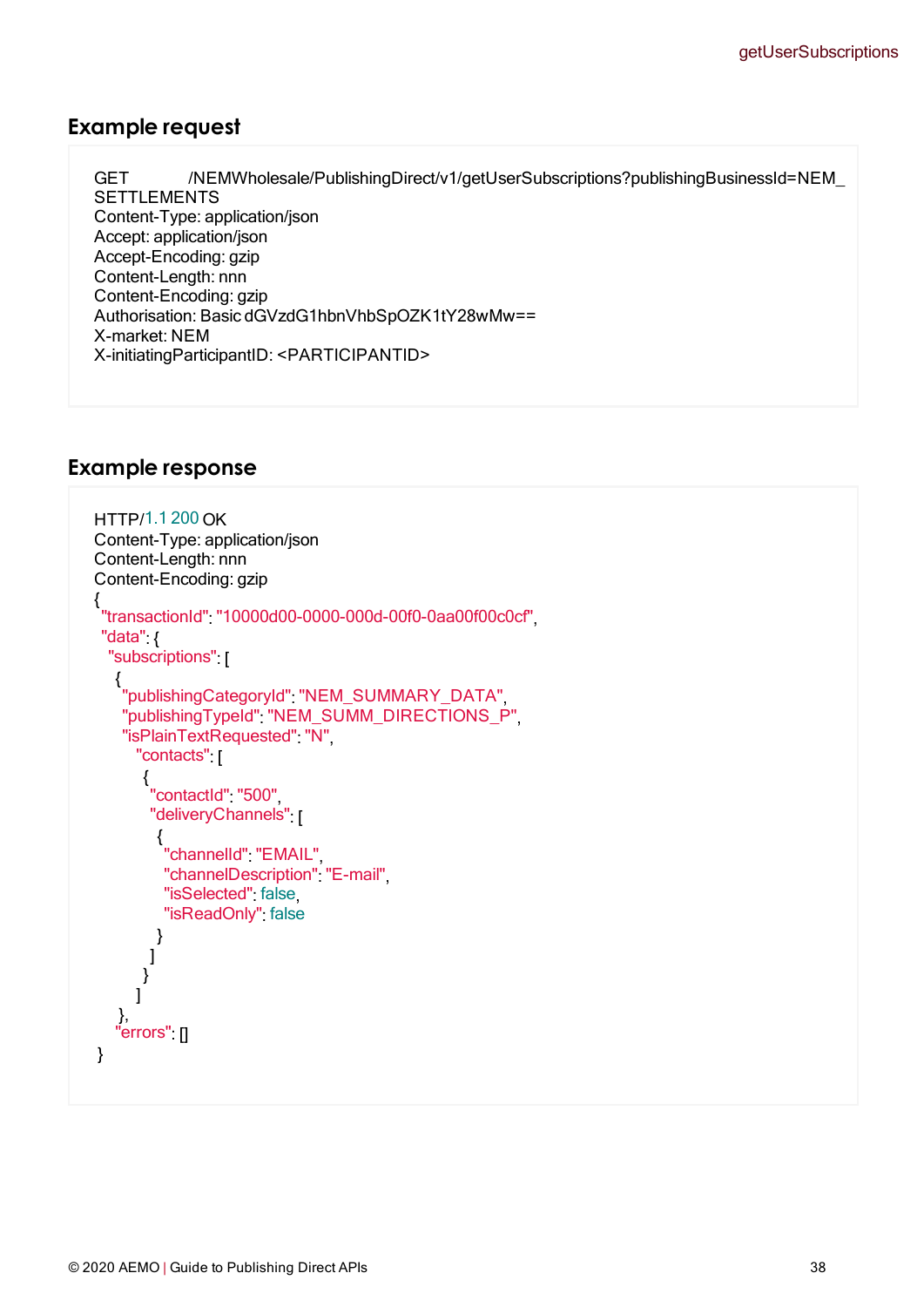## Example request

```
GET /NEMWholesale/PublishingDirect/v1/getUserSubscriptions?publishingBusinessId=NEM_
SETTLEMENTS
Content-Type: application/json
Accept: application/json
Accept-Encoding: gzip
Content-Length: nnn
Content-Encoding: gzip
Authorisation: Basic dGVzdG1hbnVhbSpOZK1tY28wMw==
X-market: NEM
X-initiatingParticipantID: <PARTICIPANTID>
```

## Example response

```
HTTP/1.1 200 OK
Content-Type: application/json
Content-Length: nnn
Content-Encoding: gzip
{
 "transactionId": "10000d00-0000-000d-00f0-0aa00f00c0cf",
 "data": {
  "subscriptions": [
   {
    "publishingCategoryId": "NEM_SUMMARY_DATA",
    "publishingTypeId": "NEM_SUMM_DIRECTIONS_P",
    "isPlainTextRequested": "N",
      "contacts": [
       {
        "contactId": "500",
        "deliveryChannels": [
         {
          "channelId": "EMAIL",
          "channelDescription": "E-mail",
          "isSelected": false,
          "isReadOnly": false
         }
        ]
       }
      ]
   },
   "errors": []
 }
```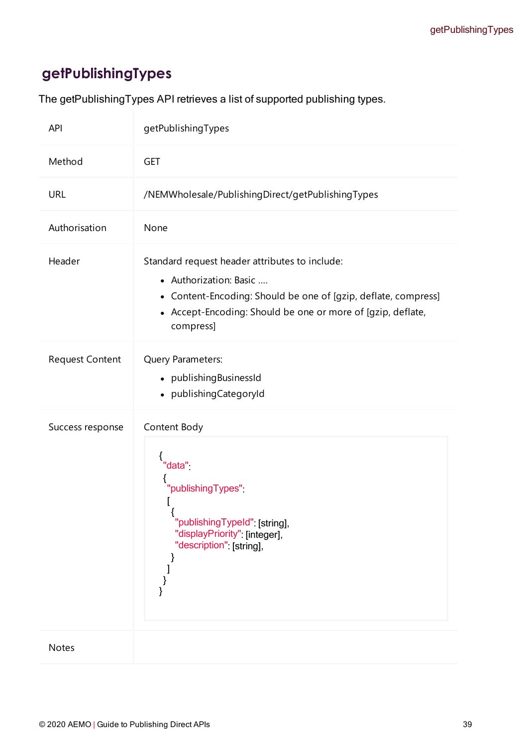## getPublishingTypes

The getPublishingTypes API retrieves a list of supported publishing types.

| | |
|---|---|
| API | getPublishingTypes |
| Method | GET |
| URL | /NEMWholesale/PublishingDirect/getPublishingTypes |
| Authorisation | None |
| Header | Standard request header attributes to include:<br>• Authorization: Basic ....<br>• Content-Encoding: Should be one of [gzip, deflate, compress]<br>• Accept-Encoding: Should be one or more of [gzip, deflate, compress] |
| Request Content | Query Parameters:<br>• publishingBusinessId<br>• publishingCategoryId |
| Success response | Content Body<br>`{ "data": { "publishingTypes": [ { "publishingTypeId": [string], "displayPriority": [integer], "description": [string], } ] } }` |
| Notes | |

Success response content body:

```
{
 "data":
  {
   "publishingTypes":
   [
    {
     "publishingTypeId": [string],
     "displayPriority": [integer],
     "description": [string],
    }
   ]
  }
}
```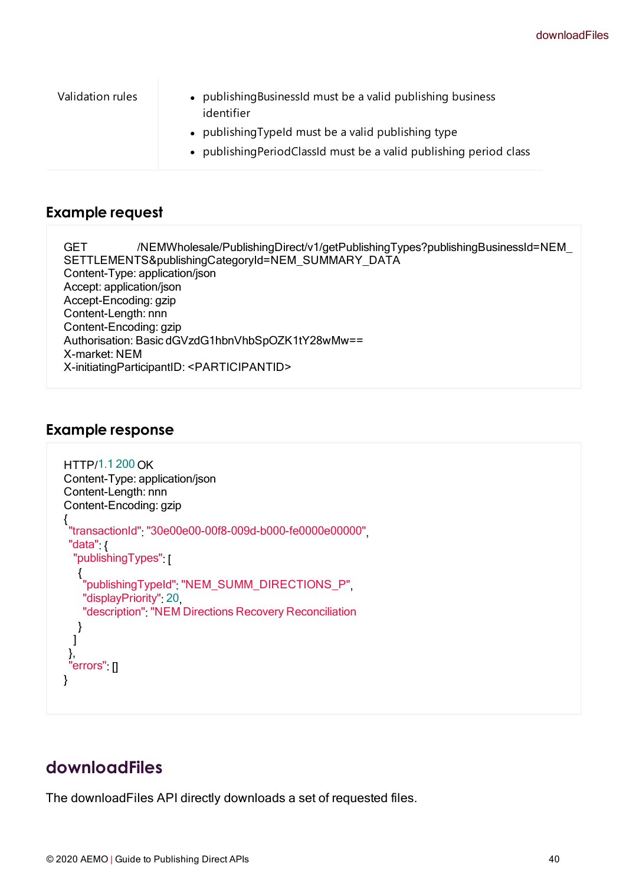| Validation rules | • publishingBusinessId must be a valid publishing business identifier<br>• publishingTypeId must be a valid publishing type<br>• publishingPeriodClassId must be a valid publishing period class |
|---|---|

### Example request

```
GET /NEMWholesale/PublishingDirect/v1/getPublishingTypes?publishingBusinessId=NEM_
SETTLEMENTS&publishingCategoryId=NEM_SUMMARY_DATA
Content-Type: application/json
Accept: application/json
Accept-Encoding: gzip
Content-Length: nnn
Content-Encoding: gzip
Authorisation: Basic dGVzdG1hbnVhbSpOZK1tY28wMw==
X-market: NEM
X-initiatingParticipantID: <PARTICIPANTID>
```

### Example response

```
HTTP/1.1 200 OK
Content-Type: application/json
Content-Length: nnn
Content-Encoding: gzip
{
 "transactionId": "30e00e00-00f8-009d-b000-fe0000e00000",
 "data": {
  "publishingTypes": [
   {
    "publishingTypeId": "NEM_SUMM_DIRECTIONS_P",
    "displayPriority": 20,
    "description": "NEM Directions Recovery Reconciliation
   }
  ]
 },
 "errors": []
}
```

## downloadFiles

The downloadFiles API directly downloads a set of requested files.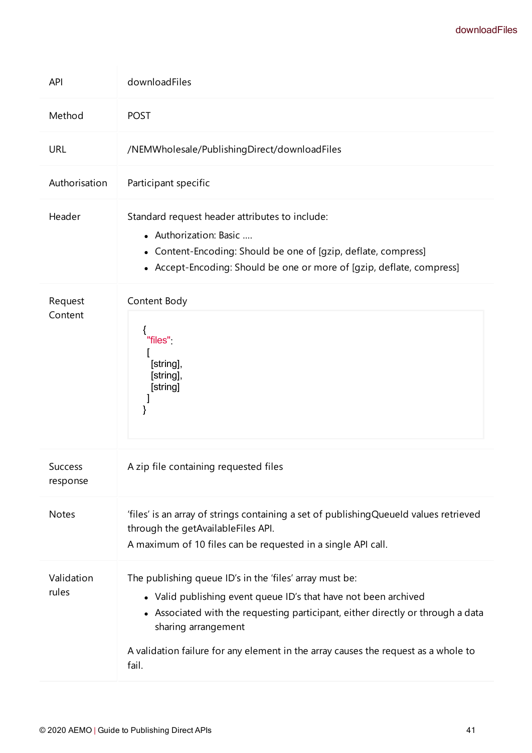| API | downloadFiles |
| --- | --- |
| Method | POST |
| URL | /NEMWholesale/PublishingDirect/downloadFiles |
| Authorisation | Participant specific |
| Header | Standard request header attributes to include:<br>• Authorization: Basic ....<br>• Content-Encoding: Should be one of [gzip, deflate, compress]<br>• Accept-Encoding: Should be one or more of [gzip, deflate, compress] |
| Request Content | Content Body<br>`{ "files": [ [string], [string], [string] ] }` |
| Success response | A zip file containing requested files |
| Notes | 'files' is an array of strings containing a set of publishingQueueId values retrieved through the getAvailableFiles API.<br>A maximum of 10 files can be requested in a single API call. |
| Validation rules | The publishing queue ID's in the 'files' array must be:<br>• Valid publishing event queue ID's that have not been archived<br>• Associated with the requesting participant, either directly or through a data sharing arrangement<br><br>A validation failure for any element in the array causes the request as a whole to fail. |

Request Content body:

```
{
 "files":
  [
   [string],
   [string],
   [string]
  ]
}
```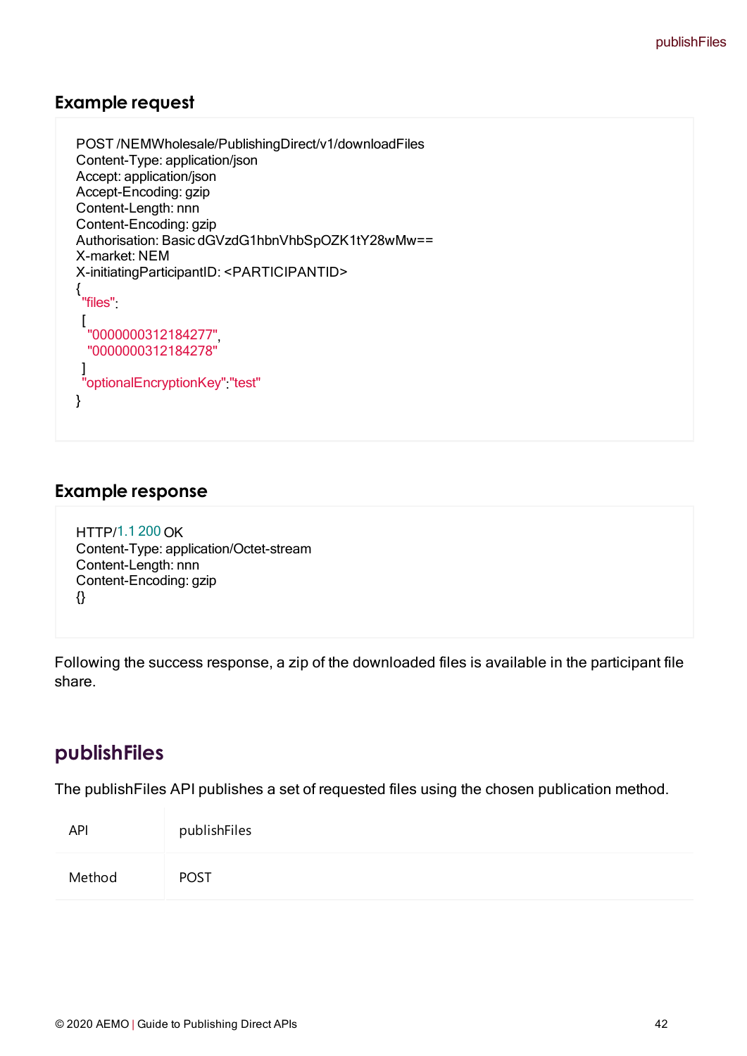### Example request

```
POST /NEMWholesale/PublishingDirect/v1/downloadFiles
Content-Type: application/json
Accept: application/json
Accept-Encoding: gzip
Content-Length: nnn
Content-Encoding: gzip
Authorisation: Basic dGVzdG1hbnVhbSpOZK1tY28wMw==
X-market: NEM
X-initiatingParticipantID: <PARTICIPANTID>
{
 "files":
  [
   "0000000312184277",
   "0000000312184278"
  ]
 "optionalEncryptionKey":"test"
}
```

### Example response

```
HTTP/1.1 200 OK
Content-Type: application/Octet-stream
Content-Length: nnn
Content-Encoding: gzip
{}
```

Following the success response, a zip of the downloaded files is available in the participant file share.

## publishFiles

The publishFiles API publishes a set of requested files using the chosen publication method.

| | |
|---|---|
| API | publishFiles |
| Method | POST |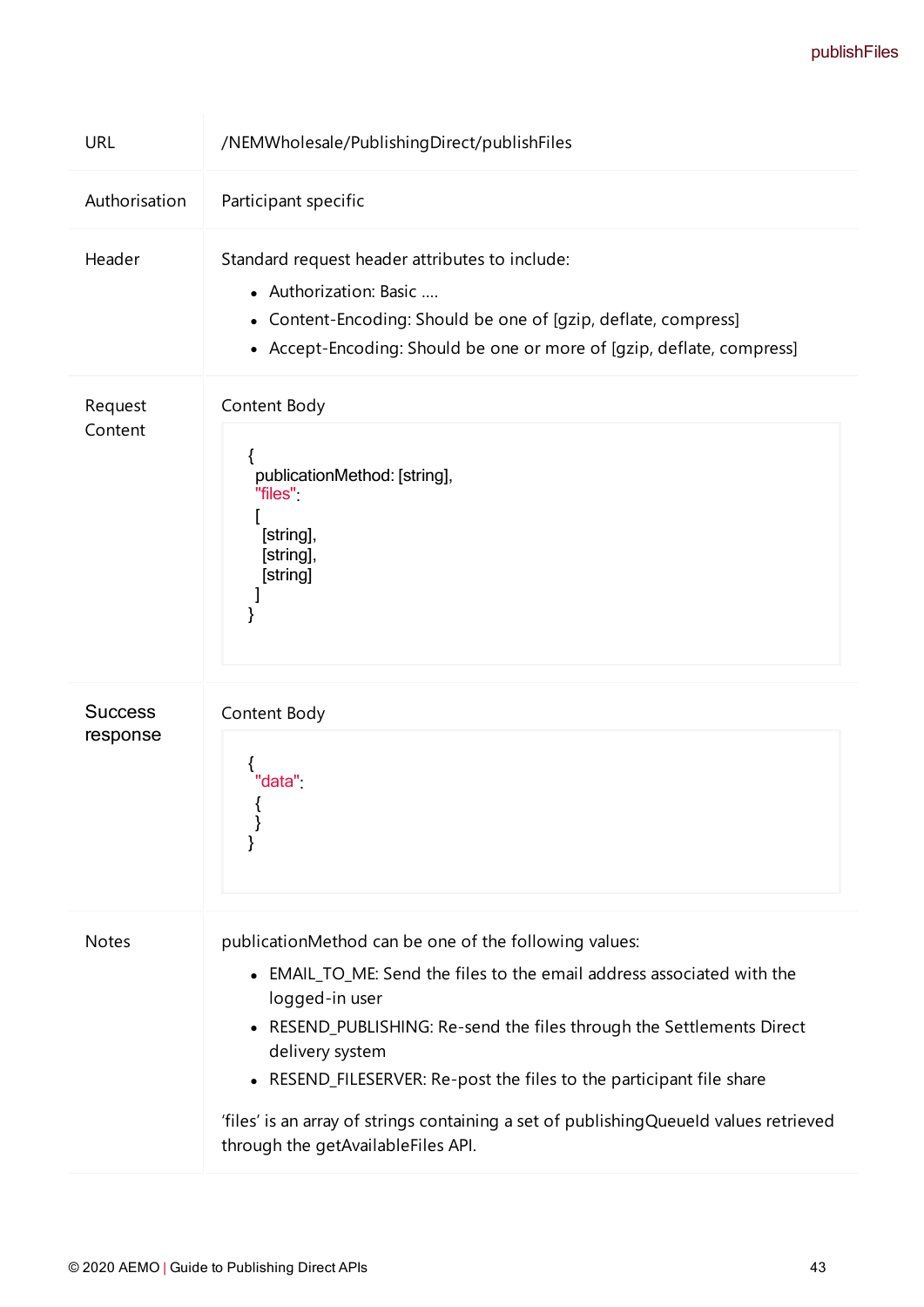| | |
|---|---|
| URL | /NEMWholesale/PublishingDirect/publishFiles |
| Authorisation | Participant specific |
| Header | Standard request header attributes to include:<br>• Authorization: Basic ....<br>• Content-Encoding: Should be one of [gzip, deflate, compress]<br>• Accept-Encoding: Should be one or more of [gzip, deflate, compress] |
| Request Content | Content Body<br>`{ publicationMethod: [string], "files": [ [string], [string], [string] ] }` |
| Success response | Content Body<br>`{ "data": { } }` |
| Notes | publicationMethod can be one of the following values:<br>• EMAIL_TO_ME: Send the files to the email address associated with the logged-in user<br>• RESEND_PUBLISHING: Re-send the files through the Settlements Direct delivery system<br>• RESEND_FILESERVER: Re-post the files to the participant file share<br><br>'files' is an array of strings containing a set of publishingQueueId values retrieved through the getAvailableFiles API. |

Request Content body:

```
{
 publicationMethod: [string],
 "files":
 [
  [string],
  [string],
  [string]
 ]
}
```

Success response body:

```
{
 "data":
 {
 }
}
```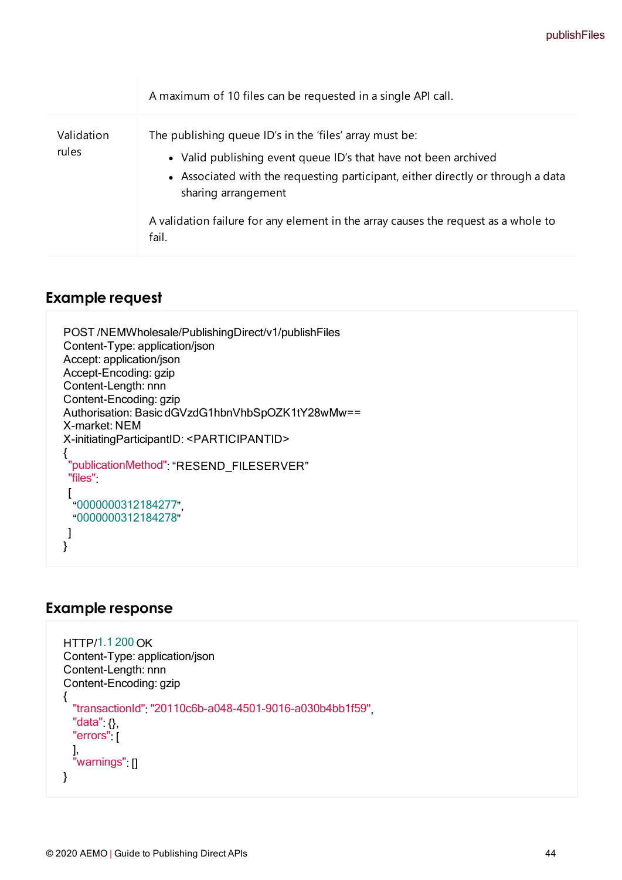|  | A maximum of 10 files can be requested in a single API call. |
|---|---|
| Validation rules | The publishing queue ID's in the 'files' array must be:<br>• Valid publishing event queue ID's that have not been archived<br>• Associated with the requesting participant, either directly or through a data sharing arrangement<br><br>A validation failure for any element in the array causes the request as a whole to fail. |

## Example request

```
POST /NEMWholesale/PublishingDirect/v1/publishFiles
Content-Type: application/json
Accept: application/json
Accept-Encoding: gzip
Content-Length: nnn
Content-Encoding: gzip
Authorisation: Basic dGVzdG1hbnVhbSpOZK1tY28wMw==
X-market: NEM
X-initiatingParticipantID: <PARTICIPANTID>
{
 "publicationMethod": “RESEND_FILESERVER”
 "files":
 [
  “0000000312184277”,
  “0000000312184278”
 ]
}
```

## Example response

```
HTTP/1.1 200 OK
Content-Type: application/json
Content-Length: nnn
Content-Encoding: gzip
{
  "transactionId": "20110c6b-a048-4501-9016-a030b4bb1f59",
  "data": {},
  "errors": [
  ],
  "warnings": []
}
```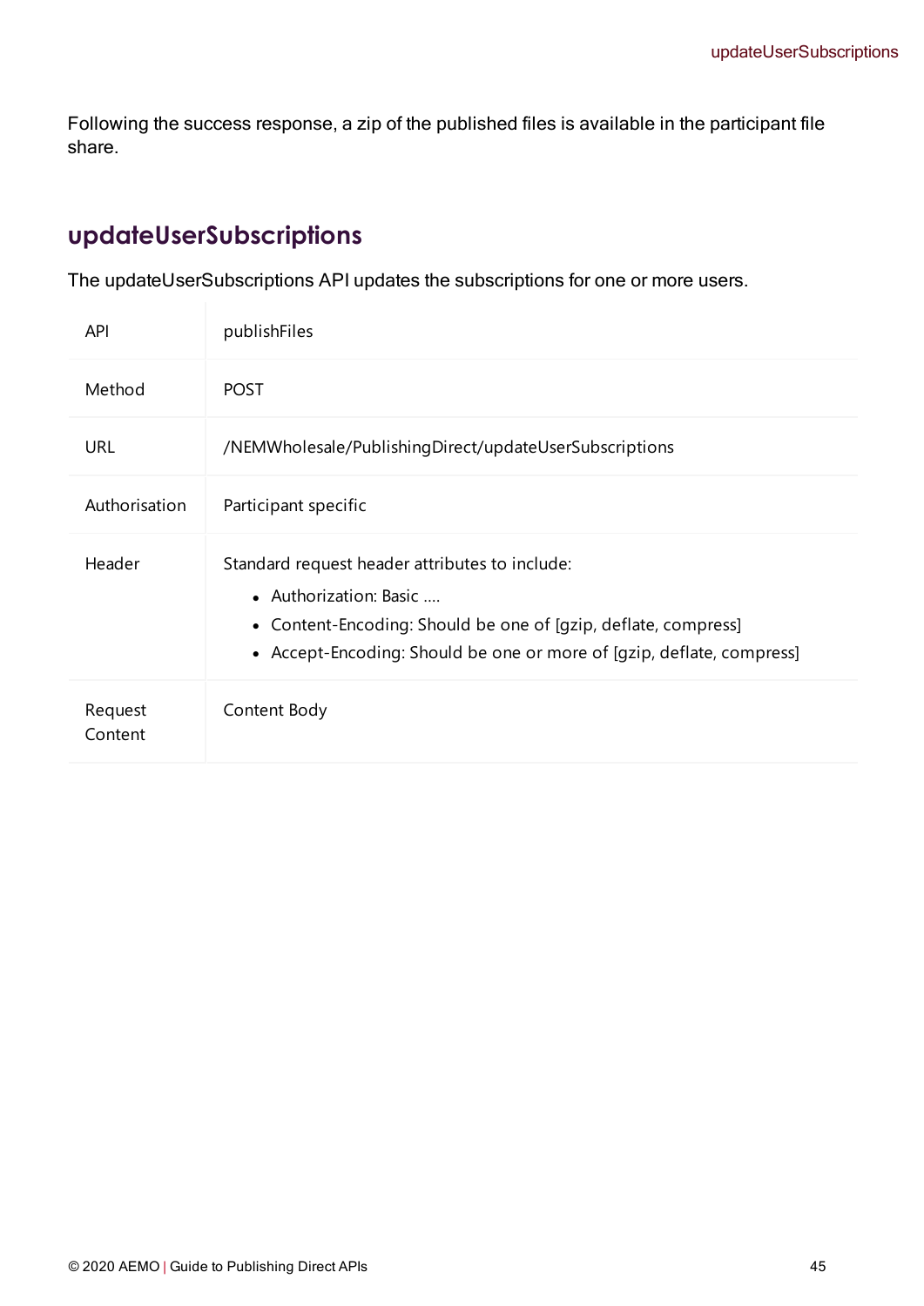Following the success response, a zip of the published files is available in the participant file share.

## updateUserSubscriptions

The updateUserSubscriptions API updates the subscriptions for one or more users.

| | |
|---|---|
| API | publishFiles |
| Method | POST |
| URL | /NEMWholesale/PublishingDirect/updateUserSubscriptions |
| Authorisation | Participant specific |
| Header | Standard request header attributes to include:<br>• Authorization: Basic ....<br>• Content-Encoding: Should be one of [gzip, deflate, compress]<br>• Accept-Encoding: Should be one or more of [gzip, deflate, compress] |
| Request Content | Content Body |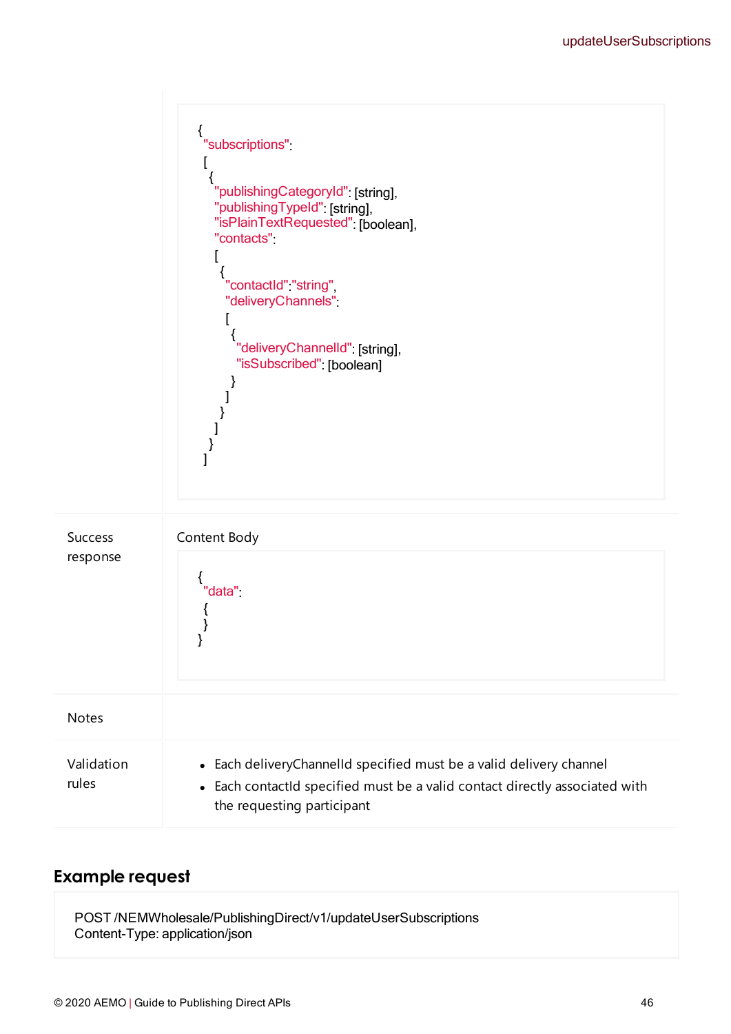| | |
|---|---|
| | ```{<br> "subscriptions":<br> [<br>  {<br>   "publishingCategoryId": [string],<br>   "publishingTypeId": [string],<br>   "isPlainTextRequested": [boolean],<br>   "contacts":<br>   [<br>    {<br>     "contactId":"string",<br>     "deliveryChannels":<br>     [<br>      {<br>       "deliveryChannelId": [string],<br>       "isSubscribed": [boolean]<br>      }<br>     ]<br>    }<br>   ]<br>  }<br> ]``` |
| Success response | Content Body<br>```{<br> "data":<br> {<br> }<br>}``` |
| Notes | |
| Validation rules | • Each deliveryChannelId specified must be a valid delivery channel<br>• Each contactId specified must be a valid contact directly associated with the requesting participant |

## Example request

```
POST /NEMWholesale/PublishingDirect/v1/updateUserSubscriptions
Content-Type: application/json
```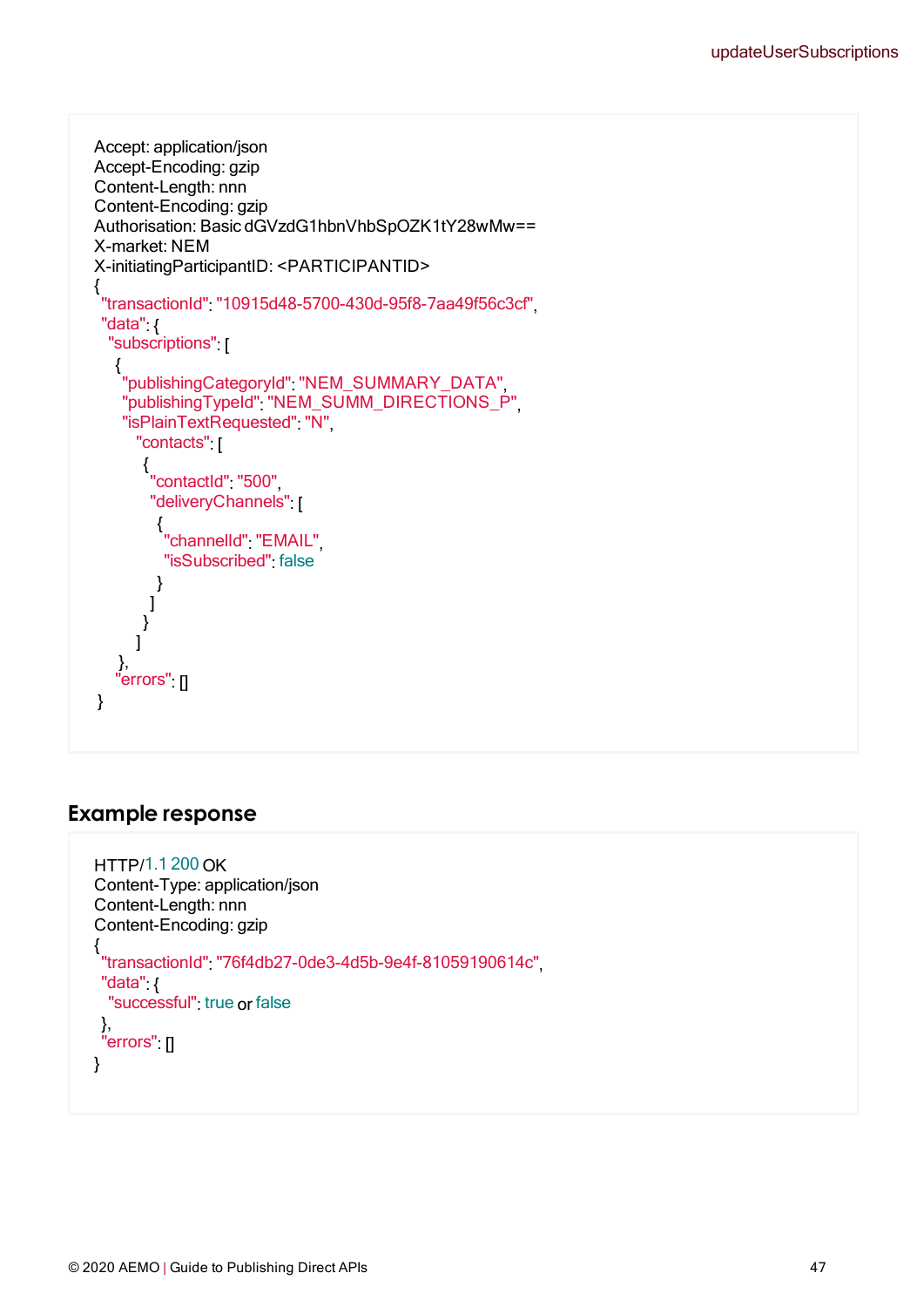```
Accept: application/json
Accept-Encoding: gzip
Content-Length: nnn
Content-Encoding: gzip
Authorisation: Basic dGVzdG1hbnVhbSpOZK1tY28wMw==
X-market: NEM
X-initiatingParticipantID: <PARTICIPANTID>
{
 "transactionId": "10915d48-5700-430d-95f8-7aa49f56c3cf",
 "data": {
  "subscriptions": [
   {
    "publishingCategoryId": "NEM_SUMMARY_DATA",
    "publishingTypeId": "NEM_SUMM_DIRECTIONS_P",
    "isPlainTextRequested": "N",
      "contacts": [
       {
        "contactId": "500",
        "deliveryChannels": [
         {
          "channelId": "EMAIL",
          "isSubscribed": false
         }
        ]
       }
      ]
   },
   "errors": []
 }
```

## Example response

```
HTTP/1.1 200 OK
Content-Type: application/json
Content-Length: nnn
Content-Encoding: gzip
{
 "transactionId": "76f4db27-0de3-4d5b-9e4f-81059190614c",
 "data": {
  "successful": true or false
 },
 "errors": []
}
```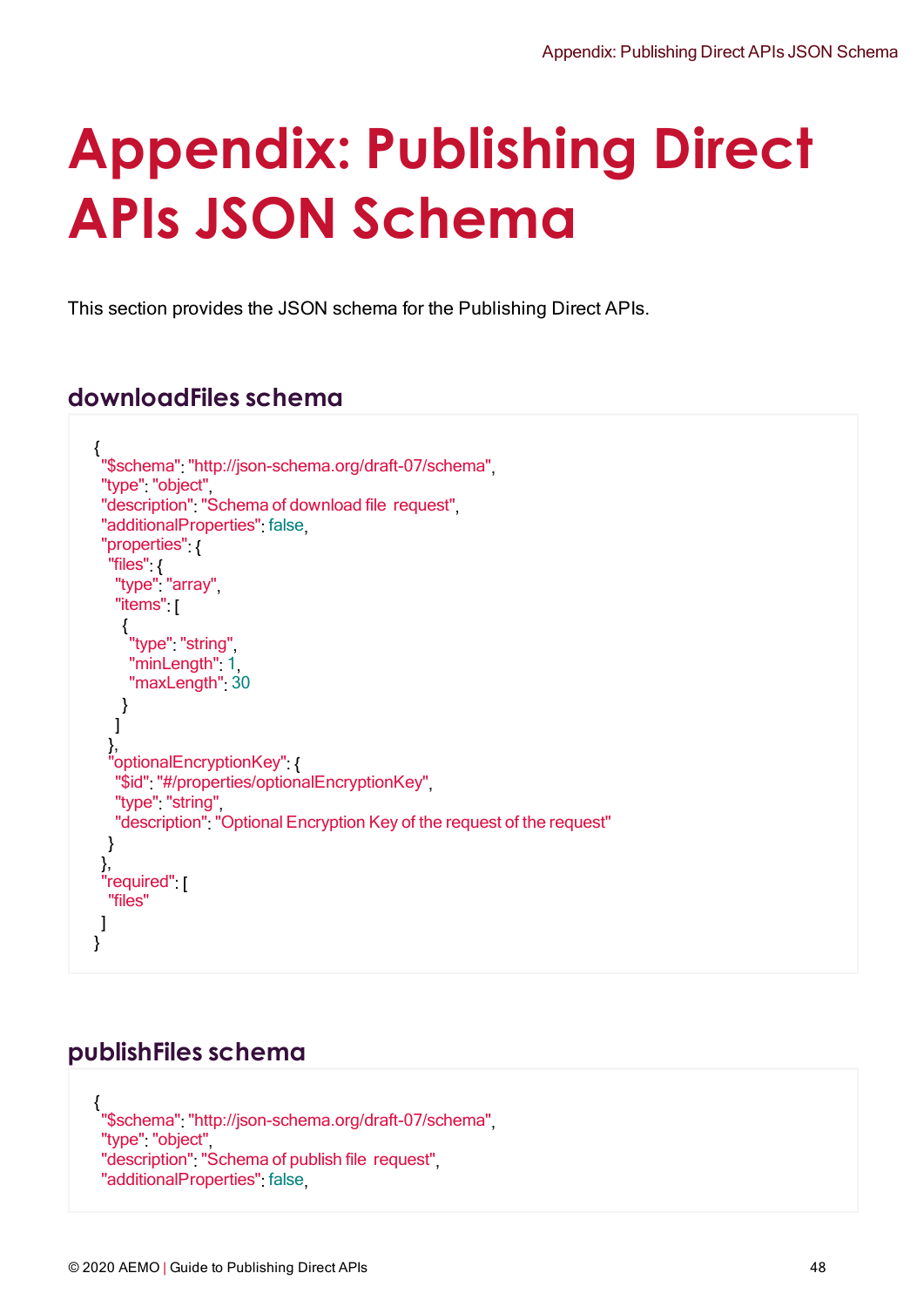# Appendix: Publishing Direct APIs JSON Schema

This section provides the JSON schema for the Publishing Direct APIs.

## downloadFiles schema

```
{
 "$schema": "http://json-schema.org/draft-07/schema",
 "type": "object",
 "description": "Schema of download file  request",
 "additionalProperties": false,
 "properties": {
  "files": {
   "type": "array",
   "items": [
    {
     "type": "string",
     "minLength": 1,
     "maxLength": 30
    }
   ]
  },
  "optionalEncryptionKey": {
   "$id": "#/properties/optionalEncryptionKey",
   "type": "string",
   "description": "Optional Encryption Key of the request of the request"
  }
 },
 "required": [
  "files"
 ]
}
```

## publishFiles schema

```
{
 "$schema": "http://json-schema.org/draft-07/schema",
 "type": "object",
 "description": "Schema of publish file  request",
 "additionalProperties": false,
```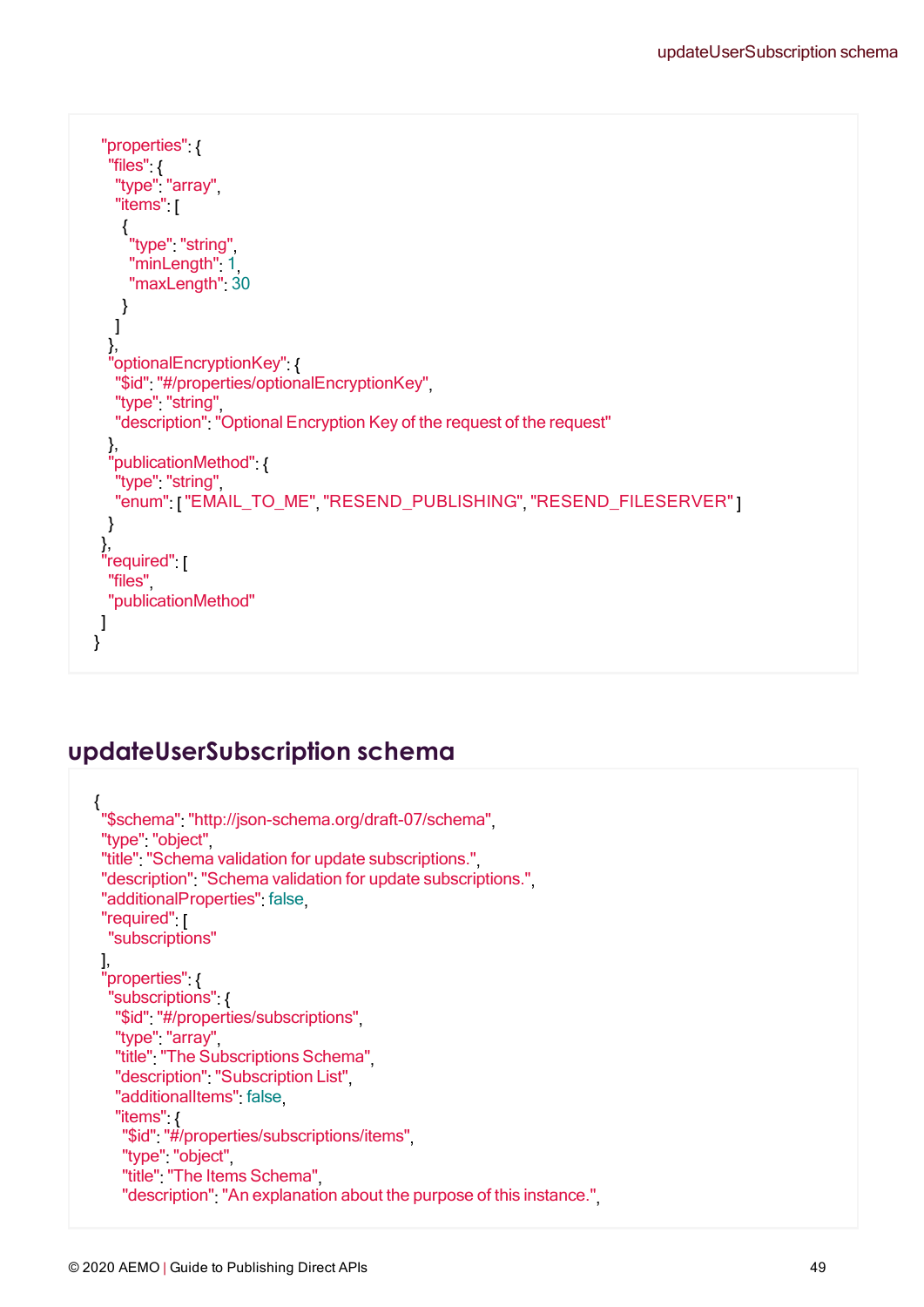```
"properties": {
  "files": {
    "type": "array",
    "items": [
      {
        "type": "string",
        "minLength": 1,
        "maxLength": 30
      }
    ]
  },
  "optionalEncryptionKey": {
    "$id": "#/properties/optionalEncryptionKey",
    "type": "string",
    "description": "Optional Encryption Key of the request of the request"
  },
  "publicationMethod": {
    "type": "string",
    "enum": [ "EMAIL_TO_ME", "RESEND_PUBLISHING", "RESEND_FILESERVER" ]
  }
},
"required": [
  "files",
  "publicationMethod"
]
}
```

## updateUserSubscription schema

```
{
 "$schema": "http://json-schema.org/draft-07/schema",
 "type": "object",
 "title": "Schema validation for update subscriptions.",
 "description": "Schema validation for update subscriptions.",
 "additionalProperties": false,
 "required": [
   "subscriptions"
 ],
 "properties": {
   "subscriptions": {
     "$id": "#/properties/subscriptions",
     "type": "array",
     "title": "The Subscriptions Schema",
     "description": "Subscription List",
     "additionalItems": false,
     "items": {
       "$id": "#/properties/subscriptions/items",
       "type": "object",
       "title": "The Items Schema",
       "description": "An explanation about the purpose of this instance.",
```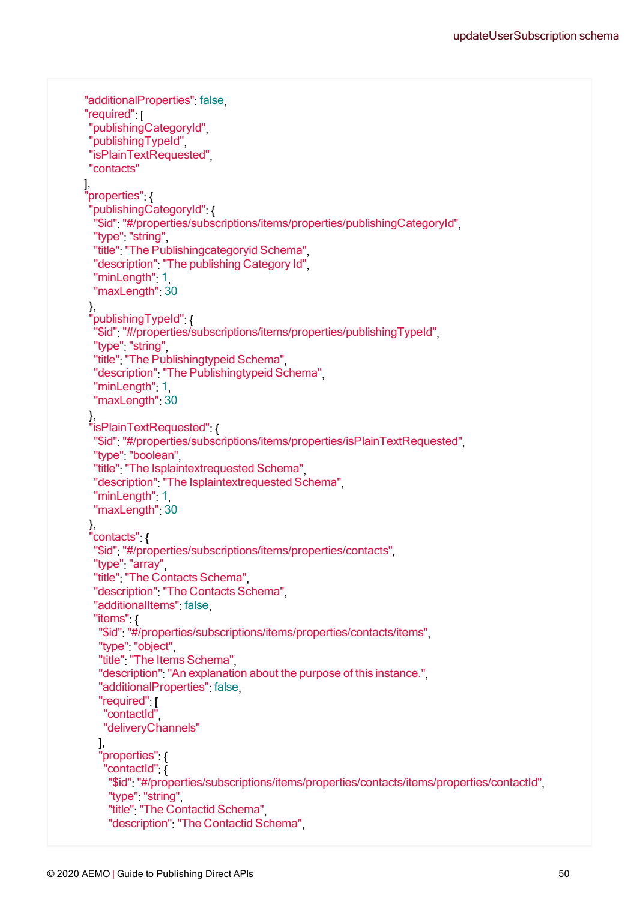```
"additionalProperties": false,
"required": [
 "publishingCategoryId",
 "publishingTypeId",
 "isPlainTextRequested",
 "contacts"
],
"properties": {
 "publishingCategoryId": {
  "$id": "#/properties/subscriptions/items/properties/publishingCategoryId",
  "type": "string",
  "title": "The Publishingcategoryid Schema",
  "description": "The publishing Category Id",
  "minLength": 1,
  "maxLength": 30
 },
 "publishingTypeId": {
  "$id": "#/properties/subscriptions/items/properties/publishingTypeId",
  "type": "string",
  "title": "The Publishingtypeid Schema",
  "description": "The Publishingtypeid Schema",
  "minLength": 1,
  "maxLength": 30
 },
 "isPlainTextRequested": {
  "$id": "#/properties/subscriptions/items/properties/isPlainTextRequested",
  "type": "boolean",
  "title": "The Isplaintextrequested Schema",
  "description": "The Isplaintextrequested Schema",
  "minLength": 1,
  "maxLength": 30
 },
 "contacts": {
  "$id": "#/properties/subscriptions/items/properties/contacts",
  "type": "array",
  "title": "The Contacts Schema",
  "description": "The Contacts Schema",
  "additionalItems": false,
  "items": {
   "$id": "#/properties/subscriptions/items/properties/contacts/items",
   "type": "object",
   "title": "The Items Schema",
   "description": "An explanation about the purpose of this instance.",
   "additionalProperties": false,
   "required": [
    "contactId",
    "deliveryChannels"
   ],
   "properties": {
    "contactId": {
     "$id": "#/properties/subscriptions/items/properties/contacts/items/properties/contactId",
     "type": "string",
     "title": "The Contactid Schema",
     "description": "The Contactid Schema",
```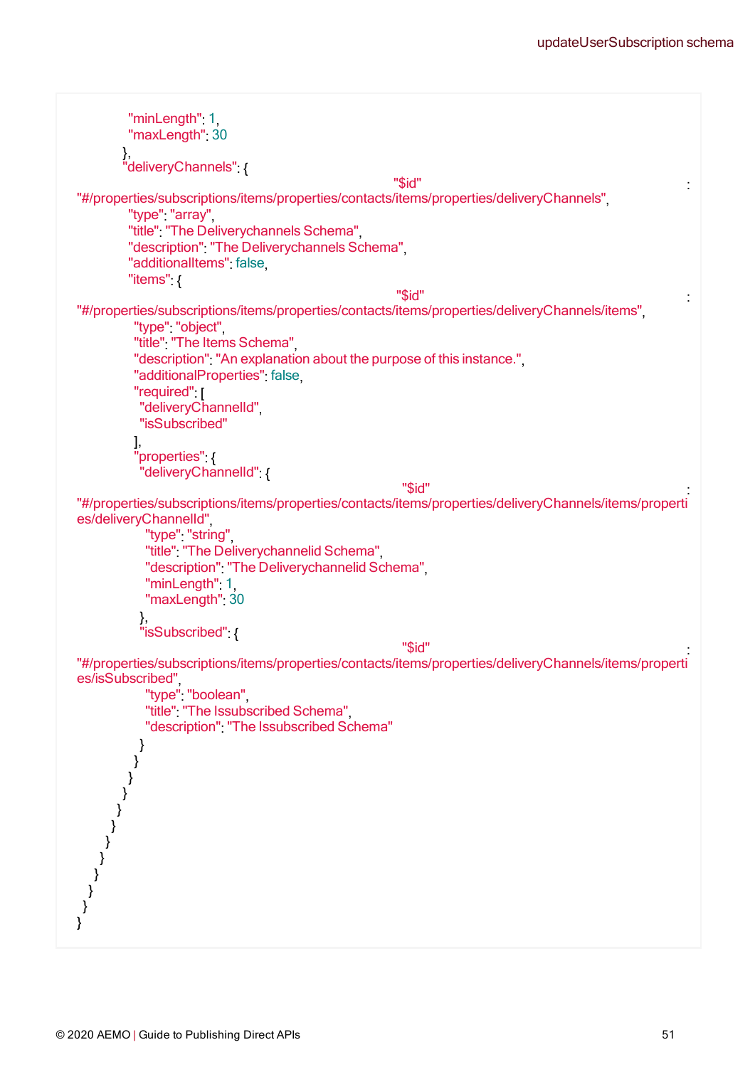```
                "minLength": 1,
                "maxLength": 30
              },
              "deliveryChannels": {
                "$id": "#/properties/subscriptions/items/properties/contacts/items/properties/deliveryChannels",
                "type": "array",
                "title": "The Deliverychannels Schema",
                "description": "The Deliverychannels Schema",
                "additionalItems": false,
                "items": {
                  "$id": "#/properties/subscriptions/items/properties/contacts/items/properties/deliveryChannels/items",
                  "type": "object",
                  "title": "The Items Schema",
                  "description": "An explanation about the purpose of this instance.",
                  "additionalProperties": false,
                  "required": [
                    "deliveryChannelId",
                    "isSubscribed"
                  ],
                  "properties": {
                    "deliveryChannelId": {
                      "$id": "#/properties/subscriptions/items/properties/contacts/items/properties/deliveryChannels/items/properties/deliveryChannelId",
                      "type": "string",
                      "title": "The Deliverychannelid Schema",
                      "description": "The Deliverychannelid Schema",
                      "minLength": 1,
                      "maxLength": 30
                    },
                    "isSubscribed": {
                      "$id": "#/properties/subscriptions/items/properties/contacts/items/properties/deliveryChannels/items/properties/isSubscribed",
                      "type": "boolean",
                      "title": "The Issubscribed Schema",
                      "description": "The Issubscribed Schema"
                    }
                  }
                }
              }
            }
          }
        }
      }
    }
  }
}
```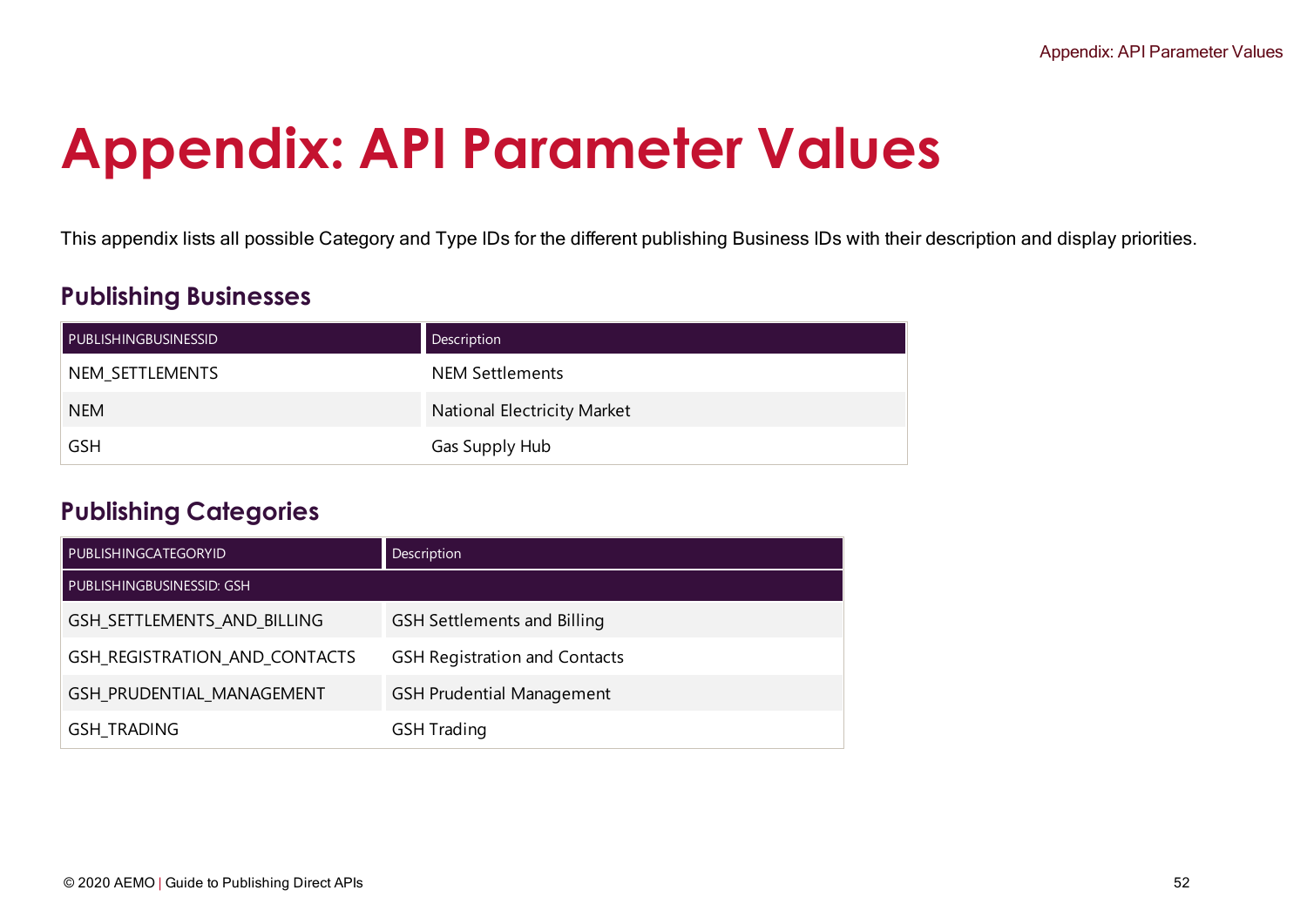# Appendix: API Parameter Values

This appendix lists all possible Category and Type IDs for the different publishing Business IDs with their description and display priorities.

## Publishing Businesses

| PUBLISHINGBUSINESSID | Description |
| --- | --- |
| NEM_SETTLEMENTS | NEM Settlements |
| NEM | National Electricity Market |
| GSH | Gas Supply Hub |

## Publishing Categories

| PUBLISHINGCATEGORYID | Description |
| --- | --- |
| PUBLISHINGBUSINESSID: GSH | |
| GSH_SETTLEMENTS_AND_BILLING | GSH Settlements and Billing |
| GSH_REGISTRATION_AND_CONTACTS | GSH Registration and Contacts |
| GSH_PRUDENTIAL_MANAGEMENT | GSH Prudential Management |
| GSH_TRADING | GSH Trading |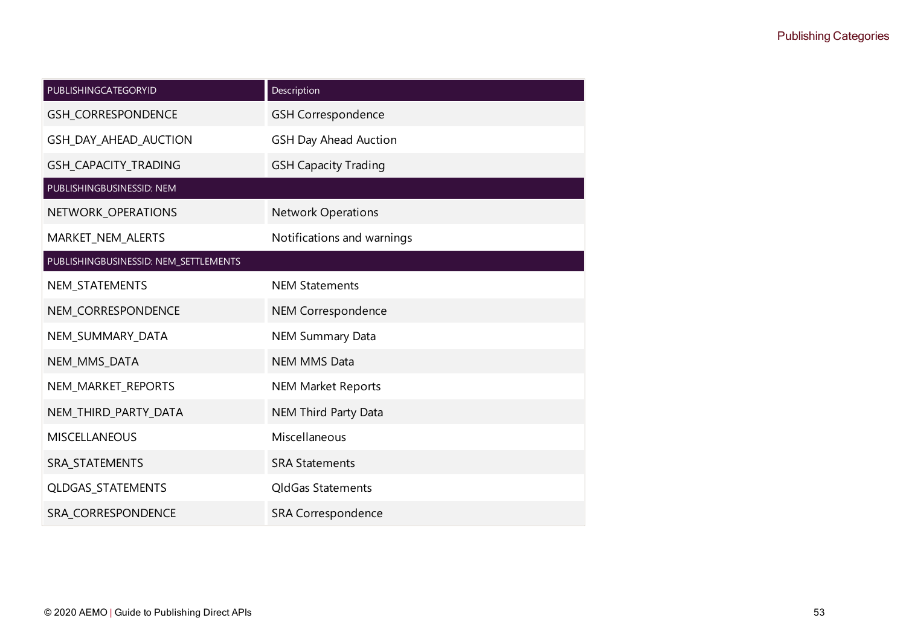| PUBLISHINGCATEGORYID | Description |
|---|---|
| GSH_CORRESPONDENCE | GSH Correspondence |
| GSH_DAY_AHEAD_AUCTION | GSH Day Ahead Auction |
| GSH_CAPACITY_TRADING | GSH Capacity Trading |
| PUBLISHINGBUSINESSID: NEM | |
| NETWORK_OPERATIONS | Network Operations |
| MARKET_NEM_ALERTS | Notifications and warnings |
| PUBLISHINGBUSINESSID: NEM_SETTLEMENTS | |
| NEM_STATEMENTS | NEM Statements |
| NEM_CORRESPONDENCE | NEM Correspondence |
| NEM_SUMMARY_DATA | NEM Summary Data |
| NEM_MMS_DATA | NEM MMS Data |
| NEM_MARKET_REPORTS | NEM Market Reports |
| NEM_THIRD_PARTY_DATA | NEM Third Party Data |
| MISCELLANEOUS | Miscellaneous |
| SRA_STATEMENTS | SRA Statements |
| QLDGAS_STATEMENTS | QldGas Statements |
| SRA_CORRESPONDENCE | SRA Correspondence |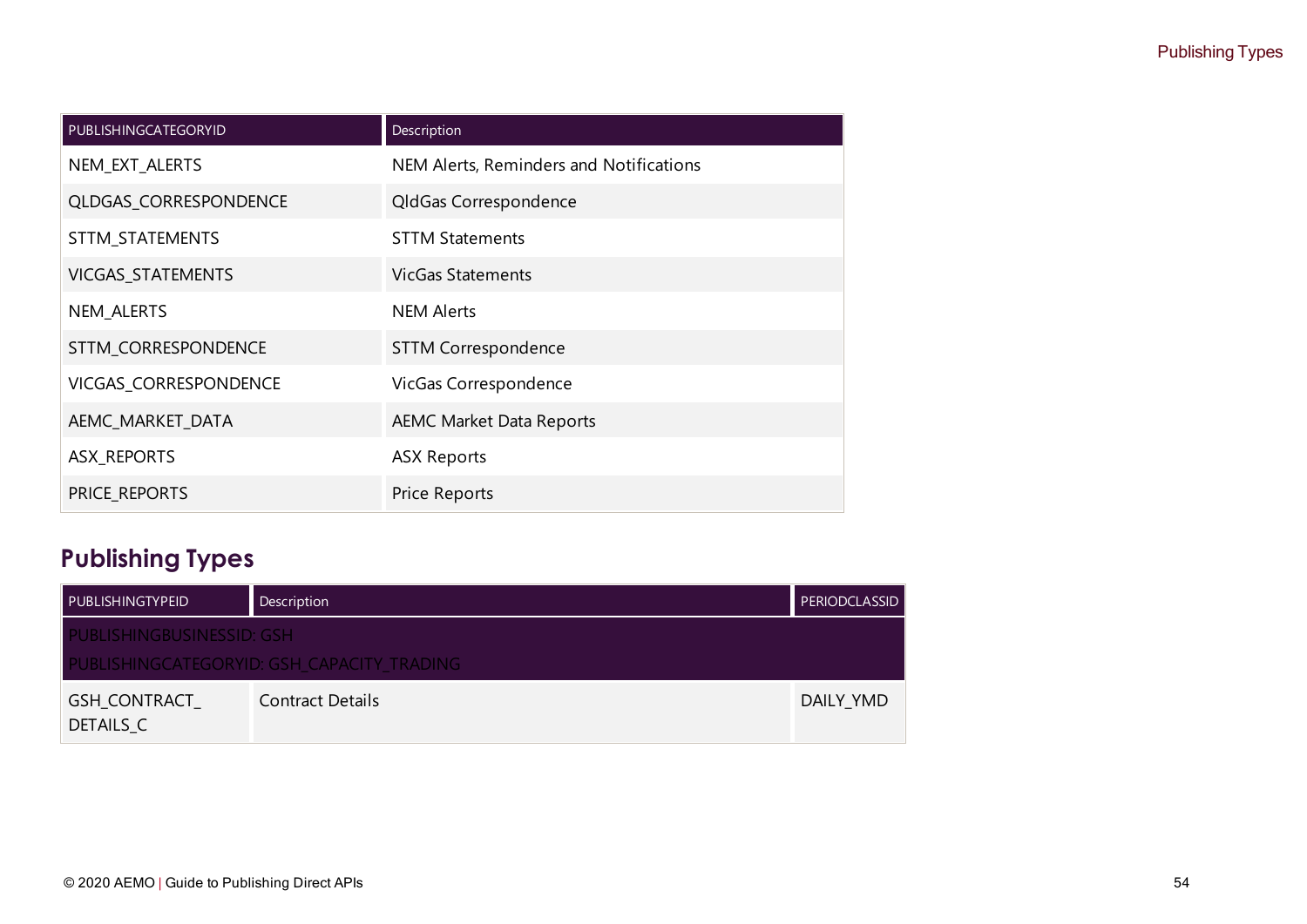| PUBLISHINGCATEGORYID | Description |
|---|---|
| NEM_EXT_ALERTS | NEM Alerts, Reminders and Notifications |
| QLDGAS_CORRESPONDENCE | QldGas Correspondence |
| STTM_STATEMENTS | STTM Statements |
| VICGAS_STATEMENTS | VicGas Statements |
| NEM_ALERTS | NEM Alerts |
| STTM_CORRESPONDENCE | STTM Correspondence |
| VICGAS_CORRESPONDENCE | VicGas Correspondence |
| AEMC_MARKET_DATA | AEMC Market Data Reports |
| ASX_REPORTS | ASX Reports |
| PRICE_REPORTS | Price Reports |

## Publishing Types

| PUBLISHINGTYPEID | Description | PERIODCLASSID |
|---|---|---|
| PUBLISHINGBUSINESSID: GSH<br>PUBLISHINGCATEGORYID: GSH_CAPACITY_TRADING | | |
| GSH_CONTRACT_DETAILS_C | Contract Details | DAILY_YMD |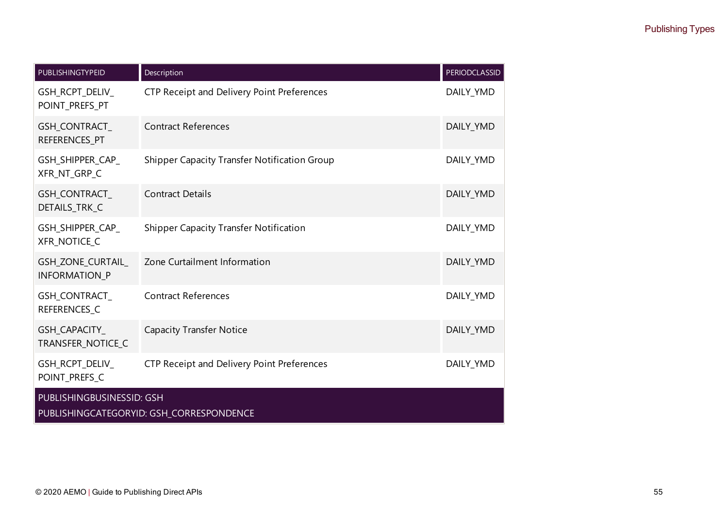| PUBLISHINGTYPEID | Description | PERIODCLASSID |
|---|---|---|
| GSH_RCPT_DELIV_POINT_PREFS_PT | CTP Receipt and Delivery Point Preferences | DAILY_YMD |
| GSH_CONTRACT_REFERENCES_PT | Contract References | DAILY_YMD |
| GSH_SHIPPER_CAP_XFR_NT_GRP_C | Shipper Capacity Transfer Notification Group | DAILY_YMD |
| GSH_CONTRACT_DETAILS_TRK_C | Contract Details | DAILY_YMD |
| GSH_SHIPPER_CAP_XFR_NOTICE_C | Shipper Capacity Transfer Notification | DAILY_YMD |
| GSH_ZONE_CURTAIL_INFORMATION_P | Zone Curtailment Information | DAILY_YMD |
| GSH_CONTRACT_REFERENCES_C | Contract References | DAILY_YMD |
| GSH_CAPACITY_TRANSFER_NOTICE_C | Capacity Transfer Notice | DAILY_YMD |
| GSH_RCPT_DELIV_POINT_PREFS_C | CTP Receipt and Delivery Point Preferences | DAILY_YMD |
| PUBLISHINGBUSINESSID: GSH<br>PUBLISHINGCATEGORYID: GSH_CORRESPONDENCE | | |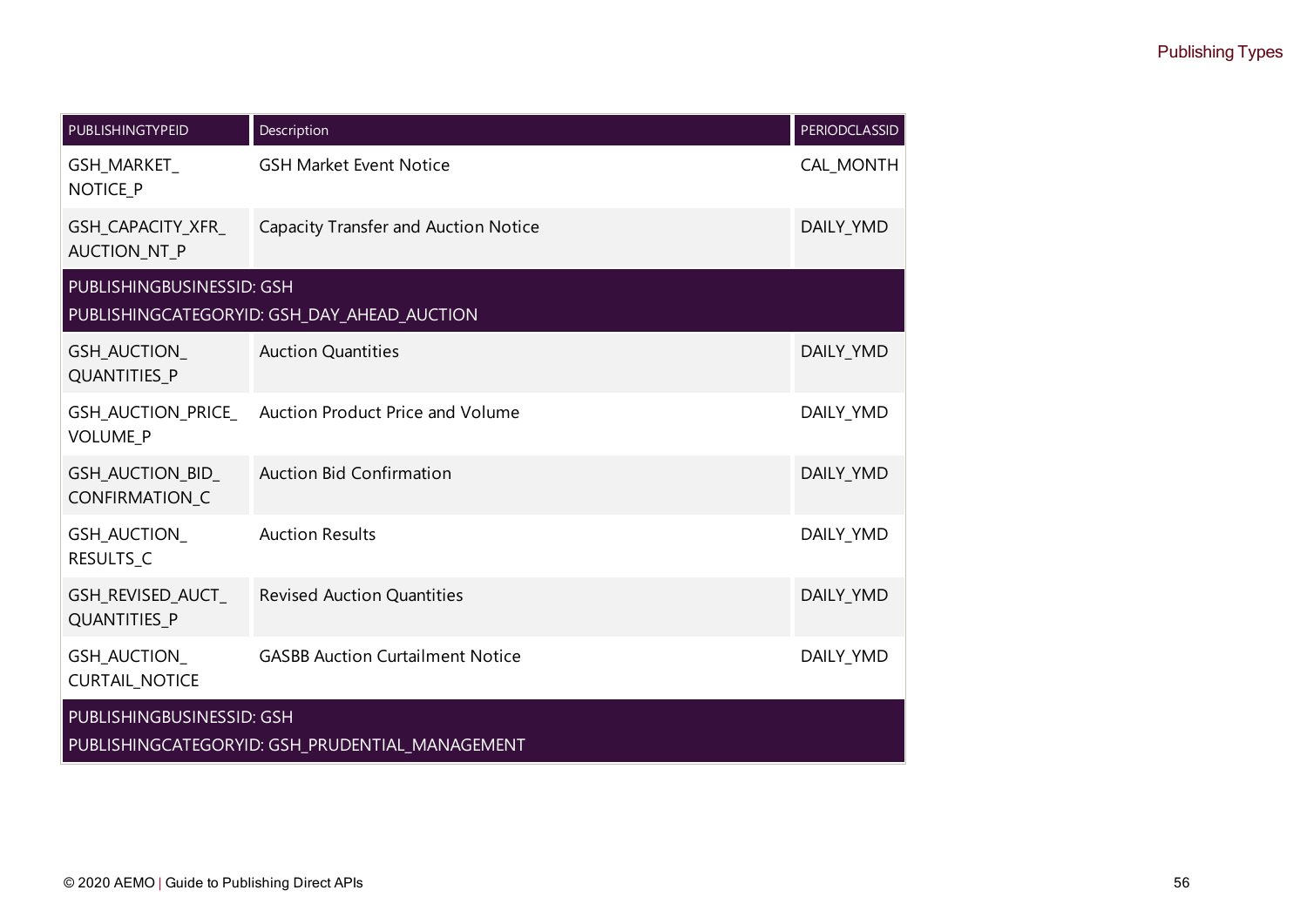| PUBLISHINGTYPEID | Description | PERIODCLASSID |
|---|---|---|
| GSH_MARKET_NOTICE_P | GSH Market Event Notice | CAL_MONTH |
| GSH_CAPACITY_XFR_AUCTION_NT_P | Capacity Transfer and Auction Notice | DAILY_YMD |
| PUBLISHINGBUSINESSID: GSH<br>PUBLISHINGCATEGORYID: GSH_DAY_AHEAD_AUCTION | | |
| GSH_AUCTION_QUANTITIES_P | Auction Quantities | DAILY_YMD |
| GSH_AUCTION_PRICE_VOLUME_P | Auction Product Price and Volume | DAILY_YMD |
| GSH_AUCTION_BID_CONFIRMATION_C | Auction Bid Confirmation | DAILY_YMD |
| GSH_AUCTION_RESULTS_C | Auction Results | DAILY_YMD |
| GSH_REVISED_AUCT_QUANTITIES_P | Revised Auction Quantities | DAILY_YMD |
| GSH_AUCTION_CURTAIL_NOTICE | GASBB Auction Curtailment Notice | DAILY_YMD |
| PUBLISHINGBUSINESSID: GSH<br>PUBLISHINGCATEGORYID: GSH_PRUDENTIAL_MANAGEMENT | | |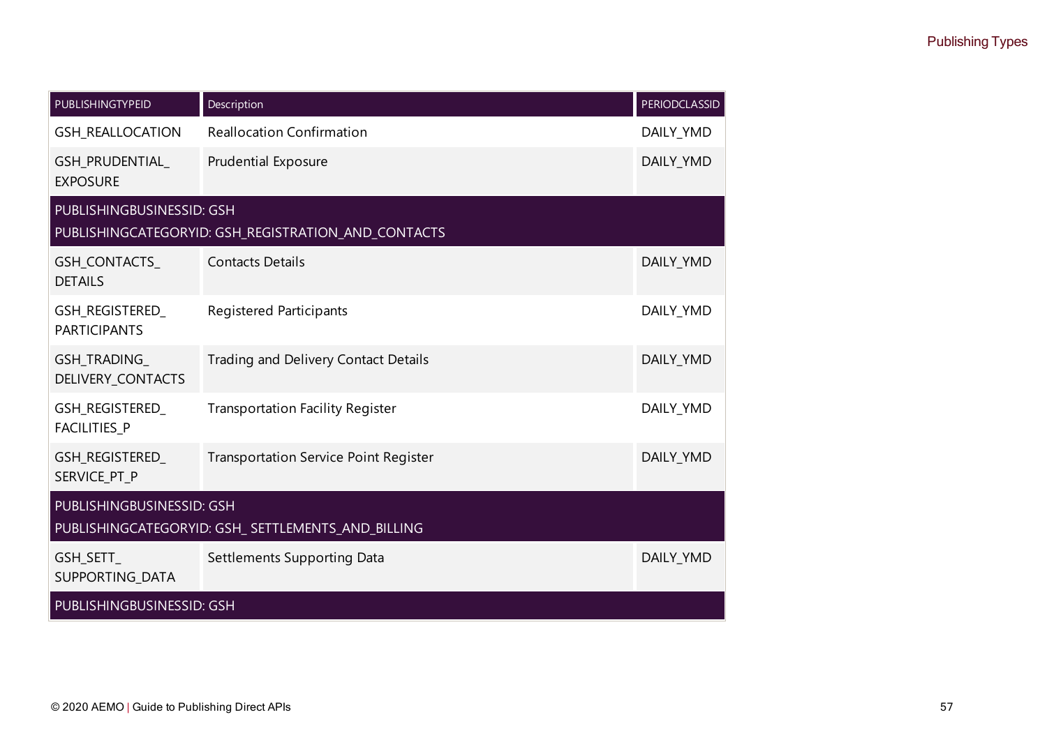| PUBLISHINGTYPEID | Description | PERIODCLASSID |
| --- | --- | --- |
| GSH_REALLOCATION | Reallocation Confirmation | DAILY_YMD |
| GSH_PRUDENTIAL_EXPOSURE | Prudential Exposure | DAILY_YMD |
| PUBLISHINGBUSINESSID: GSH<br>PUBLISHINGCATEGORYID: GSH_REGISTRATION_AND_CONTACTS | | |
| GSH_CONTACTS_DETAILS | Contacts Details | DAILY_YMD |
| GSH_REGISTERED_PARTICIPANTS | Registered Participants | DAILY_YMD |
| GSH_TRADING_DELIVERY_CONTACTS | Trading and Delivery Contact Details | DAILY_YMD |
| GSH_REGISTERED_FACILITIES_P | Transportation Facility Register | DAILY_YMD |
| GSH_REGISTERED_SERVICE_PT_P | Transportation Service Point Register | DAILY_YMD |
| PUBLISHINGBUSINESSID: GSH<br>PUBLISHINGCATEGORYID: GSH_ SETTLEMENTS_AND_BILLING | | |
| GSH_SETT_SUPPORTING_DATA | Settlements Supporting Data | DAILY_YMD |
| PUBLISHINGBUSINESSID: GSH | | |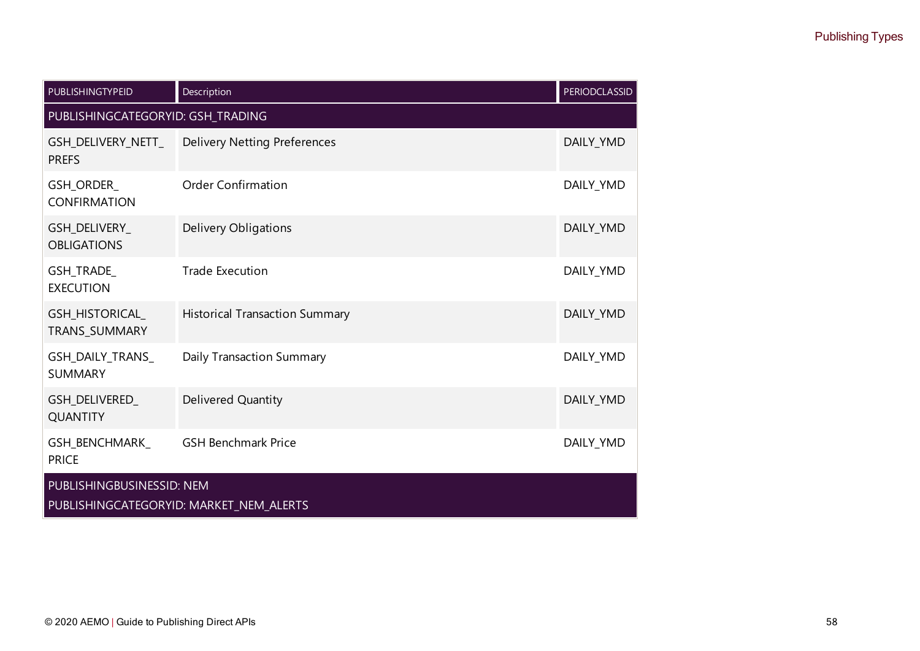| PUBLISHINGTYPEID | Description | PERIODCLASSID |
|---|---|---|
| PUBLISHINGCATEGORYID: GSH_TRADING | | |
| GSH_DELIVERY_NETT_PREFS | Delivery Netting Preferences | DAILY_YMD |
| GSH_ORDER_CONFIRMATION | Order Confirmation | DAILY_YMD |
| GSH_DELIVERY_OBLIGATIONS | Delivery Obligations | DAILY_YMD |
| GSH_TRADE_EXECUTION | Trade Execution | DAILY_YMD |
| GSH_HISTORICAL_TRANS_SUMMARY | Historical Transaction Summary | DAILY_YMD |
| GSH_DAILY_TRANS_SUMMARY | Daily Transaction Summary | DAILY_YMD |
| GSH_DELIVERED_QUANTITY | Delivered Quantity | DAILY_YMD |
| GSH_BENCHMARK_PRICE | GSH Benchmark Price | DAILY_YMD |
| PUBLISHINGBUSINESSID: NEM<br>PUBLISHINGCATEGORYID: MARKET_NEM_ALERTS | | |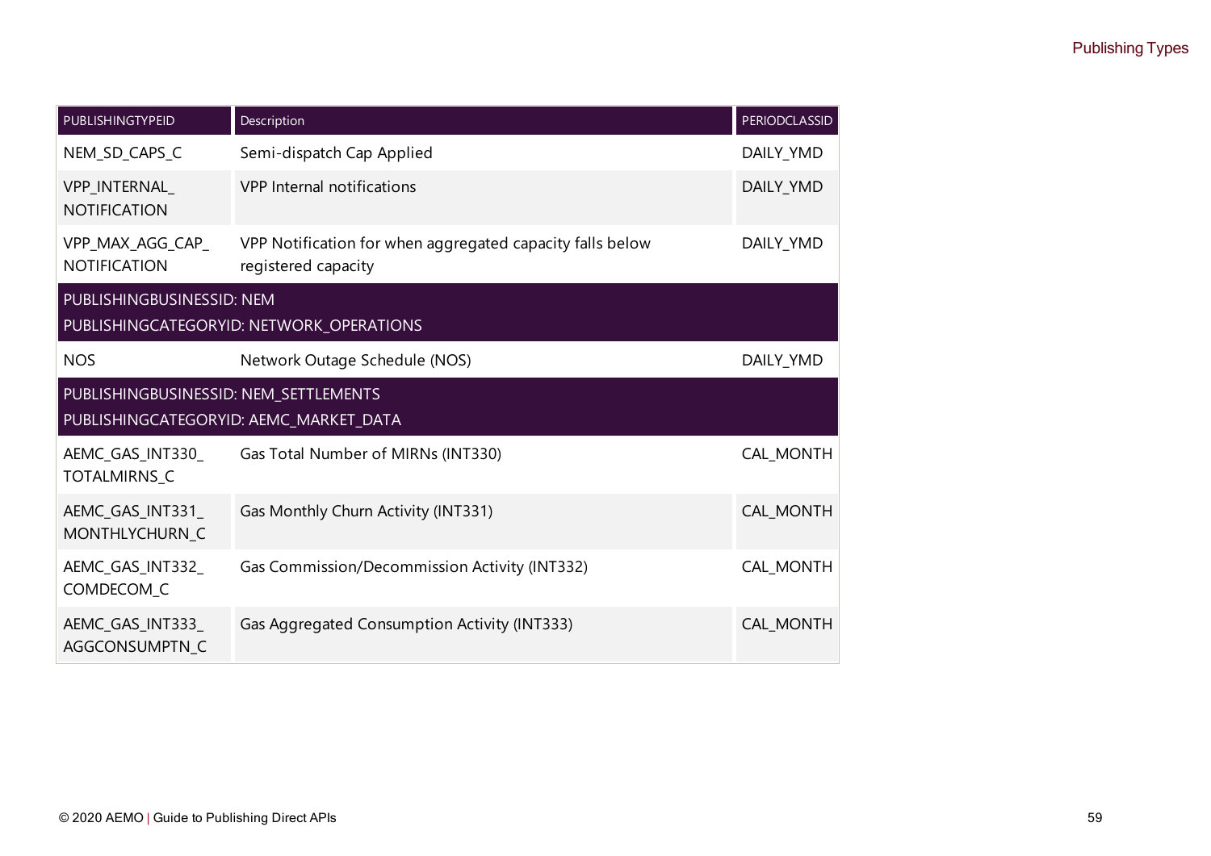| PUBLISHINGTYPEID | Description | PERIODCLASSID |
| --- | --- | --- |
| NEM_SD_CAPS_C | Semi-dispatch Cap Applied | DAILY_YMD |
| VPP_INTERNAL_NOTIFICATION | VPP Internal notifications | DAILY_YMD |
| VPP_MAX_AGG_CAP_NOTIFICATION | VPP Notification for when aggregated capacity falls below registered capacity | DAILY_YMD |
| PUBLISHINGBUSINESSID: NEM<br>PUBLISHINGCATEGORYID: NETWORK_OPERATIONS | | |
| NOS | Network Outage Schedule (NOS) | DAILY_YMD |
| PUBLISHINGBUSINESSID: NEM_SETTLEMENTS<br>PUBLISHINGCATEGORYID: AEMC_MARKET_DATA | | |
| AEMC_GAS_INT330_TOTALMIRNS_C | Gas Total Number of MIRNs (INT330) | CAL_MONTH |
| AEMC_GAS_INT331_MONTHLYCHURN_C | Gas Monthly Churn Activity (INT331) | CAL_MONTH |
| AEMC_GAS_INT332_COMDECOM_C | Gas Commission/Decommission Activity (INT332) | CAL_MONTH |
| AEMC_GAS_INT333_AGGCONSUMPTN_C | Gas Aggregated Consumption Activity (INT333) | CAL_MONTH |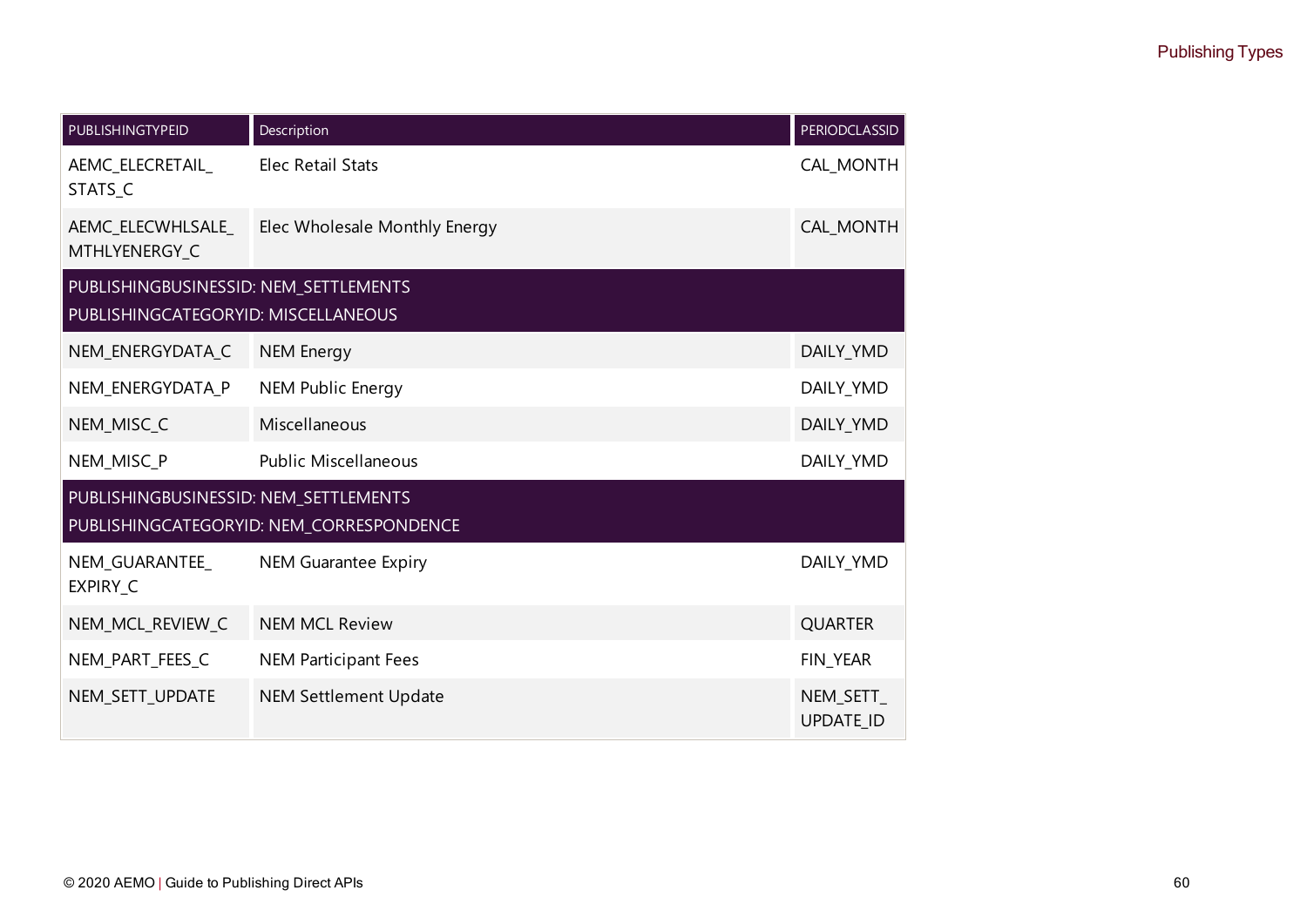| PUBLISHINGTYPEID | Description | PERIODCLASSID |
| --- | --- | --- |
| AEMC_ELECRETAIL_STATS_C | Elec Retail Stats | CAL_MONTH |
| AEMC_ELECWHLSALE_MTHLYENERGY_C | Elec Wholesale Monthly Energy | CAL_MONTH |
| PUBLISHINGBUSINESSID: NEM_SETTLEMENTS<br>PUBLISHINGCATEGORYID: MISCELLANEOUS | | |
| NEM_ENERGYDATA_C | NEM Energy | DAILY_YMD |
| NEM_ENERGYDATA_P | NEM Public Energy | DAILY_YMD |
| NEM_MISC_C | Miscellaneous | DAILY_YMD |
| NEM_MISC_P | Public Miscellaneous | DAILY_YMD |
| PUBLISHINGBUSINESSID: NEM_SETTLEMENTS<br>PUBLISHINGCATEGORYID: NEM_CORRESPONDENCE | | |
| NEM_GUARANTEE_EXPIRY_C | NEM Guarantee Expiry | DAILY_YMD |
| NEM_MCL_REVIEW_C | NEM MCL Review | QUARTER |
| NEM_PART_FEES_C | NEM Participant Fees | FIN_YEAR |
| NEM_SETT_UPDATE | NEM Settlement Update | NEM_SETT_UPDATE_ID |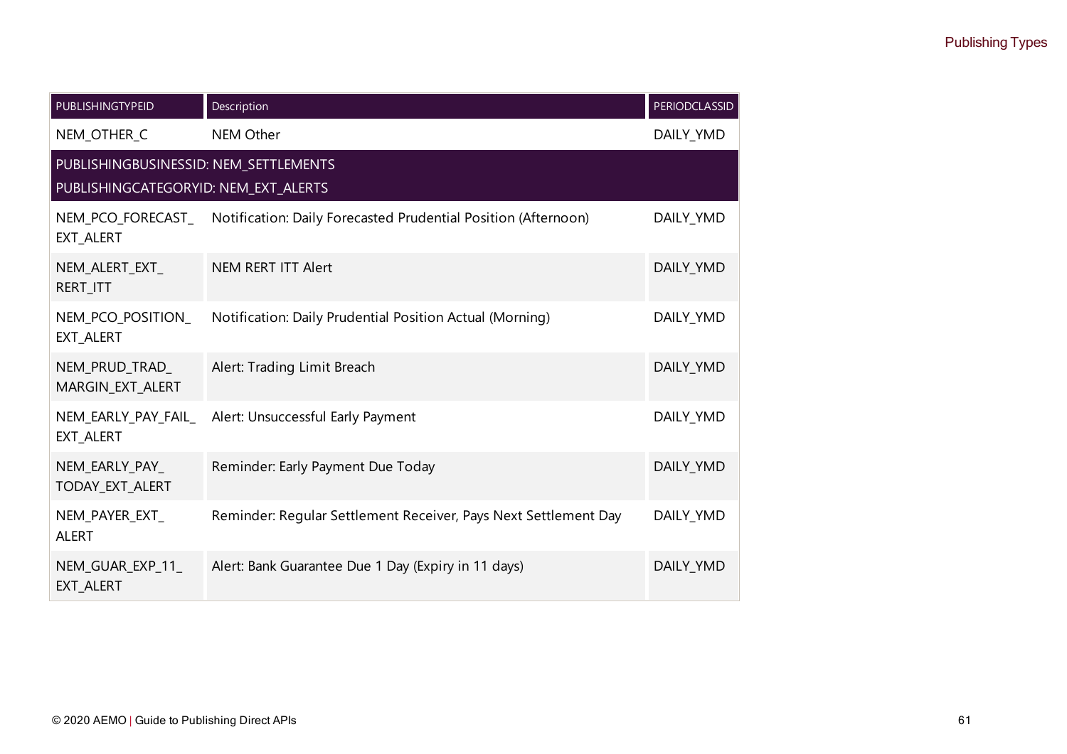| PUBLISHINGTYPEID | Description | PERIODCLASSID |
| --- | --- | --- |
| NEM_OTHER_C | NEM Other | DAILY_YMD |
| PUBLISHINGBUSINESSID: NEM_SETTLEMENTS<br>PUBLISHINGCATEGORYID: NEM_EXT_ALERTS | | |
| NEM_PCO_FORECAST_EXT_ALERT | Notification: Daily Forecasted Prudential Position (Afternoon) | DAILY_YMD |
| NEM_ALERT_EXT_RERT_ITT | NEM RERT ITT Alert | DAILY_YMD |
| NEM_PCO_POSITION_EXT_ALERT | Notification: Daily Prudential Position Actual (Morning) | DAILY_YMD |
| NEM_PRUD_TRAD_MARGIN_EXT_ALERT | Alert: Trading Limit Breach | DAILY_YMD |
| NEM_EARLY_PAY_FAIL_EXT_ALERT | Alert: Unsuccessful Early Payment | DAILY_YMD |
| NEM_EARLY_PAY_TODAY_EXT_ALERT | Reminder: Early Payment Due Today | DAILY_YMD |
| NEM_PAYER_EXT_ALERT | Reminder: Regular Settlement Receiver, Pays Next Settlement Day | DAILY_YMD |
| NEM_GUAR_EXP_11_EXT_ALERT | Alert: Bank Guarantee Due 1 Day (Expiry in 11 days) | DAILY_YMD |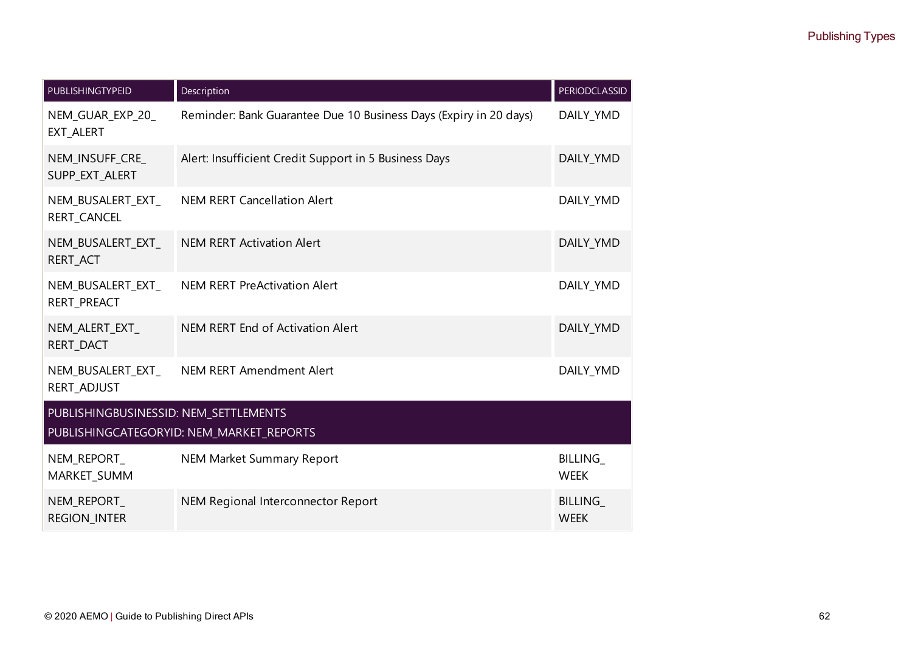| PUBLISHINGTYPEID | Description | PERIODCLASSID |
|---|---|---|
| NEM_GUAR_EXP_20_EXT_ALERT | Reminder: Bank Guarantee Due 10 Business Days (Expiry in 20 days) | DAILY_YMD |
| NEM_INSUFF_CRE_SUPP_EXT_ALERT | Alert: Insufficient Credit Support in 5 Business Days | DAILY_YMD |
| NEM_BUSALERT_EXT_RERT_CANCEL | NEM RERT Cancellation Alert | DAILY_YMD |
| NEM_BUSALERT_EXT_RERT_ACT | NEM RERT Activation Alert | DAILY_YMD |
| NEM_BUSALERT_EXT_RERT_PREACT | NEM RERT PreActivation Alert | DAILY_YMD |
| NEM_ALERT_EXT_RERT_DACT | NEM RERT End of Activation Alert | DAILY_YMD |
| NEM_BUSALERT_EXT_RERT_ADJUST | NEM RERT Amendment Alert | DAILY_YMD |
| PUBLISHINGBUSINESSID: NEM_SETTLEMENTS PUBLISHINGCATEGORYID: NEM_MARKET_REPORTS | | |
| NEM_REPORT_MARKET_SUMM | NEM Market Summary Report | BILLING_WEEK |
| NEM_REPORT_REGION_INTER | NEM Regional Interconnector Report | BILLING_WEEK |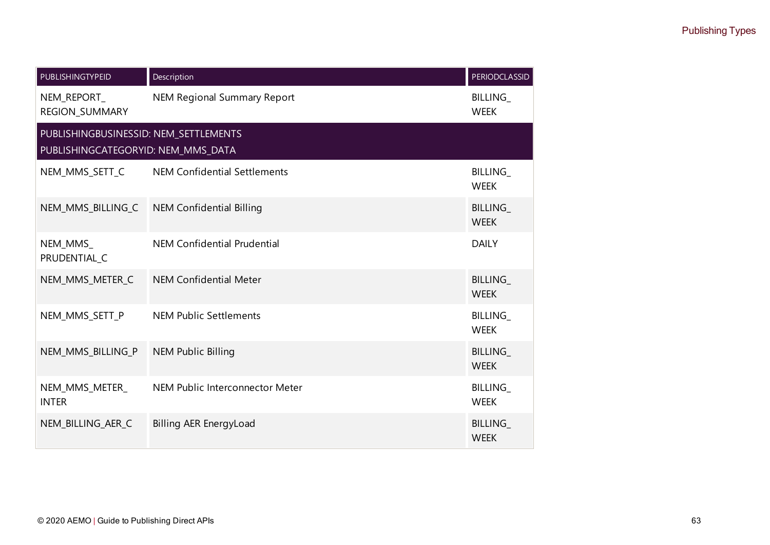| PUBLISHINGTYPEID | Description | PERIODCLASSID |
| --- | --- | --- |
| NEM_REPORT_REGION_SUMMARY | NEM Regional Summary Report | BILLING_WEEK |
| PUBLISHINGBUSINESSID: NEM_SETTLEMENTS PUBLISHINGCATEGORYID: NEM_MMS_DATA | | |
| NEM_MMS_SETT_C | NEM Confidential Settlements | BILLING_WEEK |
| NEM_MMS_BILLING_C | NEM Confidential Billing | BILLING_WEEK |
| NEM_MMS_PRUDENTIAL_C | NEM Confidential Prudential | DAILY |
| NEM_MMS_METER_C | NEM Confidential Meter | BILLING_WEEK |
| NEM_MMS_SETT_P | NEM Public Settlements | BILLING_WEEK |
| NEM_MMS_BILLING_P | NEM Public Billing | BILLING_WEEK |
| NEM_MMS_METER_INTER | NEM Public Interconnector Meter | BILLING_WEEK |
| NEM_BILLING_AER_C | Billing AER EnergyLoad | BILLING_WEEK |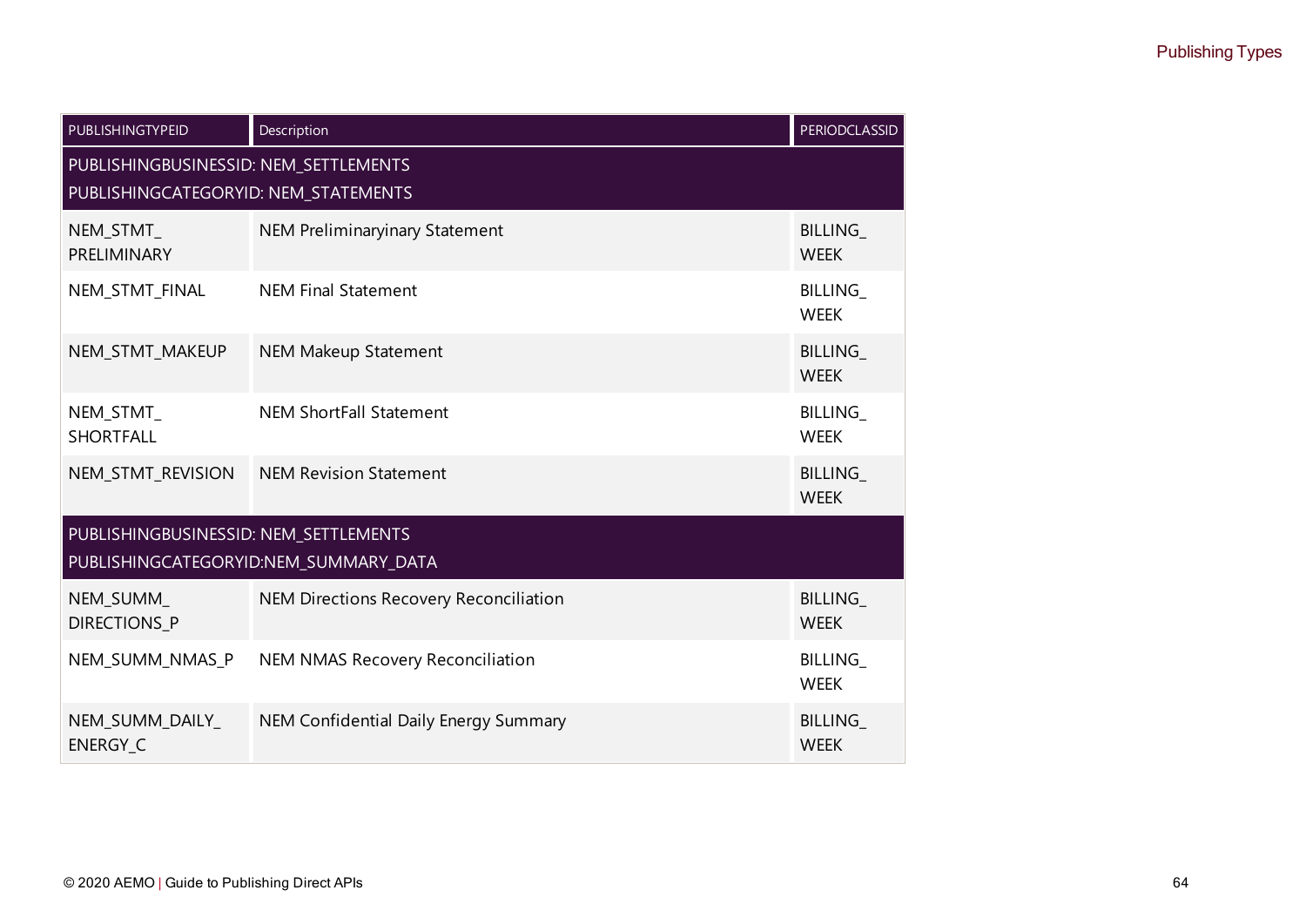| PUBLISHINGTYPEID | Description | PERIODCLASSID |
|---|---|---|
| PUBLISHINGBUSINESSID: NEM_SETTLEMENTS<br>PUBLISHINGCATEGORYID: NEM_STATEMENTS | | |
| NEM_STMT_PRELIMINARY | NEM Preliminaryinary Statement | BILLING_WEEK |
| NEM_STMT_FINAL | NEM Final Statement | BILLING_WEEK |
| NEM_STMT_MAKEUP | NEM Makeup Statement | BILLING_WEEK |
| NEM_STMT_SHORTFALL | NEM ShortFall Statement | BILLING_WEEK |
| NEM_STMT_REVISION | NEM Revision Statement | BILLING_WEEK |
| PUBLISHINGBUSINESSID: NEM_SETTLEMENTS<br>PUBLISHINGCATEGORYID:NEM_SUMMARY_DATA | | |
| NEM_SUMM_DIRECTIONS_P | NEM Directions Recovery Reconciliation | BILLING_WEEK |
| NEM_SUMM_NMAS_P | NEM NMAS Recovery Reconciliation | BILLING_WEEK |
| NEM_SUMM_DAILY_ENERGY_C | NEM Confidential Daily Energy Summary | BILLING_WEEK |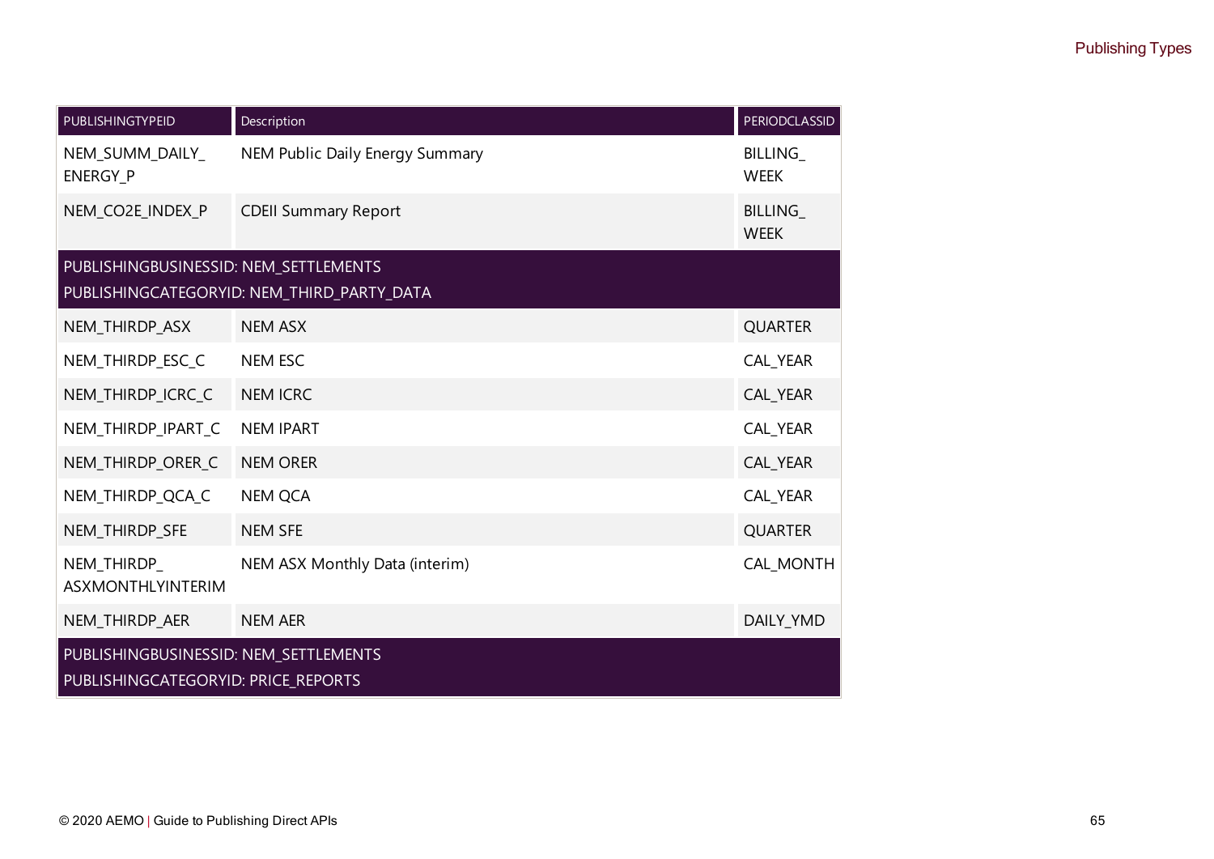| PUBLISHINGTYPEID | Description | PERIODCLASSID |
|---|---|---|
| NEM_SUMM_DAILY_ENERGY_P | NEM Public Daily Energy Summary | BILLING_WEEK |
| NEM_CO2E_INDEX_P | CDEII Summary Report | BILLING_WEEK |
| PUBLISHINGBUSINESSID: NEM_SETTLEMENTS PUBLISHINGCATEGORYID: NEM_THIRD_PARTY_DATA | | |
| NEM_THIRDP_ASX | NEM ASX | QUARTER |
| NEM_THIRDP_ESC_C | NEM ESC | CAL_YEAR |
| NEM_THIRDP_ICRC_C | NEM ICRC | CAL_YEAR |
| NEM_THIRDP_IPART_C | NEM IPART | CAL_YEAR |
| NEM_THIRDP_ORER_C | NEM ORER | CAL_YEAR |
| NEM_THIRDP_QCA_C | NEM QCA | CAL_YEAR |
| NEM_THIRDP_SFE | NEM SFE | QUARTER |
| NEM_THIRDP_ASXMONTHLYINTERIM | NEM ASX Monthly Data (interim) | CAL_MONTH |
| NEM_THIRDP_AER | NEM AER | DAILY_YMD |
| PUBLISHINGBUSINESSID: NEM_SETTLEMENTS PUBLISHINGCATEGORYID: PRICE_REPORTS | | |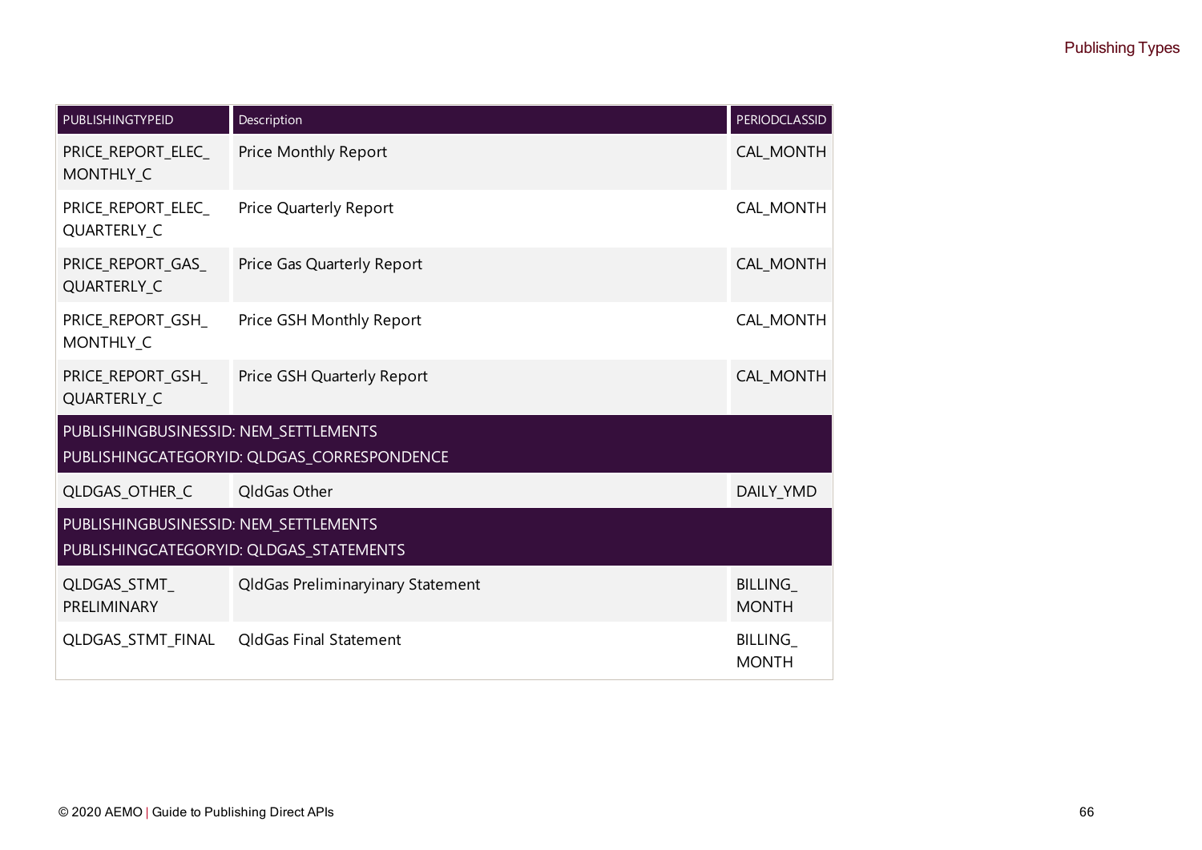| PUBLISHINGTYPEID | Description | PERIODCLASSID |
| --- | --- | --- |
| PRICE_REPORT_ELEC_MONTHLY_C | Price Monthly Report | CAL_MONTH |
| PRICE_REPORT_ELEC_QUARTERLY_C | Price Quarterly Report | CAL_MONTH |
| PRICE_REPORT_GAS_QUARTERLY_C | Price Gas Quarterly Report | CAL_MONTH |
| PRICE_REPORT_GSH_MONTHLY_C | Price GSH Monthly Report | CAL_MONTH |
| PRICE_REPORT_GSH_QUARTERLY_C | Price GSH Quarterly Report | CAL_MONTH |
| PUBLISHINGBUSINESSID: NEM_SETTLEMENTS<br>PUBLISHINGCATEGORYID: QLDGAS_CORRESPONDENCE | | |
| QLDGAS_OTHER_C | QldGas Other | DAILY_YMD |
| PUBLISHINGBUSINESSID: NEM_SETTLEMENTS<br>PUBLISHINGCATEGORYID: QLDGAS_STATEMENTS | | |
| QLDGAS_STMT_PRELIMINARY | QldGas Preliminaryinary Statement | BILLING_MONTH |
| QLDGAS_STMT_FINAL | QldGas Final Statement | BILLING_MONTH |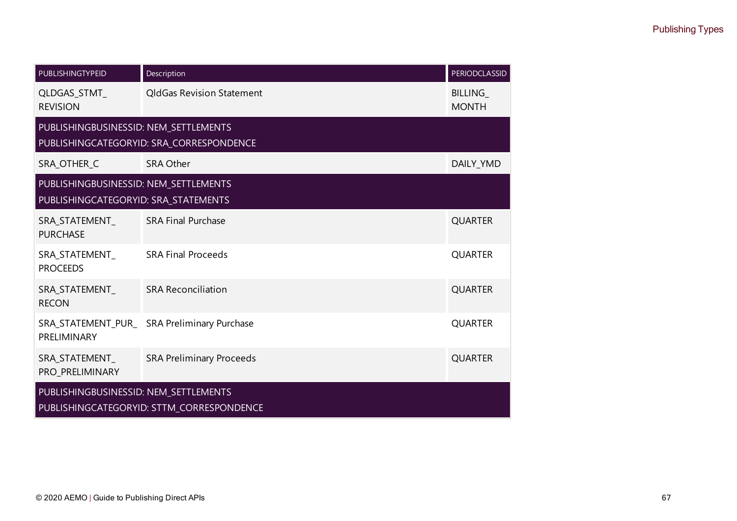| PUBLISHINGTYPEID | Description | PERIODCLASSID |
|---|---|---|
| QLDGAS_STMT_REVISION | QldGas Revision Statement | BILLING_MONTH |
| PUBLISHINGBUSINESSID: NEM_SETTLEMENTS<br>PUBLISHINGCATEGORYID: SRA_CORRESPONDENCE | | |
| SRA_OTHER_C | SRA Other | DAILY_YMD |
| PUBLISHINGBUSINESSID: NEM_SETTLEMENTS<br>PUBLISHINGCATEGORYID: SRA_STATEMENTS | | |
| SRA_STATEMENT_PURCHASE | SRA Final Purchase | QUARTER |
| SRA_STATEMENT_PROCEEDS | SRA Final Proceeds | QUARTER |
| SRA_STATEMENT_RECON | SRA Reconciliation | QUARTER |
| SRA_STATEMENT_PUR_PRELIMINARY | SRA Preliminary Purchase | QUARTER |
| SRA_STATEMENT_PRO_PRELIMINARY | SRA Preliminary Proceeds | QUARTER |
| PUBLISHINGBUSINESSID: NEM_SETTLEMENTS<br>PUBLISHINGCATEGORYID: STTM_CORRESPONDENCE | | |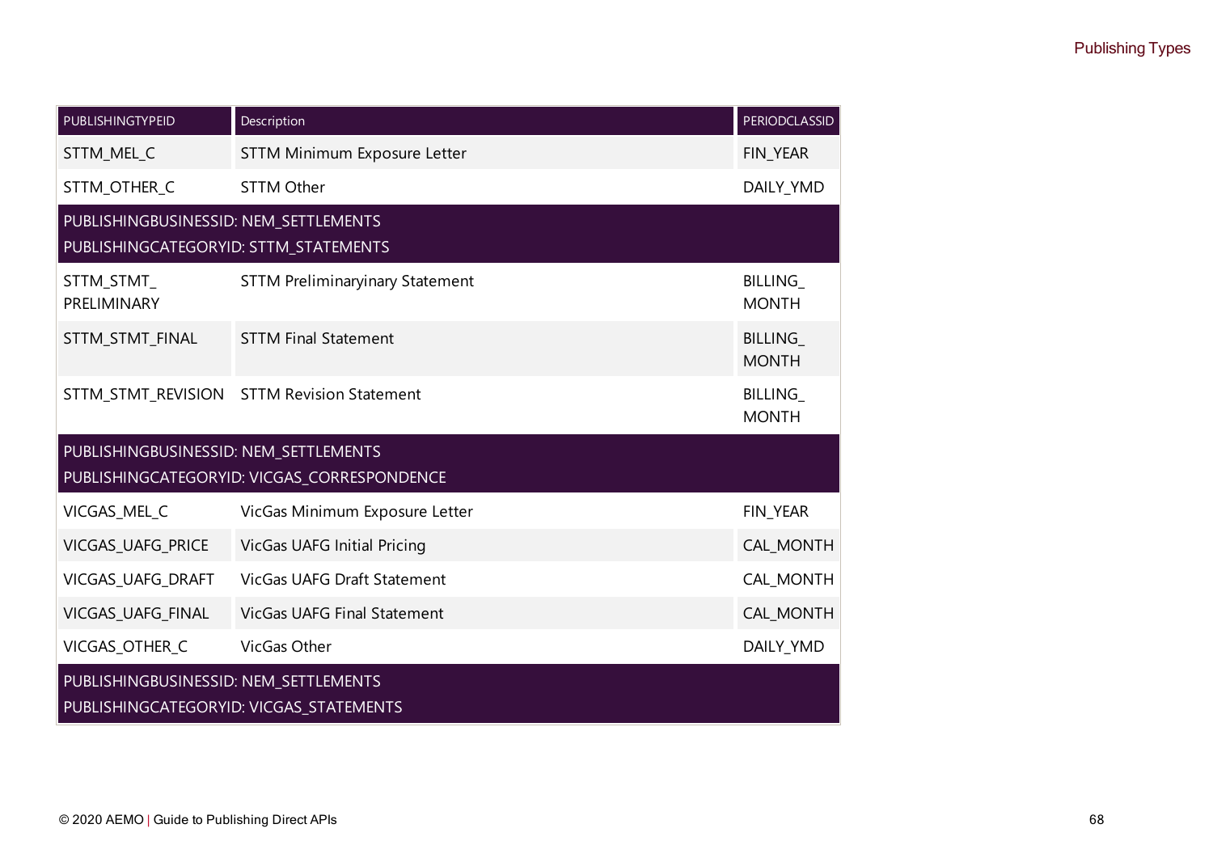| PUBLISHINGTYPEID | Description | PERIODCLASSID |
|---|---|---|
| STTM_MEL_C | STTM Minimum Exposure Letter | FIN_YEAR |
| STTM_OTHER_C | STTM Other | DAILY_YMD |
| PUBLISHINGBUSINESSID: NEM_SETTLEMENTS<br>PUBLISHINGCATEGORYID: STTM_STATEMENTS | | |
| STTM_STMT_PRELIMINARY | STTM Preliminaryinary Statement | BILLING_MONTH |
| STTM_STMT_FINAL | STTM Final Statement | BILLING_MONTH |
| STTM_STMT_REVISION | STTM Revision Statement | BILLING_MONTH |
| PUBLISHINGBUSINESSID: NEM_SETTLEMENTS<br>PUBLISHINGCATEGORYID: VICGAS_CORRESPONDENCE | | |
| VICGAS_MEL_C | VicGas Minimum Exposure Letter | FIN_YEAR |
| VICGAS_UAFG_PRICE | VicGas UAFG Initial Pricing | CAL_MONTH |
| VICGAS_UAFG_DRAFT | VicGas UAFG Draft Statement | CAL_MONTH |
| VICGAS_UAFG_FINAL | VicGas UAFG Final Statement | CAL_MONTH |
| VICGAS_OTHER_C | VicGas Other | DAILY_YMD |
| PUBLISHINGBUSINESSID: NEM_SETTLEMENTS<br>PUBLISHINGCATEGORYID: VICGAS_STATEMENTS | | |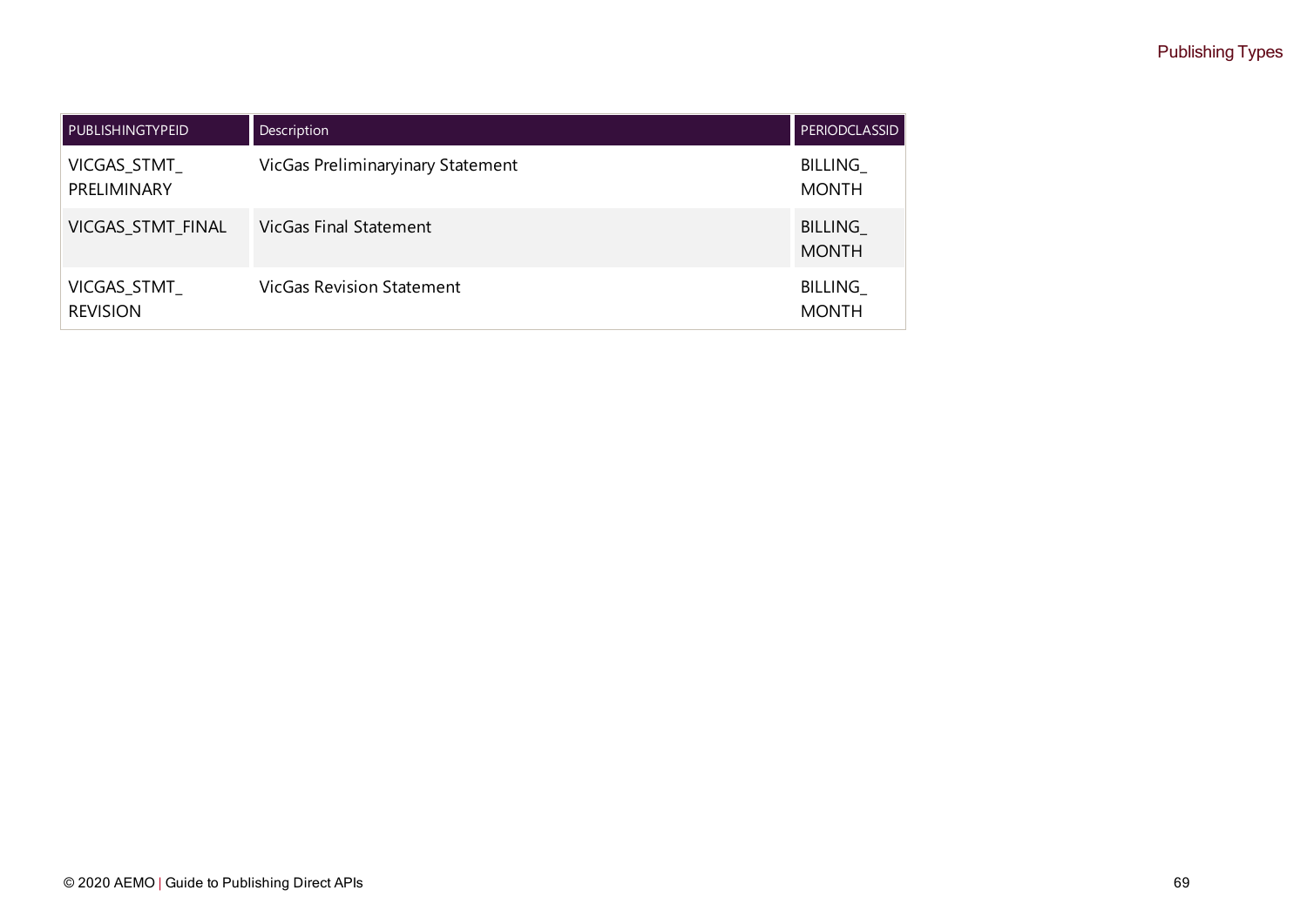| PUBLISHINGTYPEID | Description | PERIODCLASSID |
| --- | --- | --- |
| VICGAS_STMT_PRELIMINARY | VicGas Preliminaryinary Statement | BILLING_MONTH |
| VICGAS_STMT_FINAL | VicGas Final Statement | BILLING_MONTH |
| VICGAS_STMT_REVISION | VicGas Revision Statement | BILLING_MONTH |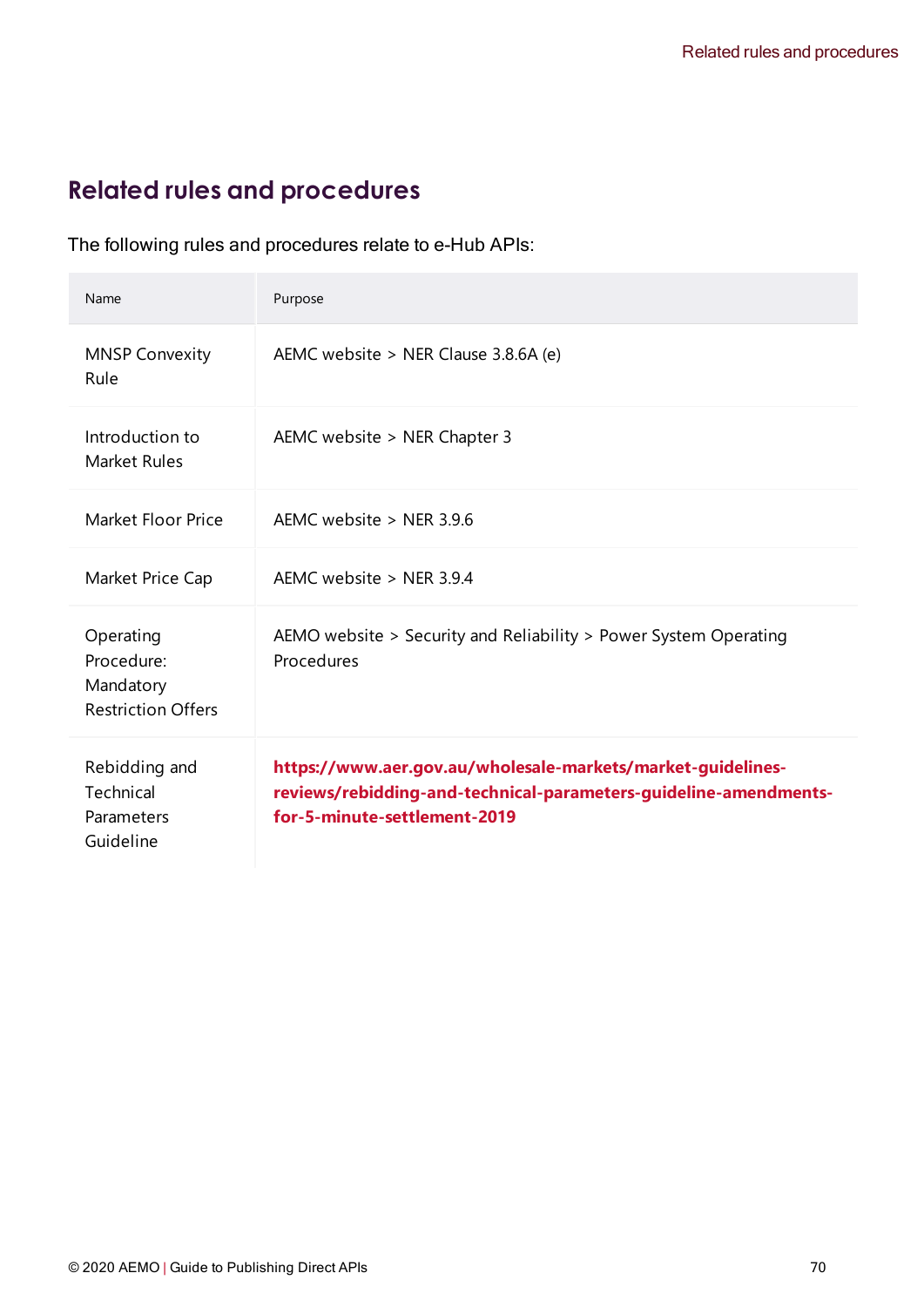# Related rules and procedures

The following rules and procedures relate to e-Hub APIs:

| Name | Purpose |
| --- | --- |
| MNSP Convexity Rule | AEMC website > NER Clause 3.8.6A (e) |
| Introduction to Market Rules | AEMC website > NER Chapter 3 |
| Market Floor Price | AEMC website > NER 3.9.6 |
| Market Price Cap | AEMC website > NER 3.9.4 |
| Operating Procedure: Mandatory Restriction Offers | AEMO website > Security and Reliability > Power System Operating Procedures |
| Rebidding and Technical Parameters Guideline | **https://www.aer.gov.au/wholesale-markets/market-guidelines-reviews/rebidding-and-technical-parameters-guideline-amendments-for-5-minute-settlement-2019** |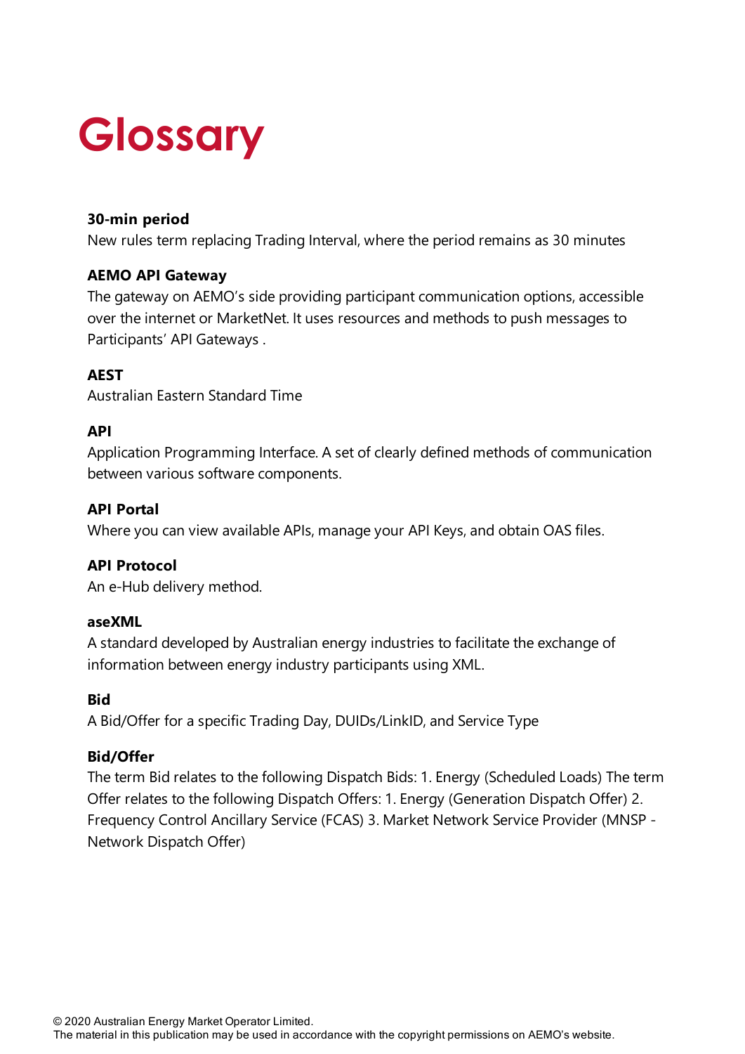# Glossary

**30-min period**
New rules term replacing Trading Interval, where the period remains as 30 minutes

**AEMO API Gateway**
The gateway on AEMO's side providing participant communication options, accessible over the internet or MarketNet. It uses resources and methods to push messages to Participants' API Gateways .

**AEST**
Australian Eastern Standard Time

**API**
Application Programming Interface. A set of clearly defined methods of communication between various software components.

**API Portal**
Where you can view available APIs, manage your API Keys, and obtain OAS files.

**API Protocol**
An e-Hub delivery method.

**aseXML**
A standard developed by Australian energy industries to facilitate the exchange of information between energy industry participants using XML.

**Bid**
A Bid/Offer for a specific Trading Day, DUIDs/LinkID, and Service Type

**Bid/Offer**
The term Bid relates to the following Dispatch Bids: 1. Energy (Scheduled Loads) The term Offer relates to the following Dispatch Offers: 1. Energy (Generation Dispatch Offer) 2. Frequency Control Ancillary Service (FCAS) 3. Market Network Service Provider (MNSP - Network Dispatch Offer)

© 2020 Australian Energy Market Operator Limited.
The material in this publication may be used in accordance with the copyright permissions on AEMO's website.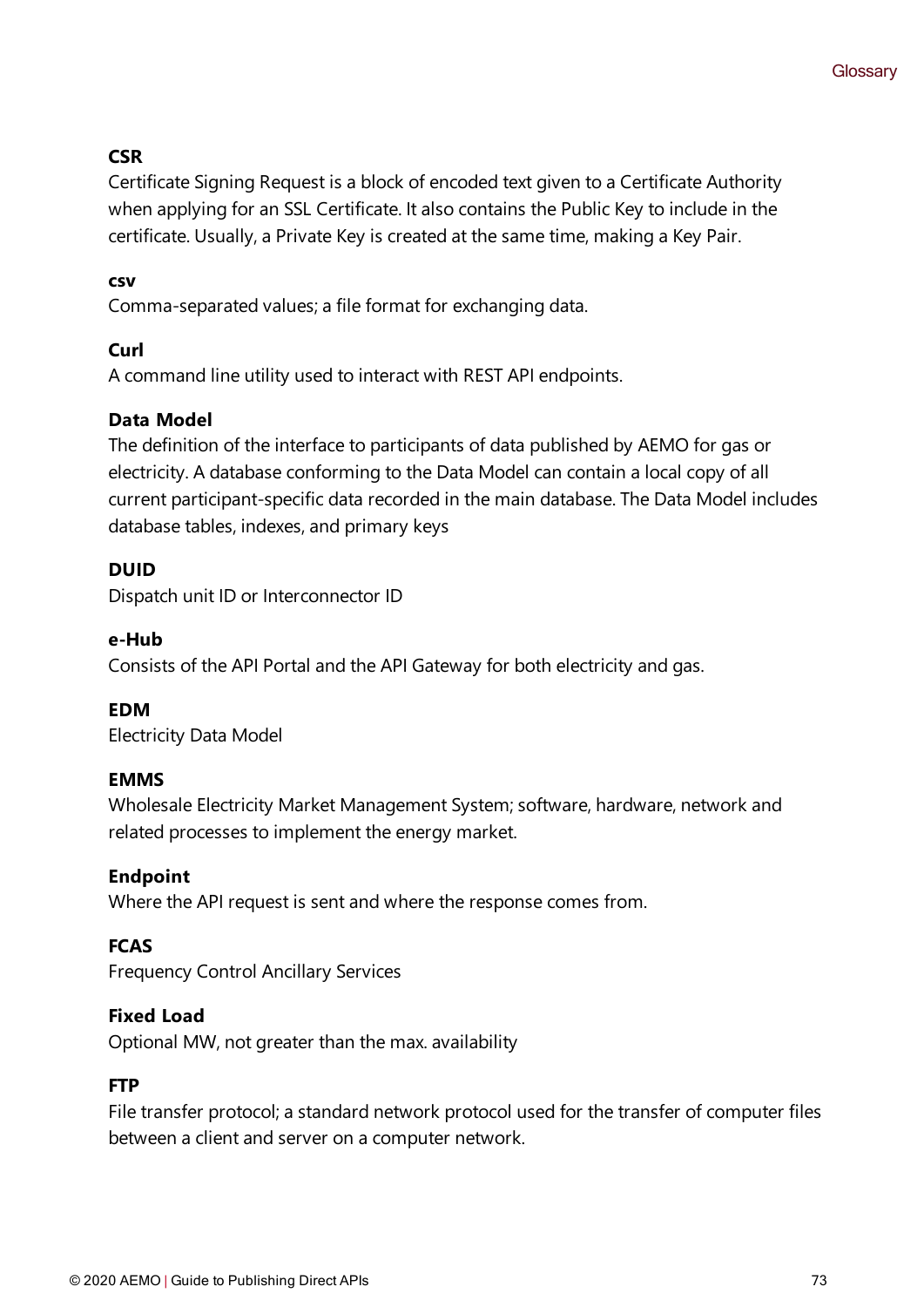**CSR**

Certificate Signing Request is a block of encoded text given to a Certificate Authority when applying for an SSL Certificate. It also contains the Public Key to include in the certificate. Usually, a Private Key is created at the same time, making a Key Pair.

**csv**

Comma-separated values; a file format for exchanging data.

**Curl**

A command line utility used to interact with REST API endpoints.

**Data Model**

The definition of the interface to participants of data published by AEMO for gas or electricity. A database conforming to the Data Model can contain a local copy of all current participant-specific data recorded in the main database. The Data Model includes database tables, indexes, and primary keys

**DUID**

Dispatch unit ID or Interconnector ID

**e-Hub**

Consists of the API Portal and the API Gateway for both electricity and gas.

**EDM**

Electricity Data Model

**EMMS**

Wholesale Electricity Market Management System; software, hardware, network and related processes to implement the energy market.

**Endpoint**

Where the API request is sent and where the response comes from.

**FCAS**

Frequency Control Ancillary Services

**Fixed Load**

Optional MW, not greater than the max. availability

**FTP**

File transfer protocol; a standard network protocol used for the transfer of computer files between a client and server on a computer network.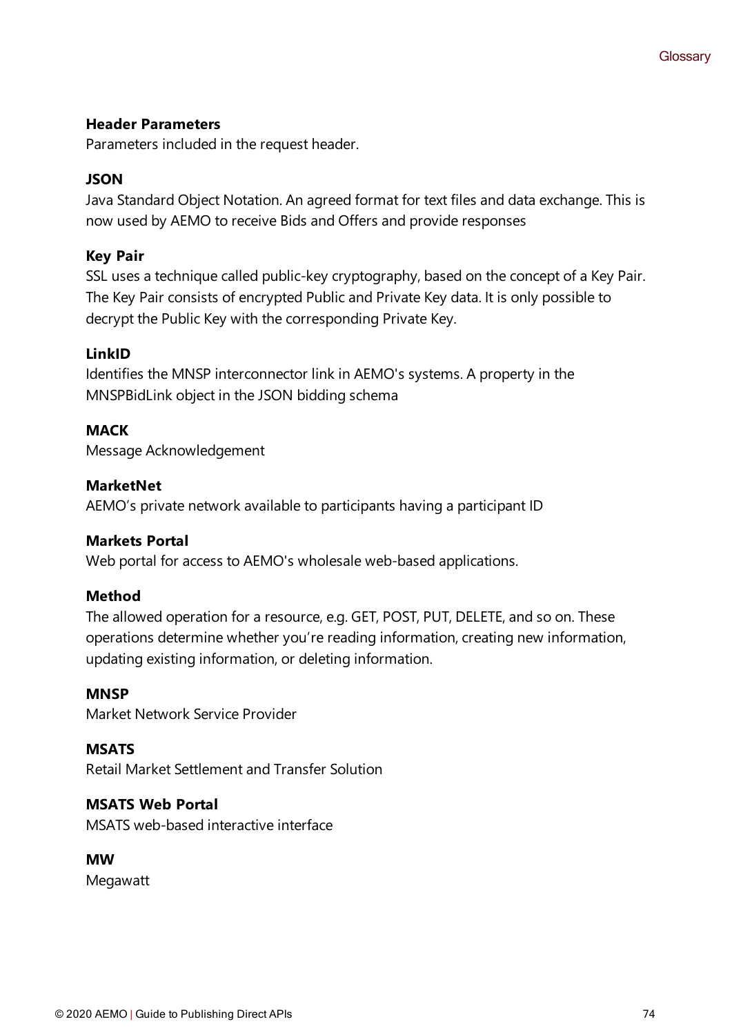**Header Parameters**

Parameters included in the request header.

**JSON**

Java Standard Object Notation. An agreed format for text files and data exchange. This is now used by AEMO to receive Bids and Offers and provide responses

**Key Pair**

SSL uses a technique called public-key cryptography, based on the concept of a Key Pair. The Key Pair consists of encrypted Public and Private Key data. It is only possible to decrypt the Public Key with the corresponding Private Key.

**LinkID**

Identifies the MNSP interconnector link in AEMO's systems. A property in the MNSPBidLink object in the JSON bidding schema

**MACK**

Message Acknowledgement

**MarketNet**

AEMO’s private network available to participants having a participant ID

**Markets Portal**

Web portal for access to AEMO's wholesale web-based applications.

**Method**

The allowed operation for a resource, e.g. GET, POST, PUT, DELETE, and so on. These operations determine whether you’re reading information, creating new information, updating existing information, or deleting information.

**MNSP**

Market Network Service Provider

**MSATS**

Retail Market Settlement and Transfer Solution

**MSATS Web Portal**

MSATS web-based interactive interface

**MW**

Megawatt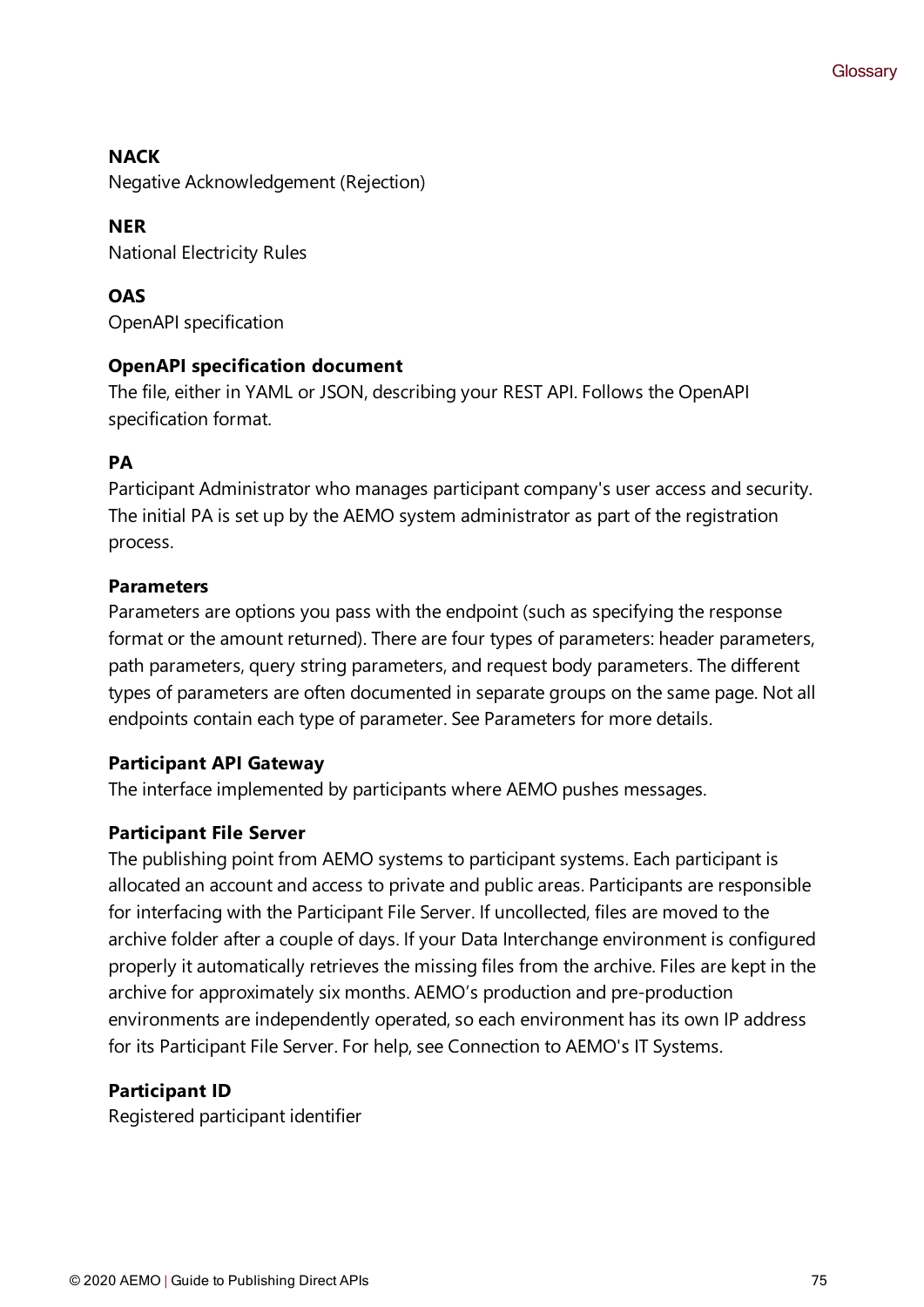**NACK**
Negative Acknowledgement (Rejection)

**NER**
National Electricity Rules

**OAS**
OpenAPI specification

**OpenAPI specification document**
The file, either in YAML or JSON, describing your REST API. Follows the OpenAPI specification format.

**PA**
Participant Administrator who manages participant company's user access and security. The initial PA is set up by the AEMO system administrator as part of the registration process.

**Parameters**
Parameters are options you pass with the endpoint (such as specifying the response format or the amount returned). There are four types of parameters: header parameters, path parameters, query string parameters, and request body parameters. The different types of parameters are often documented in separate groups on the same page. Not all endpoints contain each type of parameter. See Parameters for more details.

**Participant API Gateway**
The interface implemented by participants where AEMO pushes messages.

**Participant File Server**
The publishing point from AEMO systems to participant systems. Each participant is allocated an account and access to private and public areas. Participants are responsible for interfacing with the Participant File Server. If uncollected, files are moved to the archive folder after a couple of days. If your Data Interchange environment is configured properly it automatically retrieves the missing files from the archive. Files are kept in the archive for approximately six months. AEMO's production and pre-production environments are independently operated, so each environment has its own IP address for its Participant File Server. For help, see Connection to AEMO's IT Systems.

**Participant ID**
Registered participant identifier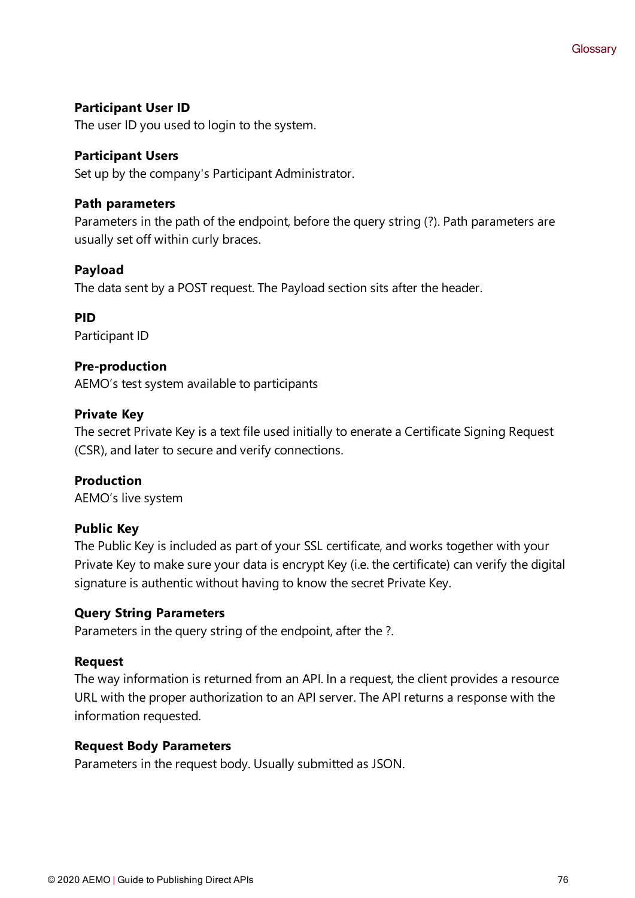**Participant User ID**
The user ID you used to login to the system.

**Participant Users**
Set up by the company's Participant Administrator.

**Path parameters**
Parameters in the path of the endpoint, before the query string (?). Path parameters are usually set off within curly braces.

**Payload**
The data sent by a POST request. The Payload section sits after the header.

**PID**
Participant ID

**Pre-production**
AEMO's test system available to participants

**Private Key**
The secret Private Key is a text file used initially to enerate a Certificate Signing Request (CSR), and later to secure and verify connections.

**Production**
AEMO's live system

**Public Key**
The Public Key is included as part of your SSL certificate, and works together with your Private Key to make sure your data is encrypt Key (i.e. the certificate) can verify the digital signature is authentic without having to know the secret Private Key.

**Query String Parameters**
Parameters in the query string of the endpoint, after the ?.

**Request**
The way information is returned from an API. In a request, the client provides a resource URL with the proper authorization to an API server. The API returns a response with the information requested.

**Request Body Parameters**
Parameters in the request body. Usually submitted as JSON.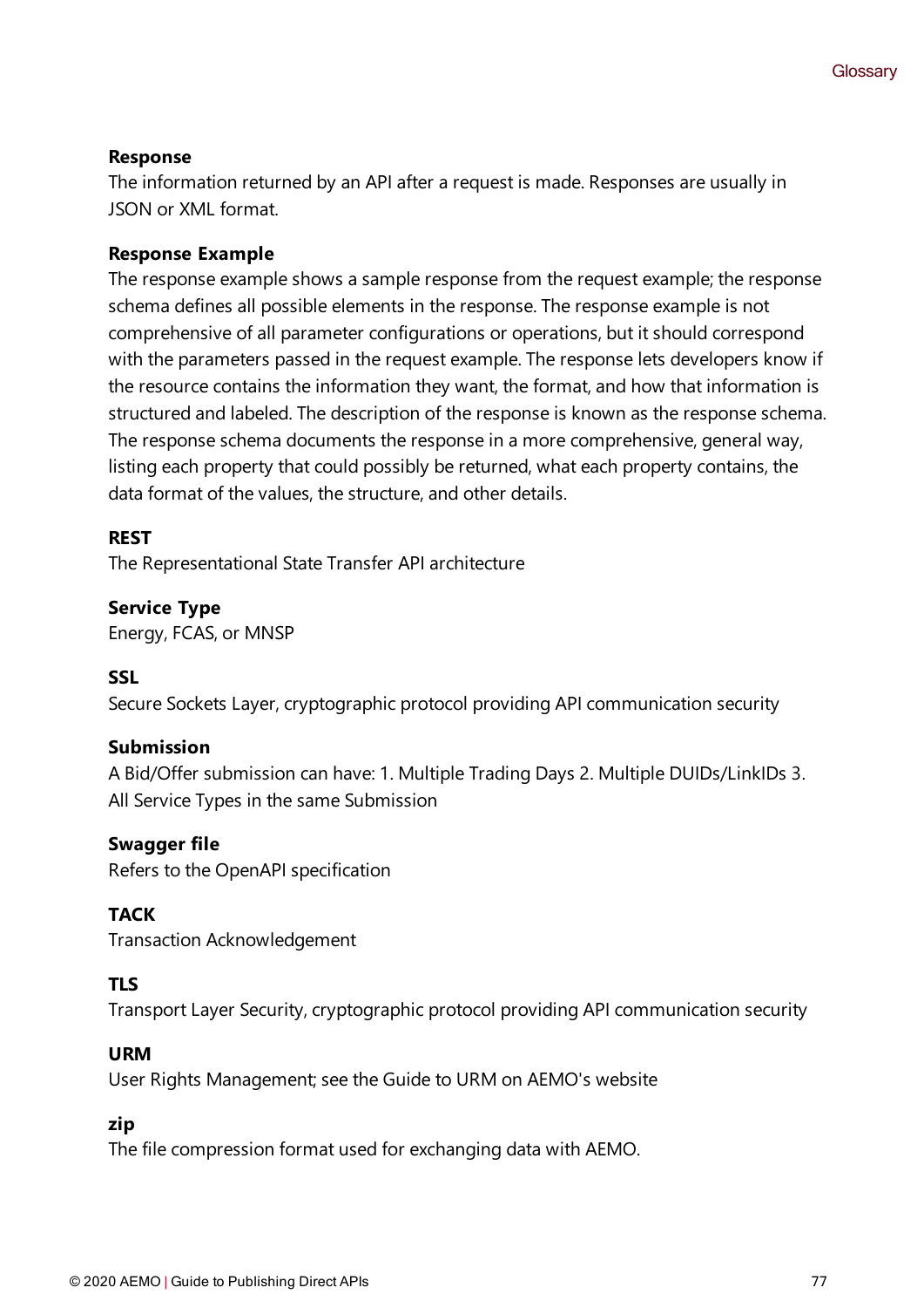**Response**
The information returned by an API after a request is made. Responses are usually in JSON or XML format.

**Response Example**
The response example shows a sample response from the request example; the response schema defines all possible elements in the response. The response example is not comprehensive of all parameter configurations or operations, but it should correspond with the parameters passed in the request example. The response lets developers know if the resource contains the information they want, the format, and how that information is structured and labeled. The description of the response is known as the response schema. The response schema documents the response in a more comprehensive, general way, listing each property that could possibly be returned, what each property contains, the data format of the values, the structure, and other details.

**REST**
The Representational State Transfer API architecture

**Service Type**
Energy, FCAS, or MNSP

**SSL**
Secure Sockets Layer, cryptographic protocol providing API communication security

**Submission**
A Bid/Offer submission can have: 1. Multiple Trading Days 2. Multiple DUIDs/LinkIDs 3. All Service Types in the same Submission

**Swagger file**
Refers to the OpenAPI specification

**TACK**
Transaction Acknowledgement

**TLS**
Transport Layer Security, cryptographic protocol providing API communication security

**URM**
User Rights Management; see the Guide to URM on AEMO's website

**zip**
The file compression format used for exchanging data with AEMO.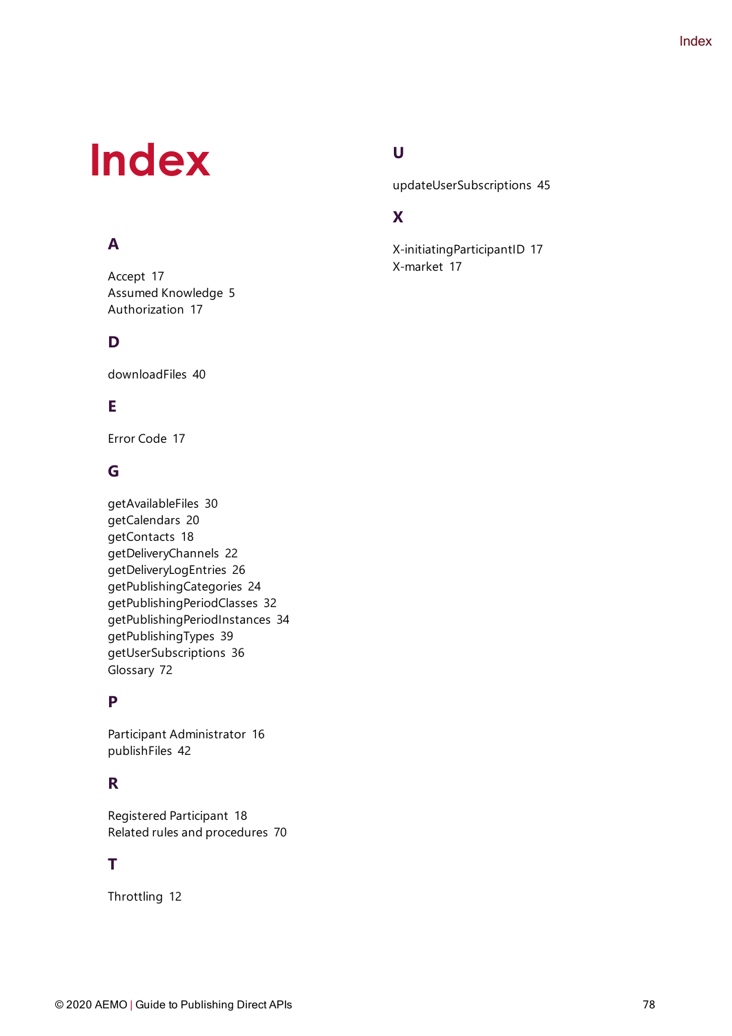# Index

## A

Accept 17
Assumed Knowledge 5
Authorization 17

## D

downloadFiles 40

## E

Error Code 17

## G

getAvailableFiles 30
getCalendars 20
getContacts 18
getDeliveryChannels 22
getDeliveryLogEntries 26
getPublishingCategories 24
getPublishingPeriodClasses 32
getPublishingPeriodInstances 34
getPublishingTypes 39
getUserSubscriptions 36
Glossary 72

## P

Participant Administrator 16
publishFiles 42

## R

Registered Participant 18
Related rules and procedures 70

## T

Throttling 12

## U

updateUserSubscriptions 45

## X

X-initiatingParticipantID 17
X-market 17